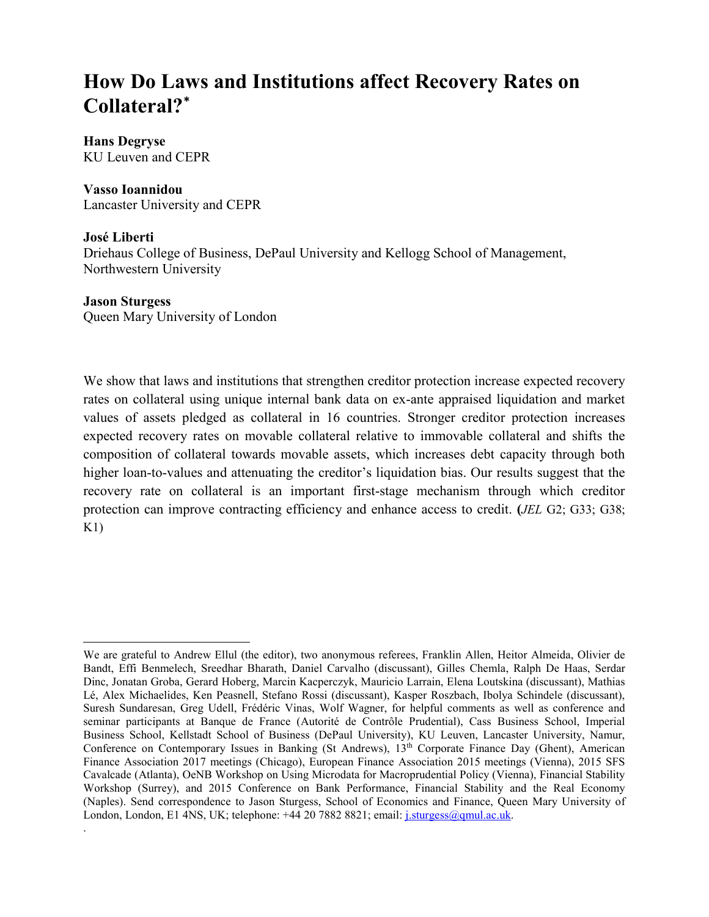# How Do Laws and Institutions affect Recovery Rates on Collateral?*

**Hans Degryse**
KU Leuven and CEPR

**Vasso Ioannidou**
Lancaster University and CEPR

**José Liberti**
Driehaus College of Business, DePaul University and Kellogg School of Management, Northwestern University

**Jason Sturgess**
Queen Mary University of London

We show that laws and institutions that strengthen creditor protection increase expected recovery rates on collateral using unique internal bank data on ex-ante appraised liquidation and market values of assets pledged as collateral in 16 countries. Stronger creditor protection increases expected recovery rates on movable collateral relative to immovable collateral and shifts the composition of collateral towards movable assets, which increases debt capacity through both higher loan-to-values and attenuating the creditor's liquidation bias. Our results suggest that the recovery rate on collateral is an important first-stage mechanism through which creditor protection can improve contracting efficiency and enhance access to credit. (*JEL* G2; G33; G38; K1)

---

We are grateful to Andrew Ellul (the editor), two anonymous referees, Franklin Allen, Heitor Almeida, Olivier de Bandt, Effi Benmelech, Sreedhar Bharath, Daniel Carvalho (discussant), Gilles Chemla, Ralph De Haas, Serdar Dinc, Jonatan Groba, Gerard Hoberg, Marcin Kacperczyk, Mauricio Larrain, Elena Loutskina (discussant), Mathias Lé, Alex Michaelides, Ken Peasnell, Stefano Rossi (discussant), Kasper Roszbach, Ibolya Schindele (discussant), Suresh Sundaresan, Greg Udell, Frédéric Vinas, Wolf Wagner, for helpful comments as well as conference and seminar participants at Banque de France (Autorité de Contrôle Prudential), Cass Business School, Imperial Business School, Kellstadt School of Business (DePaul University), KU Leuven, Lancaster University, Namur, Conference on Contemporary Issues in Banking (St Andrews), 13th Corporate Finance Day (Ghent), American Finance Association 2017 meetings (Chicago), European Finance Association 2015 meetings (Vienna), 2015 SFS Cavalcade (Atlanta), OeNB Workshop on Using Microdata for Macroprudential Policy (Vienna), Financial Stability Workshop (Surrey), and 2015 Conference on Bank Performance, Financial Stability and the Real Economy (Naples). Send correspondence to Jason Sturgess, School of Economics and Finance, Queen Mary University of London, London, E1 4NS, UK; telephone: +44 20 7882 8821; email: j.sturgess@qmul.ac.uk.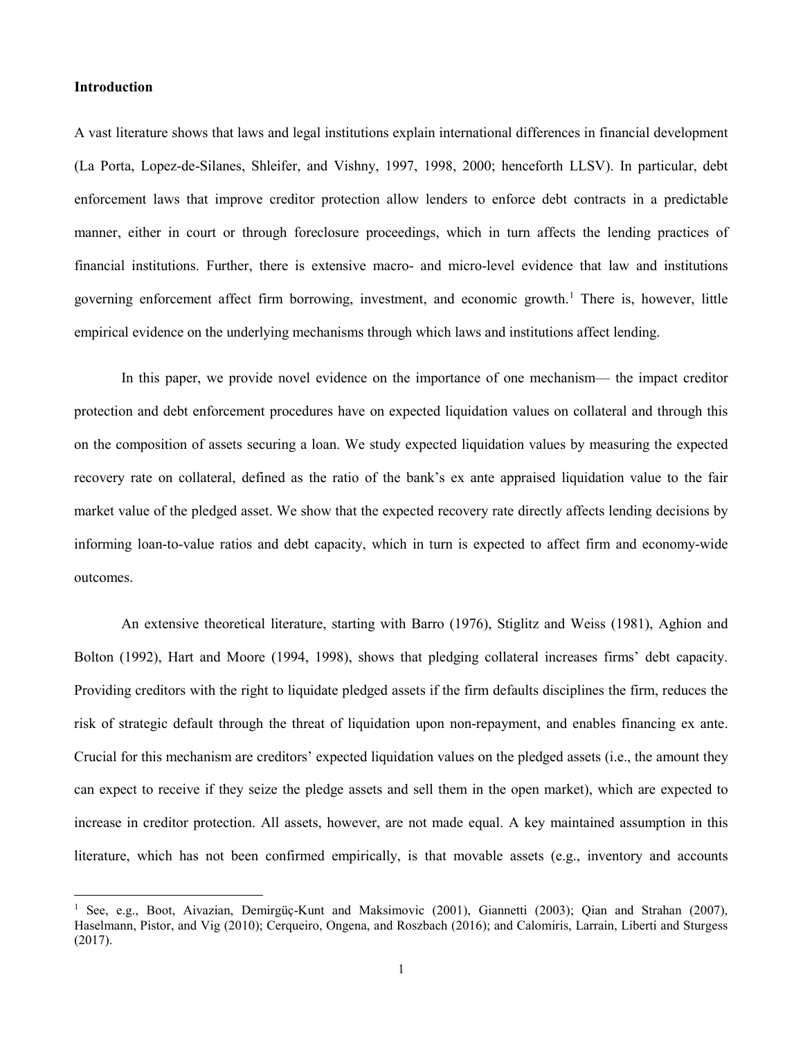**Introduction**

A vast literature shows that laws and legal institutions explain international differences in financial development (La Porta, Lopez-de-Silanes, Shleifer, and Vishny, 1997, 1998, 2000; henceforth LLSV). In particular, debt enforcement laws that improve creditor protection allow lenders to enforce debt contracts in a predictable manner, either in court or through foreclosure proceedings, which in turn affects the lending practices of financial institutions. Further, there is extensive macro- and micro-level evidence that law and institutions governing enforcement affect firm borrowing, investment, and economic growth.[1] There is, however, little empirical evidence on the underlying mechanisms through which laws and institutions affect lending.

In this paper, we provide novel evidence on the importance of one mechanism— the impact creditor protection and debt enforcement procedures have on expected liquidation values on collateral and through this on the composition of assets securing a loan. We study expected liquidation values by measuring the expected recovery rate on collateral, defined as the ratio of the bank's ex ante appraised liquidation value to the fair market value of the pledged asset. We show that the expected recovery rate directly affects lending decisions by informing loan-to-value ratios and debt capacity, which in turn is expected to affect firm and economy-wide outcomes.

An extensive theoretical literature, starting with Barro (1976), Stiglitz and Weiss (1981), Aghion and Bolton (1992), Hart and Moore (1994, 1998), shows that pledging collateral increases firms' debt capacity. Providing creditors with the right to liquidate pledged assets if the firm defaults disciplines the firm, reduces the risk of strategic default through the threat of liquidation upon non-repayment, and enables financing ex ante. Crucial for this mechanism are creditors' expected liquidation values on the pledged assets (i.e., the amount they can expect to receive if they seize the pledge assets and sell them in the open market), which are expected to increase in creditor protection. All assets, however, are not made equal. A key maintained assumption in this literature, which has not been confirmed empirically, is that movable assets (e.g., inventory and accounts

[1] See, e.g., Boot, Aivazian, Demirgüç-Kunt and Maksimovic (2001), Giannetti (2003); Qian and Strahan (2007), Haselmann, Pistor, and Vig (2010); Cerqueiro, Ongena, and Roszbach (2016); and Calomiris, Larrain, Liberti and Sturgess (2017).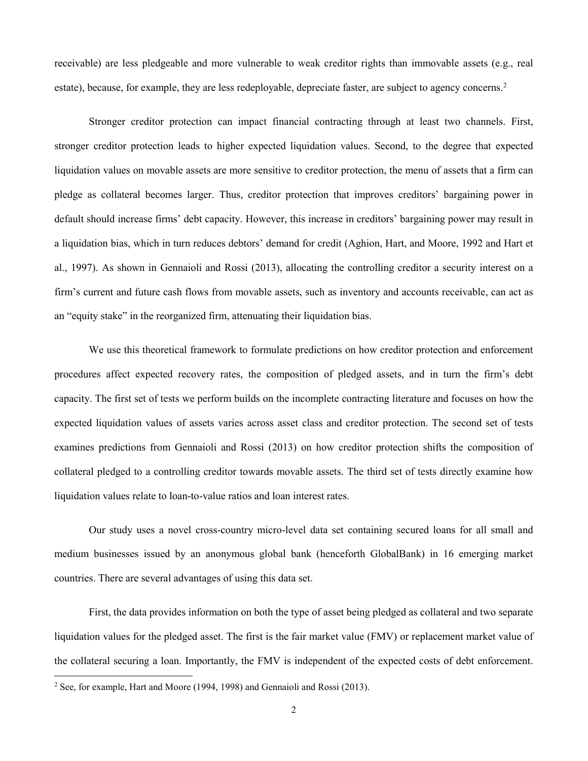receivable) are less pledgeable and more vulnerable to weak creditor rights than immovable assets (e.g., real estate), because, for example, they are less redeployable, depreciate faster, are subject to agency concerns.[2]

Stronger creditor protection can impact financial contracting through at least two channels. First, stronger creditor protection leads to higher expected liquidation values. Second, to the degree that expected liquidation values on movable assets are more sensitive to creditor protection, the menu of assets that a firm can pledge as collateral becomes larger. Thus, creditor protection that improves creditors' bargaining power in default should increase firms' debt capacity. However, this increase in creditors' bargaining power may result in a liquidation bias, which in turn reduces debtors' demand for credit (Aghion, Hart, and Moore, 1992 and Hart et al., 1997). As shown in Gennaioli and Rossi (2013), allocating the controlling creditor a security interest on a firm's current and future cash flows from movable assets, such as inventory and accounts receivable, can act as an "equity stake" in the reorganized firm, attenuating their liquidation bias.

We use this theoretical framework to formulate predictions on how creditor protection and enforcement procedures affect expected recovery rates, the composition of pledged assets, and in turn the firm's debt capacity. The first set of tests we perform builds on the incomplete contracting literature and focuses on how the expected liquidation values of assets varies across asset class and creditor protection. The second set of tests examines predictions from Gennaioli and Rossi (2013) on how creditor protection shifts the composition of collateral pledged to a controlling creditor towards movable assets. The third set of tests directly examine how liquidation values relate to loan-to-value ratios and loan interest rates.

Our study uses a novel cross-country micro-level data set containing secured loans for all small and medium businesses issued by an anonymous global bank (henceforth GlobalBank) in 16 emerging market countries. There are several advantages of using this data set.

First, the data provides information on both the type of asset being pledged as collateral and two separate liquidation values for the pledged asset. The first is the fair market value (FMV) or replacement market value of the collateral securing a loan. Importantly, the FMV is independent of the expected costs of debt enforcement.

[2] See, for example, Hart and Moore (1994, 1998) and Gennaioli and Rossi (2013).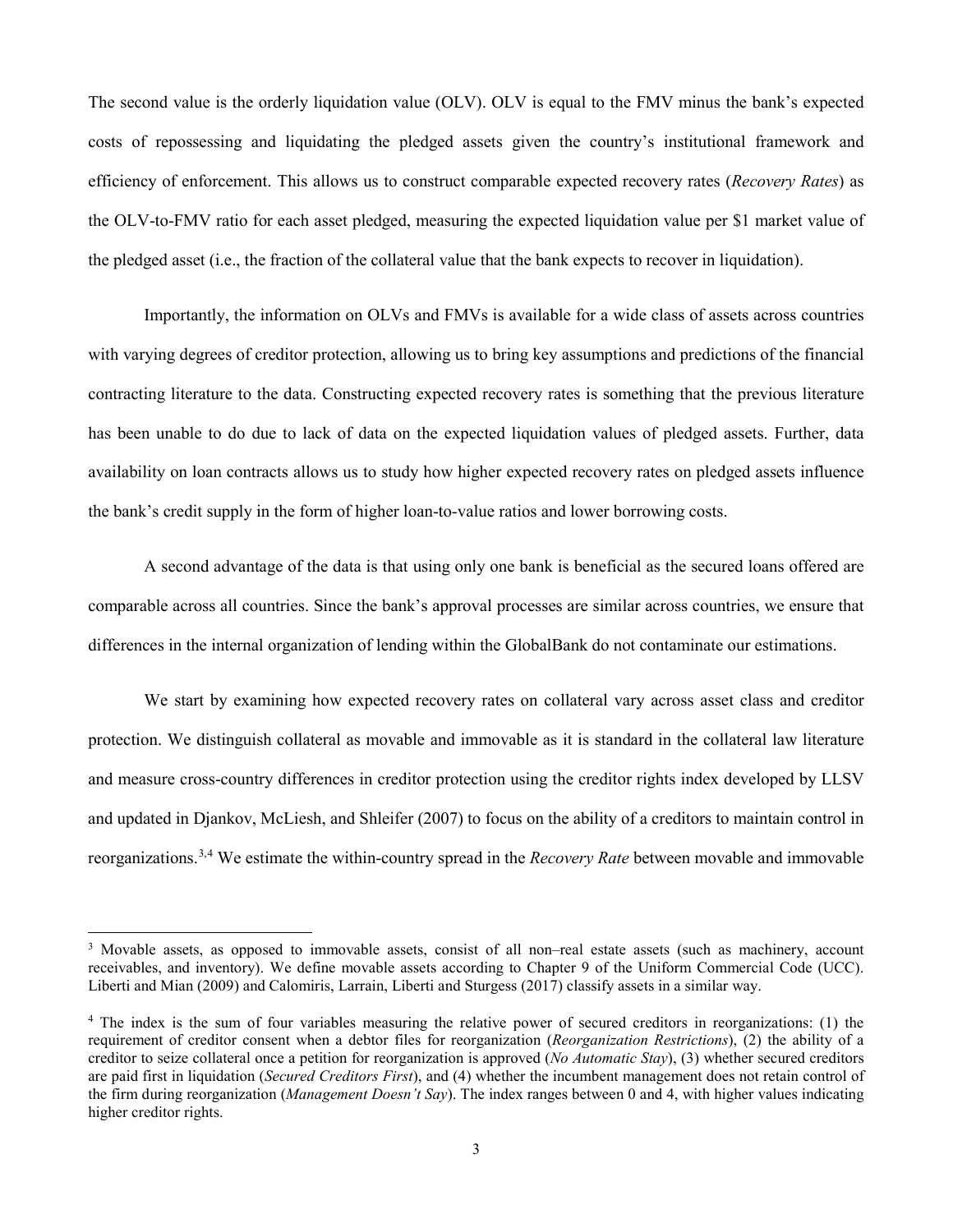The second value is the orderly liquidation value (OLV). OLV is equal to the FMV minus the bank's expected costs of repossessing and liquidating the pledged assets given the country's institutional framework and efficiency of enforcement. This allows us to construct comparable expected recovery rates (*Recovery Rates*) as the OLV-to-FMV ratio for each asset pledged, measuring the expected liquidation value per $1 market value of the pledged asset (i.e., the fraction of the collateral value that the bank expects to recover in liquidation).

Importantly, the information on OLVs and FMVs is available for a wide class of assets across countries with varying degrees of creditor protection, allowing us to bring key assumptions and predictions of the financial contracting literature to the data. Constructing expected recovery rates is something that the previous literature has been unable to do due to lack of data on the expected liquidation values of pledged assets. Further, data availability on loan contracts allows us to study how higher expected recovery rates on pledged assets influence the bank's credit supply in the form of higher loan-to-value ratios and lower borrowing costs.

A second advantage of the data is that using only one bank is beneficial as the secured loans offered are comparable across all countries. Since the bank's approval processes are similar across countries, we ensure that differences in the internal organization of lending within the GlobalBank do not contaminate our estimations.

We start by examining how expected recovery rates on collateral vary across asset class and creditor protection. We distinguish collateral as movable and immovable as it is standard in the collateral law literature and measure cross-country differences in creditor protection using the creditor rights index developed by LLSV and updated in Djankov, McLiesh, and Shleifer (2007) to focus on the ability of a creditors to maintain control in reorganizations.[3,4] We estimate the within-country spread in the *Recovery Rate* between movable and immovable

---

[3] Movable assets, as opposed to immovable assets, consist of all non–real estate assets (such as machinery, account receivables, and inventory). We define movable assets according to Chapter 9 of the Uniform Commercial Code (UCC). Liberti and Mian (2009) and Calomiris, Larrain, Liberti and Sturgess (2017) classify assets in a similar way.

[4] The index is the sum of four variables measuring the relative power of secured creditors in reorganizations: (1) the requirement of creditor consent when a debtor files for reorganization (*Reorganization Restrictions*), (2) the ability of a creditor to seize collateral once a petition for reorganization is approved (*No Automatic Stay*), (3) whether secured creditors are paid first in liquidation (*Secured Creditors First*), and (4) whether the incumbent management does not retain control of the firm during reorganization (*Management Doesn't Say*). The index ranges between 0 and 4, with higher values indicating higher creditor rights.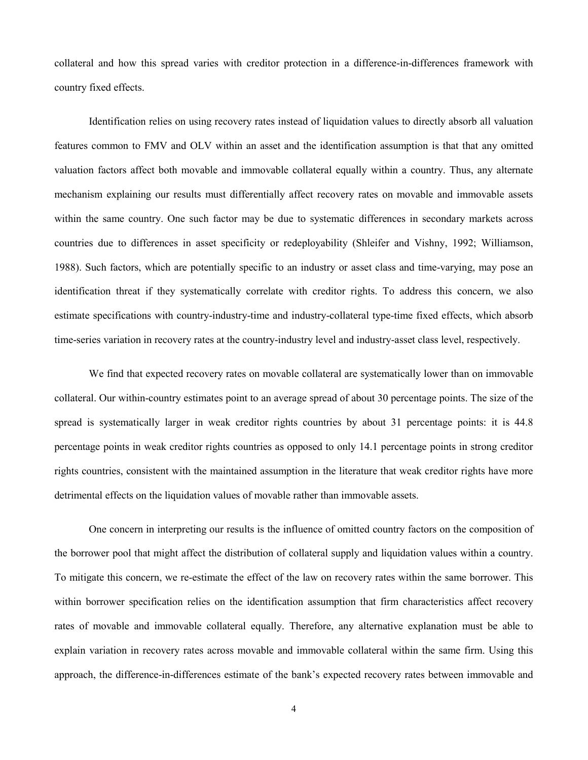collateral and how this spread varies with creditor protection in a difference-in-differences framework with country fixed effects.

Identification relies on using recovery rates instead of liquidation values to directly absorb all valuation features common to FMV and OLV within an asset and the identification assumption is that that any omitted valuation factors affect both movable and immovable collateral equally within a country. Thus, any alternate mechanism explaining our results must differentially affect recovery rates on movable and immovable assets within the same country. One such factor may be due to systematic differences in secondary markets across countries due to differences in asset specificity or redeployability (Shleifer and Vishny, 1992; Williamson, 1988). Such factors, which are potentially specific to an industry or asset class and time-varying, may pose an identification threat if they systematically correlate with creditor rights. To address this concern, we also estimate specifications with country-industry-time and industry-collateral type-time fixed effects, which absorb time-series variation in recovery rates at the country-industry level and industry-asset class level, respectively.

We find that expected recovery rates on movable collateral are systematically lower than on immovable collateral. Our within-country estimates point to an average spread of about 30 percentage points. The size of the spread is systematically larger in weak creditor rights countries by about 31 percentage points: it is 44.8 percentage points in weak creditor rights countries as opposed to only 14.1 percentage points in strong creditor rights countries, consistent with the maintained assumption in the literature that weak creditor rights have more detrimental effects on the liquidation values of movable rather than immovable assets.

One concern in interpreting our results is the influence of omitted country factors on the composition of the borrower pool that might affect the distribution of collateral supply and liquidation values within a country. To mitigate this concern, we re-estimate the effect of the law on recovery rates within the same borrower. This within borrower specification relies on the identification assumption that firm characteristics affect recovery rates of movable and immovable collateral equally. Therefore, any alternative explanation must be able to explain variation in recovery rates across movable and immovable collateral within the same firm. Using this approach, the difference-in-differences estimate of the bank's expected recovery rates between immovable and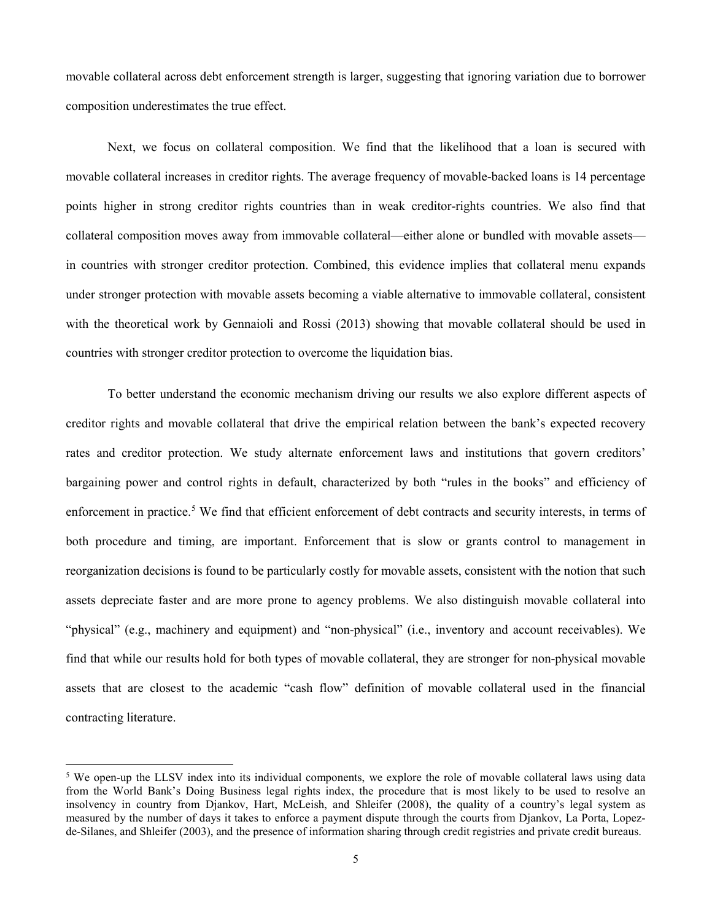movable collateral across debt enforcement strength is larger, suggesting that ignoring variation due to borrower composition underestimates the true effect.

Next, we focus on collateral composition. We find that the likelihood that a loan is secured with movable collateral increases in creditor rights. The average frequency of movable-backed loans is 14 percentage points higher in strong creditor rights countries than in weak creditor-rights countries. We also find that collateral composition moves away from immovable collateral—either alone or bundled with movable assets—in countries with stronger creditor protection. Combined, this evidence implies that collateral menu expands under stronger protection with movable assets becoming a viable alternative to immovable collateral, consistent with the theoretical work by Gennaioli and Rossi (2013) showing that movable collateral should be used in countries with stronger creditor protection to overcome the liquidation bias.

To better understand the economic mechanism driving our results we also explore different aspects of creditor rights and movable collateral that drive the empirical relation between the bank's expected recovery rates and creditor protection. We study alternate enforcement laws and institutions that govern creditors' bargaining power and control rights in default, characterized by both "rules in the books" and efficiency of enforcement in practice.[5] We find that efficient enforcement of debt contracts and security interests, in terms of both procedure and timing, are important. Enforcement that is slow or grants control to management in reorganization decisions is found to be particularly costly for movable assets, consistent with the notion that such assets depreciate faster and are more prone to agency problems. We also distinguish movable collateral into "physical" (e.g., machinery and equipment) and "non-physical" (i.e., inventory and account receivables). We find that while our results hold for both types of movable collateral, they are stronger for non-physical movable assets that are closest to the academic "cash flow" definition of movable collateral used in the financial contracting literature.

[5] We open-up the LLSV index into its individual components, we explore the role of movable collateral laws using data from the World Bank's Doing Business legal rights index, the procedure that is most likely to be used to resolve an insolvency in country from Djankov, Hart, McLeish, and Shleifer (2008), the quality of a country's legal system as measured by the number of days it takes to enforce a payment dispute through the courts from Djankov, La Porta, Lopez-de-Silanes, and Shleifer (2003), and the presence of information sharing through credit registries and private credit bureaus.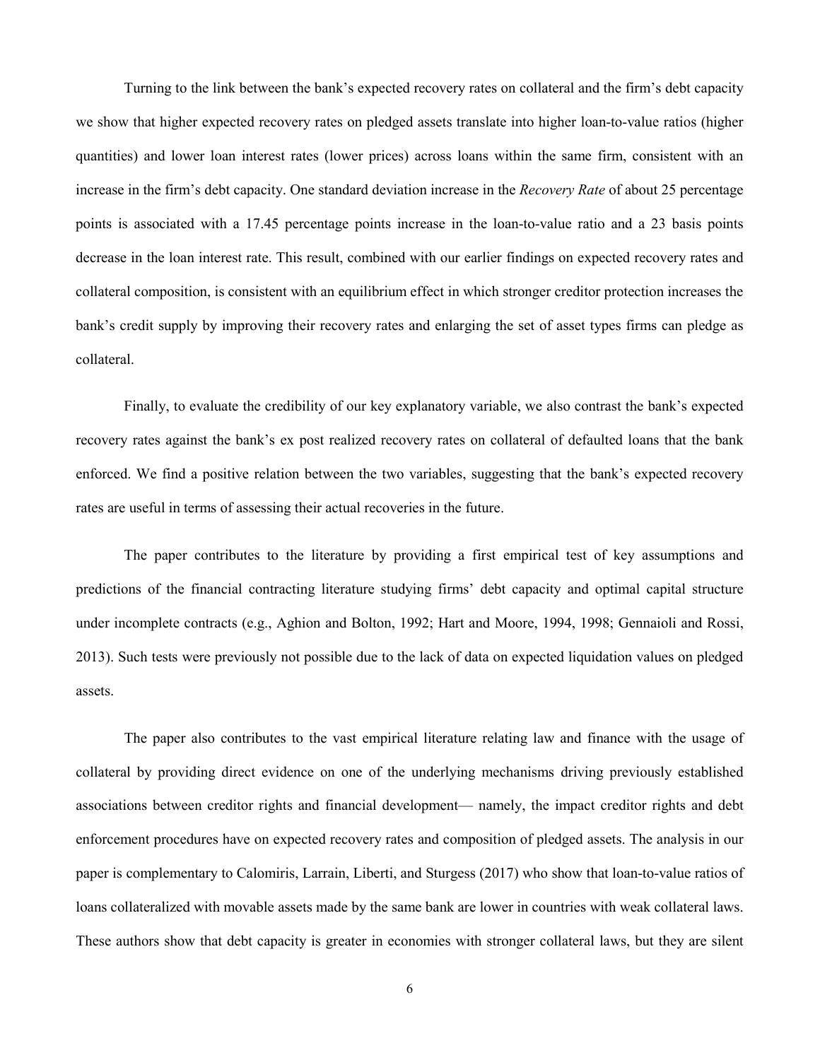Turning to the link between the bank's expected recovery rates on collateral and the firm's debt capacity we show that higher expected recovery rates on pledged assets translate into higher loan-to-value ratios (higher quantities) and lower loan interest rates (lower prices) across loans within the same firm, consistent with an increase in the firm's debt capacity. One standard deviation increase in the *Recovery Rate* of about 25 percentage points is associated with a 17.45 percentage points increase in the loan-to-value ratio and a 23 basis points decrease in the loan interest rate. This result, combined with our earlier findings on expected recovery rates and collateral composition, is consistent with an equilibrium effect in which stronger creditor protection increases the bank's credit supply by improving their recovery rates and enlarging the set of asset types firms can pledge as collateral.

Finally, to evaluate the credibility of our key explanatory variable, we also contrast the bank's expected recovery rates against the bank's ex post realized recovery rates on collateral of defaulted loans that the bank enforced. We find a positive relation between the two variables, suggesting that the bank's expected recovery rates are useful in terms of assessing their actual recoveries in the future.

The paper contributes to the literature by providing a first empirical test of key assumptions and predictions of the financial contracting literature studying firms' debt capacity and optimal capital structure under incomplete contracts (e.g., Aghion and Bolton, 1992; Hart and Moore, 1994, 1998; Gennaioli and Rossi, 2013). Such tests were previously not possible due to the lack of data on expected liquidation values on pledged assets.

The paper also contributes to the vast empirical literature relating law and finance with the usage of collateral by providing direct evidence on one of the underlying mechanisms driving previously established associations between creditor rights and financial development— namely, the impact creditor rights and debt enforcement procedures have on expected recovery rates and composition of pledged assets. The analysis in our paper is complementary to Calomiris, Larrain, Liberti, and Sturgess (2017) who show that loan-to-value ratios of loans collateralized with movable assets made by the same bank are lower in countries with weak collateral laws. These authors show that debt capacity is greater in economies with stronger collateral laws, but they are silent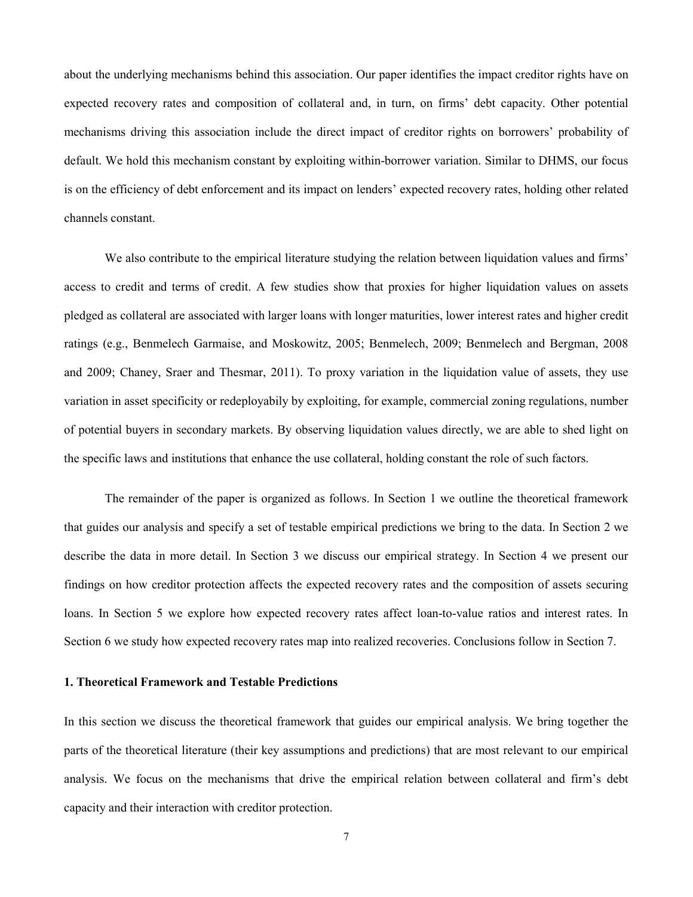about the underlying mechanisms behind this association. Our paper identifies the impact creditor rights have on expected recovery rates and composition of collateral and, in turn, on firms' debt capacity. Other potential mechanisms driving this association include the direct impact of creditor rights on borrowers' probability of default. We hold this mechanism constant by exploiting within-borrower variation. Similar to DHMS, our focus is on the efficiency of debt enforcement and its impact on lenders' expected recovery rates, holding other related channels constant.

We also contribute to the empirical literature studying the relation between liquidation values and firms' access to credit and terms of credit. A few studies show that proxies for higher liquidation values on assets pledged as collateral are associated with larger loans with longer maturities, lower interest rates and higher credit ratings (e.g., Benmelech Garmaise, and Moskowitz, 2005; Benmelech, 2009; Benmelech and Bergman, 2008 and 2009; Chaney, Sraer and Thesmar, 2011). To proxy variation in the liquidation value of assets, they use variation in asset specificity or redeployabily by exploiting, for example, commercial zoning regulations, number of potential buyers in secondary markets. By observing liquidation values directly, we are able to shed light on the specific laws and institutions that enhance the use collateral, holding constant the role of such factors.

The remainder of the paper is organized as follows. In Section 1 we outline the theoretical framework that guides our analysis and specify a set of testable empirical predictions we bring to the data. In Section 2 we describe the data in more detail. In Section 3 we discuss our empirical strategy. In Section 4 we present our findings on how creditor protection affects the expected recovery rates and the composition of assets securing loans. In Section 5 we explore how expected recovery rates affect loan-to-value ratios and interest rates. In Section 6 we study how expected recovery rates map into realized recoveries. Conclusions follow in Section 7.

## 1. Theoretical Framework and Testable Predictions

In this section we discuss the theoretical framework that guides our empirical analysis. We bring together the parts of the theoretical literature (their key assumptions and predictions) that are most relevant to our empirical analysis. We focus on the mechanisms that drive the empirical relation between collateral and firm's debt capacity and their interaction with creditor protection.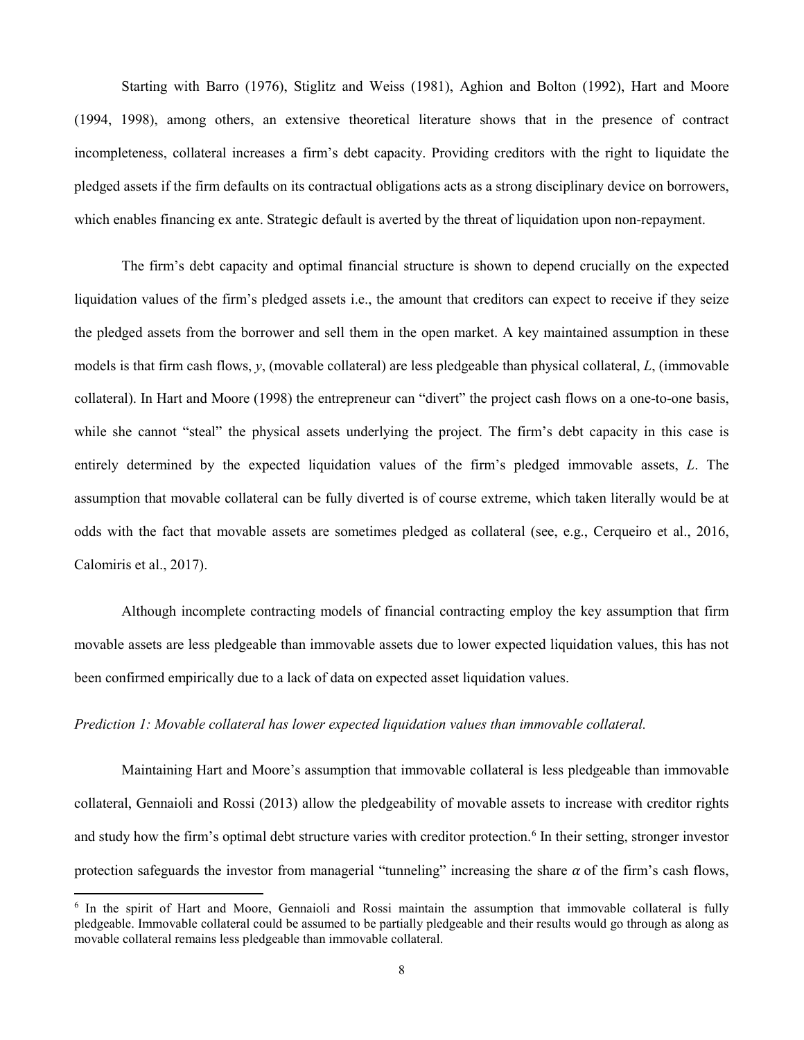Starting with Barro (1976), Stiglitz and Weiss (1981), Aghion and Bolton (1992), Hart and Moore (1994, 1998), among others, an extensive theoretical literature shows that in the presence of contract incompleteness, collateral increases a firm's debt capacity. Providing creditors with the right to liquidate the pledged assets if the firm defaults on its contractual obligations acts as a strong disciplinary device on borrowers, which enables financing ex ante. Strategic default is averted by the threat of liquidation upon non-repayment.

The firm's debt capacity and optimal financial structure is shown to depend crucially on the expected liquidation values of the firm's pledged assets i.e., the amount that creditors can expect to receive if they seize the pledged assets from the borrower and sell them in the open market. A key maintained assumption in these models is that firm cash flows, $y$, (movable collateral) are less pledgeable than physical collateral, $L$, (immovable collateral). In Hart and Moore (1998) the entrepreneur can "divert" the project cash flows on a one-to-one basis, while she cannot "steal" the physical assets underlying the project. The firm's debt capacity in this case is entirely determined by the expected liquidation values of the firm's pledged immovable assets, $L$. The assumption that movable collateral can be fully diverted is of course extreme, which taken literally would be at odds with the fact that movable assets are sometimes pledged as collateral (see, e.g., Cerqueiro et al., 2016, Calomiris et al., 2017).

Although incomplete contracting models of financial contracting employ the key assumption that firm movable assets are less pledgeable than immovable assets due to lower expected liquidation values, this has not been confirmed empirically due to a lack of data on expected asset liquidation values.

*Prediction 1: Movable collateral has lower expected liquidation values than immovable collateral.*

Maintaining Hart and Moore's assumption that immovable collateral is less pledgeable than immovable collateral, Gennaioli and Rossi (2013) allow the pledgeability of movable assets to increase with creditor rights and study how the firm's optimal debt structure varies with creditor protection.[6] In their setting, stronger investor protection safeguards the investor from managerial "tunneling" increasing the share $\alpha$ of the firm's cash flows,

[6] In the spirit of Hart and Moore, Gennaioli and Rossi maintain the assumption that immovable collateral is fully pledgeable. Immovable collateral could be assumed to be partially pledgeable and their results would go through as along as movable collateral remains less pledgeable than immovable collateral.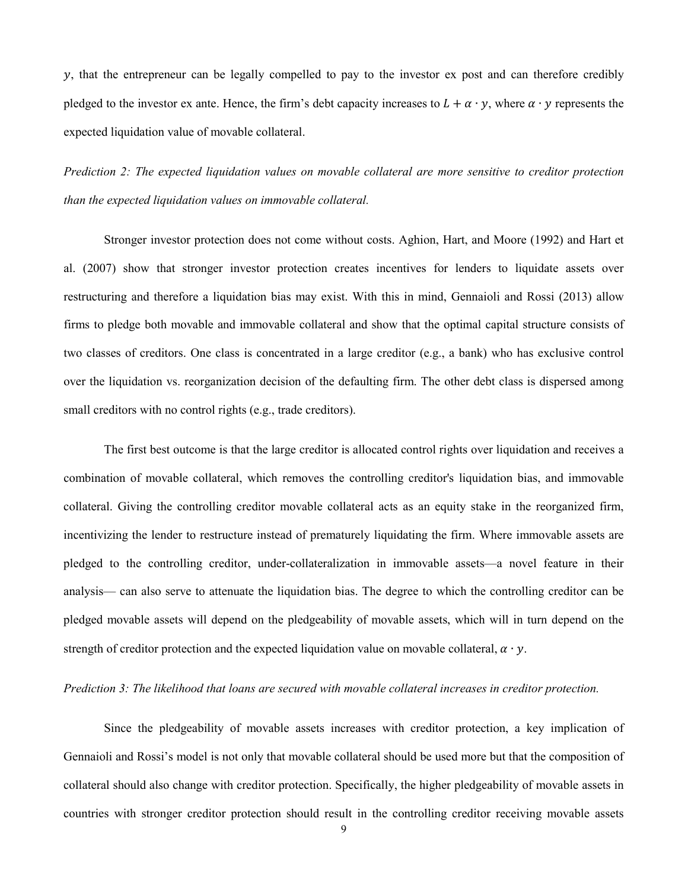$y$, that the entrepreneur can be legally compelled to pay to the investor ex post and can therefore credibly pledged to the investor ex ante. Hence, the firm's debt capacity increases to $L + \alpha \cdot y$, where $\alpha \cdot y$ represents the expected liquidation value of movable collateral.

*Prediction 2: The expected liquidation values on movable collateral are more sensitive to creditor protection than the expected liquidation values on immovable collateral.*

Stronger investor protection does not come without costs. Aghion, Hart, and Moore (1992) and Hart et al. (2007) show that stronger investor protection creates incentives for lenders to liquidate assets over restructuring and therefore a liquidation bias may exist. With this in mind, Gennaioli and Rossi (2013) allow firms to pledge both movable and immovable collateral and show that the optimal capital structure consists of two classes of creditors. One class is concentrated in a large creditor (e.g., a bank) who has exclusive control over the liquidation vs. reorganization decision of the defaulting firm. The other debt class is dispersed among small creditors with no control rights (e.g., trade creditors).

The first best outcome is that the large creditor is allocated control rights over liquidation and receives a combination of movable collateral, which removes the controlling creditor's liquidation bias, and immovable collateral. Giving the controlling creditor movable collateral acts as an equity stake in the reorganized firm, incentivizing the lender to restructure instead of prematurely liquidating the firm. Where immovable assets are pledged to the controlling creditor, under-collateralization in immovable assets—a novel feature in their analysis— can also serve to attenuate the liquidation bias. The degree to which the controlling creditor can be pledged movable assets will depend on the pledgeability of movable assets, which will in turn depend on the strength of creditor protection and the expected liquidation value on movable collateral, $\alpha \cdot y$.

*Prediction 3: The likelihood that loans are secured with movable collateral increases in creditor protection.*

Since the pledgeability of movable assets increases with creditor protection, a key implication of Gennaioli and Rossi's model is not only that movable collateral should be used more but that the composition of collateral should also change with creditor protection. Specifically, the higher pledgeability of movable assets in countries with stronger creditor protection should result in the controlling creditor receiving movable assets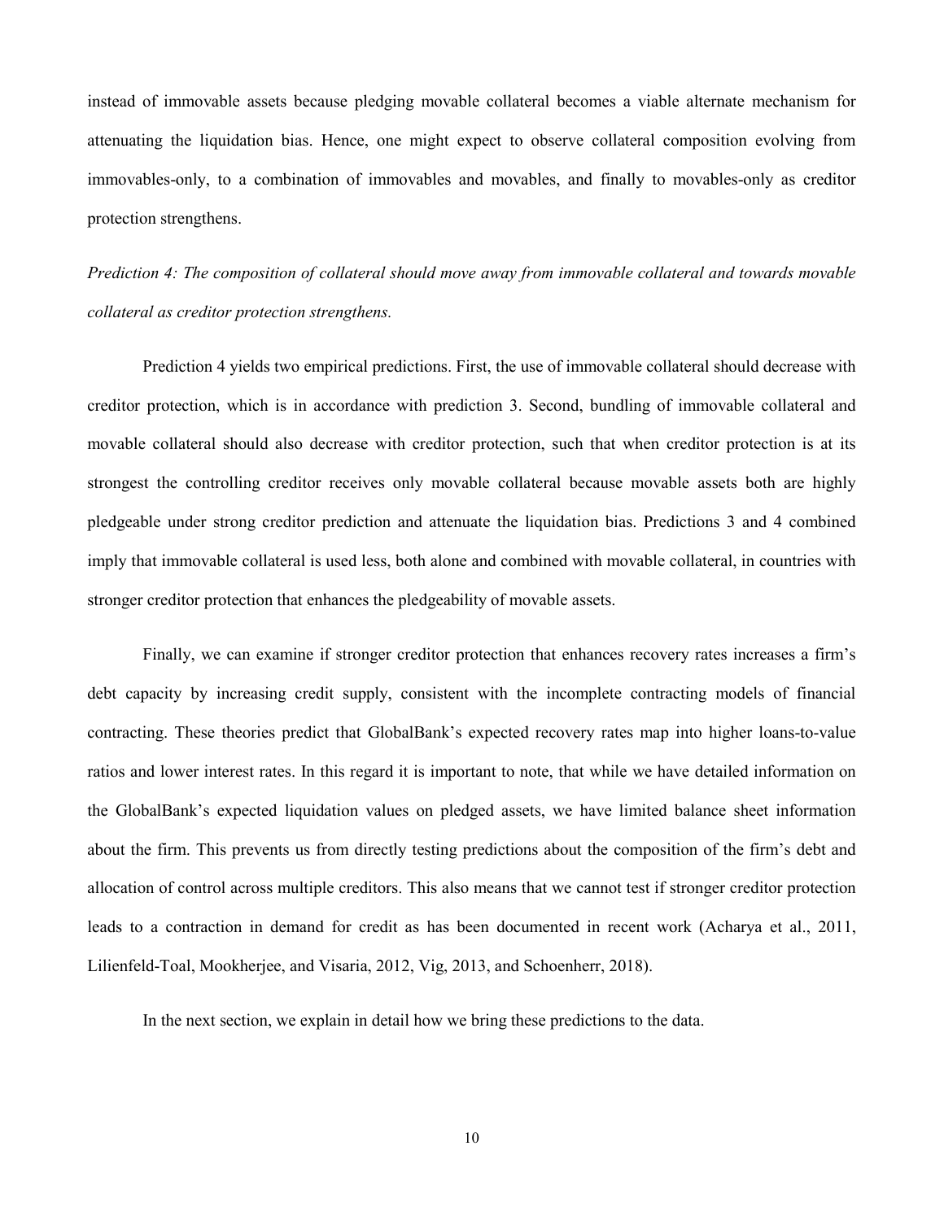instead of immovable assets because pledging movable collateral becomes a viable alternate mechanism for attenuating the liquidation bias. Hence, one might expect to observe collateral composition evolving from immovables-only, to a combination of immovables and movables, and finally to movables-only as creditor protection strengthens.

*Prediction 4: The composition of collateral should move away from immovable collateral and towards movable collateral as creditor protection strengthens.*

Prediction 4 yields two empirical predictions. First, the use of immovable collateral should decrease with creditor protection, which is in accordance with prediction 3. Second, bundling of immovable collateral and movable collateral should also decrease with creditor protection, such that when creditor protection is at its strongest the controlling creditor receives only movable collateral because movable assets both are highly pledgeable under strong creditor prediction and attenuate the liquidation bias. Predictions 3 and 4 combined imply that immovable collateral is used less, both alone and combined with movable collateral, in countries with stronger creditor protection that enhances the pledgeability of movable assets.

Finally, we can examine if stronger creditor protection that enhances recovery rates increases a firm's debt capacity by increasing credit supply, consistent with the incomplete contracting models of financial contracting. These theories predict that GlobalBank's expected recovery rates map into higher loans-to-value ratios and lower interest rates. In this regard it is important to note, that while we have detailed information on the GlobalBank's expected liquidation values on pledged assets, we have limited balance sheet information about the firm. This prevents us from directly testing predictions about the composition of the firm's debt and allocation of control across multiple creditors. This also means that we cannot test if stronger creditor protection leads to a contraction in demand for credit as has been documented in recent work (Acharya et al., 2011, Lilienfeld-Toal, Mookherjee, and Visaria, 2012, Vig, 2013, and Schoenherr, 2018).

In the next section, we explain in detail how we bring these predictions to the data.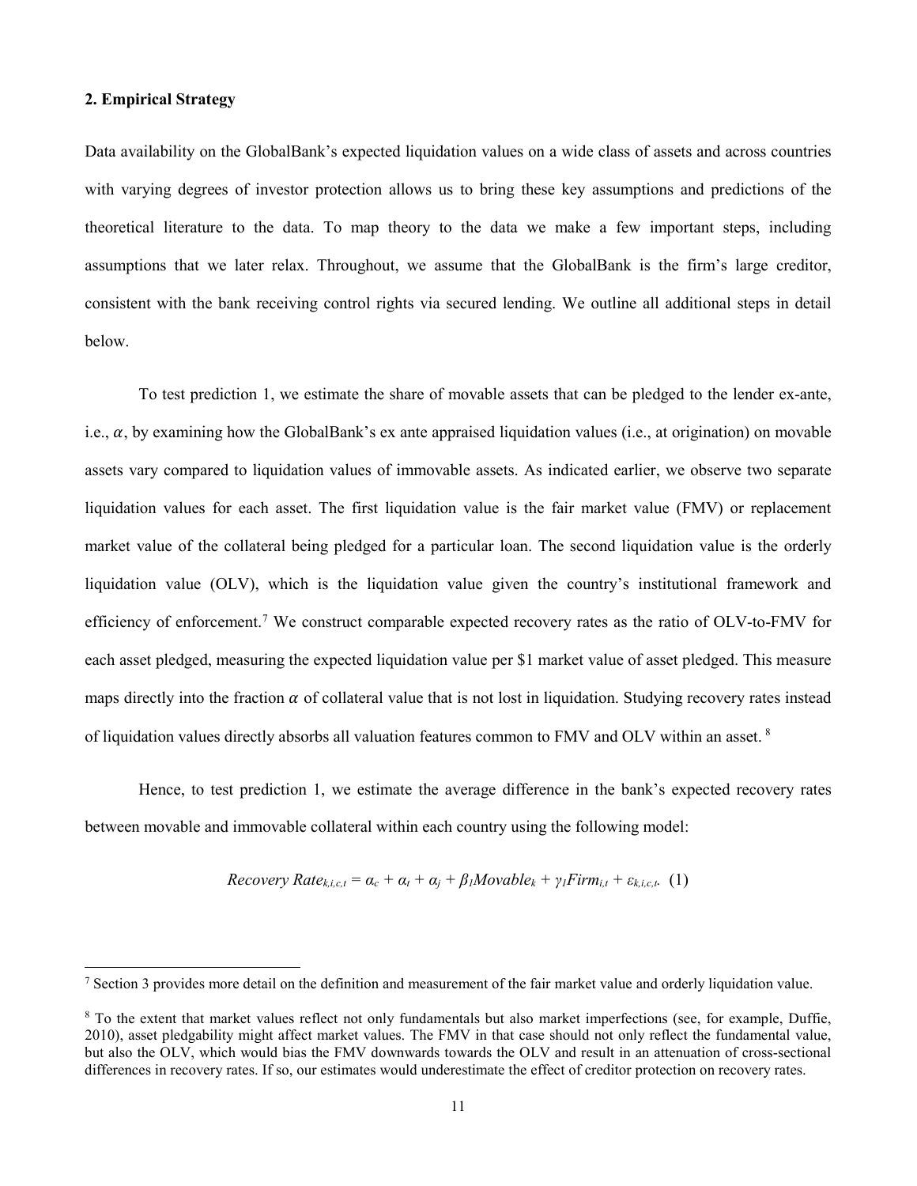## 2. Empirical Strategy

Data availability on the GlobalBank's expected liquidation values on a wide class of assets and across countries with varying degrees of investor protection allows us to bring these key assumptions and predictions of the theoretical literature to the data. To map theory to the data we make a few important steps, including assumptions that we later relax. Throughout, we assume that the GlobalBank is the firm's large creditor, consistent with the bank receiving control rights via secured lending. We outline all additional steps in detail below.

To test prediction 1, we estimate the share of movable assets that can be pledged to the lender ex-ante, i.e., $\alpha$, by examining how the GlobalBank's ex ante appraised liquidation values (i.e., at origination) on movable assets vary compared to liquidation values of immovable assets. As indicated earlier, we observe two separate liquidation values for each asset. The first liquidation value is the fair market value (FMV) or replacement market value of the collateral being pledged for a particular loan. The second liquidation value is the orderly liquidation value (OLV), which is the liquidation value given the country's institutional framework and efficiency of enforcement.[7] We construct comparable expected recovery rates as the ratio of OLV-to-FMV for each asset pledged, measuring the expected liquidation value per \$1 market value of asset pledged. This measure maps directly into the fraction $\alpha$ of collateral value that is not lost in liquidation. Studying recovery rates instead of liquidation values directly absorbs all valuation features common to FMV and OLV within an asset.[8]

Hence, to test prediction 1, we estimate the average difference in the bank's expected recovery rates between movable and immovable collateral within each country using the following model:

$$Recovery\ Rate_{k,i,c,t} = \alpha_c + \alpha_t + \alpha_j + \beta_1 Movable_k + \gamma_1 Firm_{i,t} + \varepsilon_{k,i,c,t}. \quad (1)$$

---

[7] Section 3 provides more detail on the definition and measurement of the fair market value and orderly liquidation value.

[8] To the extent that market values reflect not only fundamentals but also market imperfections (see, for example, Duffie, 2010), asset pledgability might affect market values. The FMV in that case should not only reflect the fundamental value, but also the OLV, which would bias the FMV downwards towards the OLV and result in an attenuation of cross-sectional differences in recovery rates. If so, our estimates would underestimate the effect of creditor protection on recovery rates.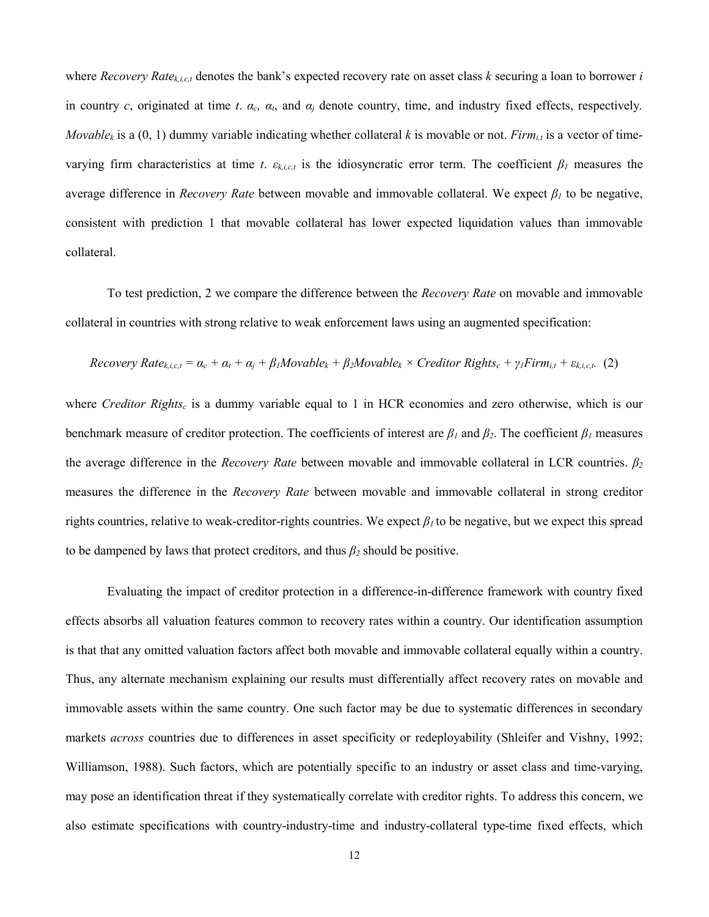where $Recovery\ Rate_{k,i,c,t}$ denotes the bank's expected recovery rate on asset class $k$ securing a loan to borrower $i$ in country $c$, originated at time $t$. $\alpha_c$, $\alpha_t$, and $\alpha_j$ denote country, time, and industry fixed effects, respectively. $Movable_k$ is a (0, 1) dummy variable indicating whether collateral $k$ is movable or not. $Firm_{i,t}$ is a vector of time-varying firm characteristics at time $t$. $\varepsilon_{k,i,c,t}$ is the idiosyncratic error term. The coefficient $\beta_1$ measures the average difference in *Recovery Rate* between movable and immovable collateral. We expect $\beta_1$ to be negative, consistent with prediction 1 that movable collateral has lower expected liquidation values than immovable collateral.

To test prediction, 2 we compare the difference between the *Recovery Rate* on movable and immovable collateral in countries with strong relative to weak enforcement laws using an augmented specification:

$$Recovery\ Rate_{k,i,c,t} = \alpha_c + \alpha_t + \alpha_j + \beta_1 Movable_k + \beta_2 Movable_k \times Creditor\ Rights_c + \gamma_1 Firm_{i,t} + \varepsilon_{k,i,c,t}. \quad (2)$$

where $Creditor\ Rights_c$ is a dummy variable equal to 1 in HCR economies and zero otherwise, which is our benchmark measure of creditor protection. The coefficients of interest are $\beta_1$ and $\beta_2$. The coefficient $\beta_1$ measures the average difference in the *Recovery Rate* between movable and immovable collateral in LCR countries. $\beta_2$ measures the difference in the *Recovery Rate* between movable and immovable collateral in strong creditor rights countries, relative to weak-creditor-rights countries. We expect $\beta_1$ to be negative, but we expect this spread to be dampened by laws that protect creditors, and thus $\beta_2$ should be positive.

Evaluating the impact of creditor protection in a difference-in-difference framework with country fixed effects absorbs all valuation features common to recovery rates within a country. Our identification assumption is that that any omitted valuation factors affect both movable and immovable collateral equally within a country. Thus, any alternate mechanism explaining our results must differentially affect recovery rates on movable and immovable assets within the same country. One such factor may be due to systematic differences in secondary markets *across* countries due to differences in asset specificity or redeployability (Shleifer and Vishny, 1992; Williamson, 1988). Such factors, which are potentially specific to an industry or asset class and time-varying, may pose an identification threat if they systematically correlate with creditor rights. To address this concern, we also estimate specifications with country-industry-time and industry-collateral type-time fixed effects, which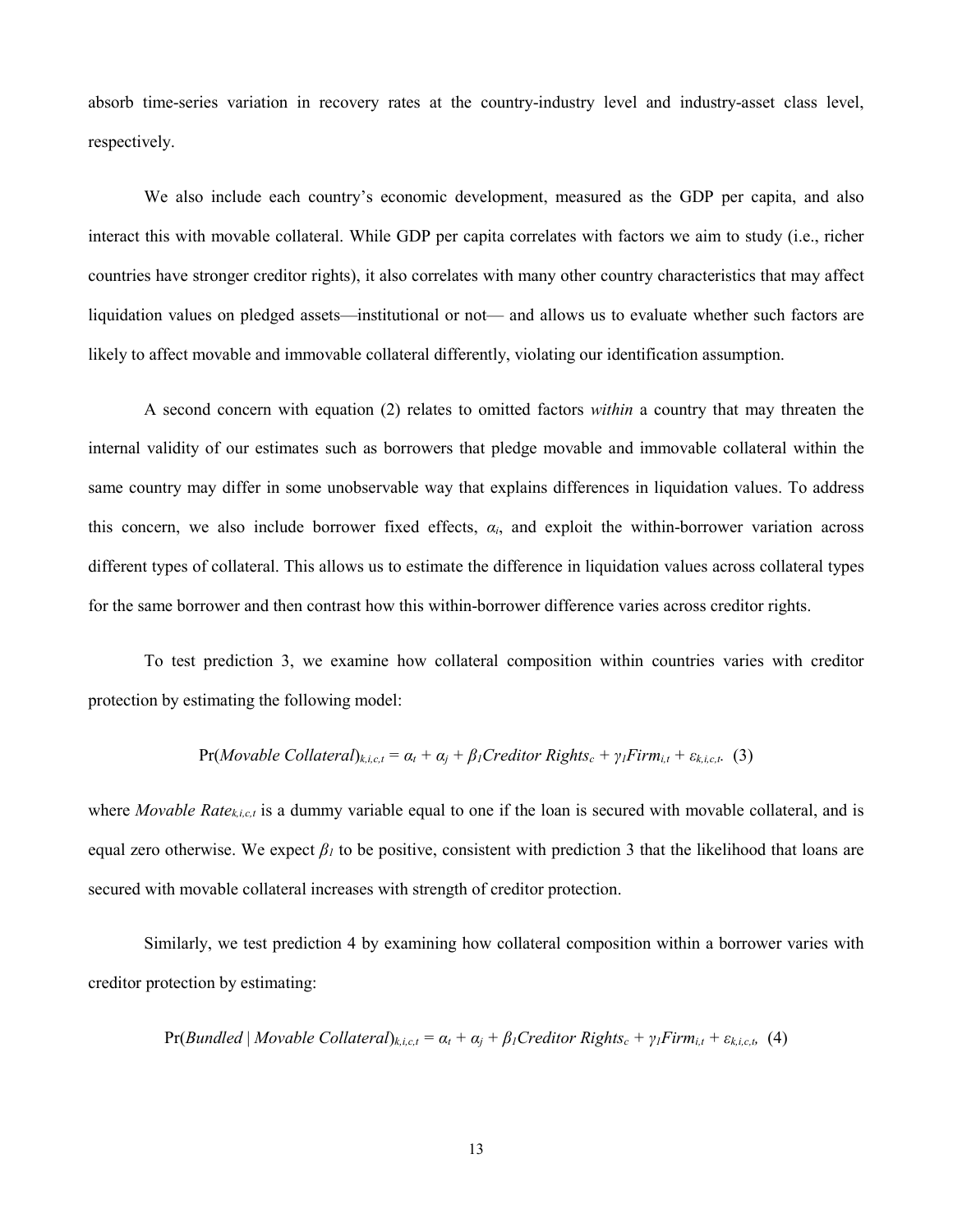absorb time-series variation in recovery rates at the country-industry level and industry-asset class level, respectively.

We also include each country's economic development, measured as the GDP per capita, and also interact this with movable collateral. While GDP per capita correlates with factors we aim to study (i.e., richer countries have stronger creditor rights), it also correlates with many other country characteristics that may affect liquidation values on pledged assets—institutional or not— and allows us to evaluate whether such factors are likely to affect movable and immovable collateral differently, violating our identification assumption.

A second concern with equation (2) relates to omitted factors *within* a country that may threaten the internal validity of our estimates such as borrowers that pledge movable and immovable collateral within the same country may differ in some unobservable way that explains differences in liquidation values. To address this concern, we also include borrower fixed effects, $\alpha_i$, and exploit the within-borrower variation across different types of collateral. This allows us to estimate the difference in liquidation values across collateral types for the same borrower and then contrast how this within-borrower difference varies across creditor rights.

To test prediction 3, we examine how collateral composition within countries varies with creditor protection by estimating the following model:

$$\Pr(\textit{Movable Collateral})_{k,i,c,t} = \alpha_t + \alpha_j + \beta_1 \textit{Creditor Rights}_c + \gamma_1 \textit{Firm}_{i,t} + \varepsilon_{k,i,c,t}. \quad (3)$$

where $\textit{Movable Rate}_{k,i,c,t}$ is a dummy variable equal to one if the loan is secured with movable collateral, and is equal zero otherwise. We expect $\beta_1$ to be positive, consistent with prediction 3 that the likelihood that loans are secured with movable collateral increases with strength of creditor protection.

Similarly, we test prediction 4 by examining how collateral composition within a borrower varies with creditor protection by estimating:

$$\Pr(\textit{Bundled} \mid \textit{Movable Collateral})_{k,i,c,t} = \alpha_t + \alpha_j + \beta_1 \textit{Creditor Rights}_c + \gamma_1 \textit{Firm}_{i,t} + \varepsilon_{k,i,c,t}, \quad (4)$$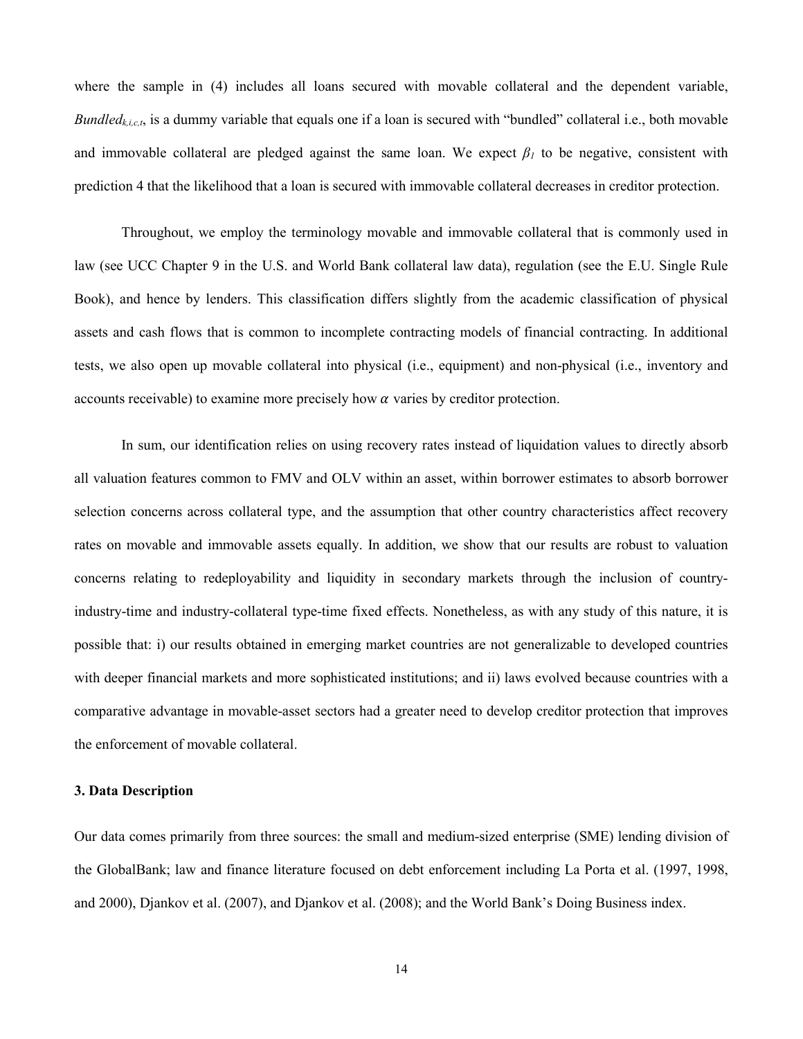where the sample in (4) includes all loans secured with movable collateral and the dependent variable, $Bundled_{k,i,c,t}$, is a dummy variable that equals one if a loan is secured with "bundled" collateral i.e., both movable and immovable collateral are pledged against the same loan. We expect $\beta_1$ to be negative, consistent with prediction 4 that the likelihood that a loan is secured with immovable collateral decreases in creditor protection.

Throughout, we employ the terminology movable and immovable collateral that is commonly used in law (see UCC Chapter 9 in the U.S. and World Bank collateral law data), regulation (see the E.U. Single Rule Book), and hence by lenders. This classification differs slightly from the academic classification of physical assets and cash flows that is common to incomplete contracting models of financial contracting. In additional tests, we also open up movable collateral into physical (i.e., equipment) and non-physical (i.e., inventory and accounts receivable) to examine more precisely how $\alpha$ varies by creditor protection.

In sum, our identification relies on using recovery rates instead of liquidation values to directly absorb all valuation features common to FMV and OLV within an asset, within borrower estimates to absorb borrower selection concerns across collateral type, and the assumption that other country characteristics affect recovery rates on movable and immovable assets equally. In addition, we show that our results are robust to valuation concerns relating to redeployability and liquidity in secondary markets through the inclusion of country-industry-time and industry-collateral type-time fixed effects. Nonetheless, as with any study of this nature, it is possible that: i) our results obtained in emerging market countries are not generalizable to developed countries with deeper financial markets and more sophisticated institutions; and ii) laws evolved because countries with a comparative advantage in movable-asset sectors had a greater need to develop creditor protection that improves the enforcement of movable collateral.

### 3. Data Description

Our data comes primarily from three sources: the small and medium-sized enterprise (SME) lending division of the GlobalBank; law and finance literature focused on debt enforcement including La Porta et al. (1997, 1998, and 2000), Djankov et al. (2007), and Djankov et al. (2008); and the World Bank's Doing Business index.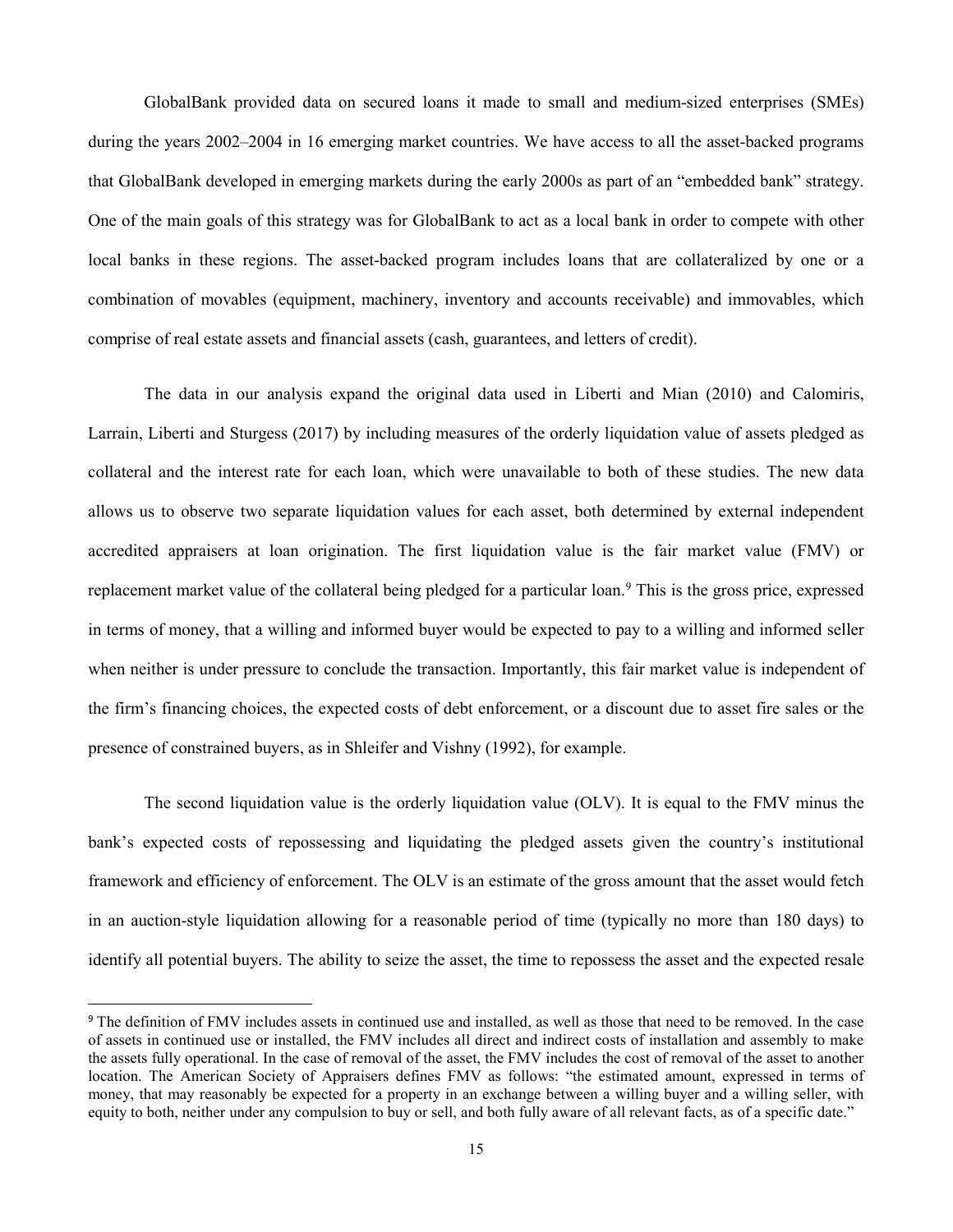GlobalBank provided data on secured loans it made to small and medium-sized enterprises (SMEs) during the years 2002–2004 in 16 emerging market countries. We have access to all the asset-backed programs that GlobalBank developed in emerging markets during the early 2000s as part of an "embedded bank" strategy. One of the main goals of this strategy was for GlobalBank to act as a local bank in order to compete with other local banks in these regions. The asset-backed program includes loans that are collateralized by one or a combination of movables (equipment, machinery, inventory and accounts receivable) and immovables, which comprise of real estate assets and financial assets (cash, guarantees, and letters of credit).

The data in our analysis expand the original data used in Liberti and Mian (2010) and Calomiris, Larrain, Liberti and Sturgess (2017) by including measures of the orderly liquidation value of assets pledged as collateral and the interest rate for each loan, which were unavailable to both of these studies. The new data allows us to observe two separate liquidation values for each asset, both determined by external independent accredited appraisers at loan origination. The first liquidation value is the fair market value (FMV) or replacement market value of the collateral being pledged for a particular loan.[9] This is the gross price, expressed in terms of money, that a willing and informed buyer would be expected to pay to a willing and informed seller when neither is under pressure to conclude the transaction. Importantly, this fair market value is independent of the firm's financing choices, the expected costs of debt enforcement, or a discount due to asset fire sales or the presence of constrained buyers, as in Shleifer and Vishny (1992), for example.

The second liquidation value is the orderly liquidation value (OLV). It is equal to the FMV minus the bank's expected costs of repossessing and liquidating the pledged assets given the country's institutional framework and efficiency of enforcement. The OLV is an estimate of the gross amount that the asset would fetch in an auction-style liquidation allowing for a reasonable period of time (typically no more than 180 days) to identify all potential buyers. The ability to seize the asset, the time to repossess the asset and the expected resale

[9] The definition of FMV includes assets in continued use and installed, as well as those that need to be removed. In the case of assets in continued use or installed, the FMV includes all direct and indirect costs of installation and assembly to make the assets fully operational. In the case of removal of the asset, the FMV includes the cost of removal of the asset to another location. The American Society of Appraisers defines FMV as follows: "the estimated amount, expressed in terms of money, that may reasonably be expected for a property in an exchange between a willing buyer and a willing seller, with equity to both, neither under any compulsion to buy or sell, and both fully aware of all relevant facts, as of a specific date."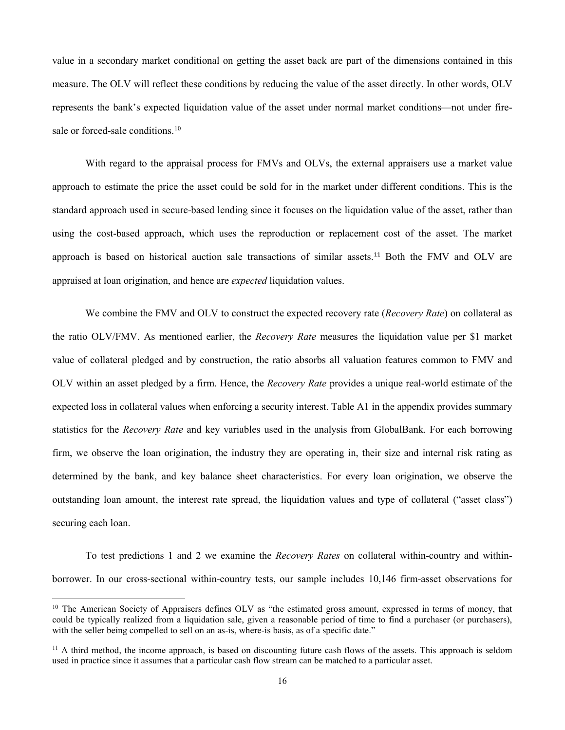value in a secondary market conditional on getting the asset back are part of the dimensions contained in this measure. The OLV will reflect these conditions by reducing the value of the asset directly. In other words, OLV represents the bank's expected liquidation value of the asset under normal market conditions—not under fire-sale or forced-sale conditions.[10]

With regard to the appraisal process for FMVs and OLVs, the external appraisers use a market value approach to estimate the price the asset could be sold for in the market under different conditions. This is the standard approach used in secure-based lending since it focuses on the liquidation value of the asset, rather than using the cost-based approach, which uses the reproduction or replacement cost of the asset. The market approach is based on historical auction sale transactions of similar assets.[11] Both the FMV and OLV are appraised at loan origination, and hence are *expected* liquidation values.

We combine the FMV and OLV to construct the expected recovery rate (*Recovery Rate*) on collateral as the ratio OLV/FMV. As mentioned earlier, the *Recovery Rate* measures the liquidation value per \$1 market value of collateral pledged and by construction, the ratio absorbs all valuation features common to FMV and OLV within an asset pledged by a firm. Hence, the *Recovery Rate* provides a unique real-world estimate of the expected loss in collateral values when enforcing a security interest. Table A1 in the appendix provides summary statistics for the *Recovery Rate* and key variables used in the analysis from GlobalBank. For each borrowing firm, we observe the loan origination, the industry they are operating in, their size and internal risk rating as determined by the bank, and key balance sheet characteristics. For every loan origination, we observe the outstanding loan amount, the interest rate spread, the liquidation values and type of collateral ("asset class") securing each loan.

To test predictions 1 and 2 we examine the *Recovery Rates* on collateral within-country and within-borrower. In our cross-sectional within-country tests, our sample includes 10,146 firm-asset observations for

[10] The American Society of Appraisers defines OLV as "the estimated gross amount, expressed in terms of money, that could be typically realized from a liquidation sale, given a reasonable period of time to find a purchaser (or purchasers), with the seller being compelled to sell on an as-is, where-is basis, as of a specific date."

[11] A third method, the income approach, is based on discounting future cash flows of the assets. This approach is seldom used in practice since it assumes that a particular cash flow stream can be matched to a particular asset.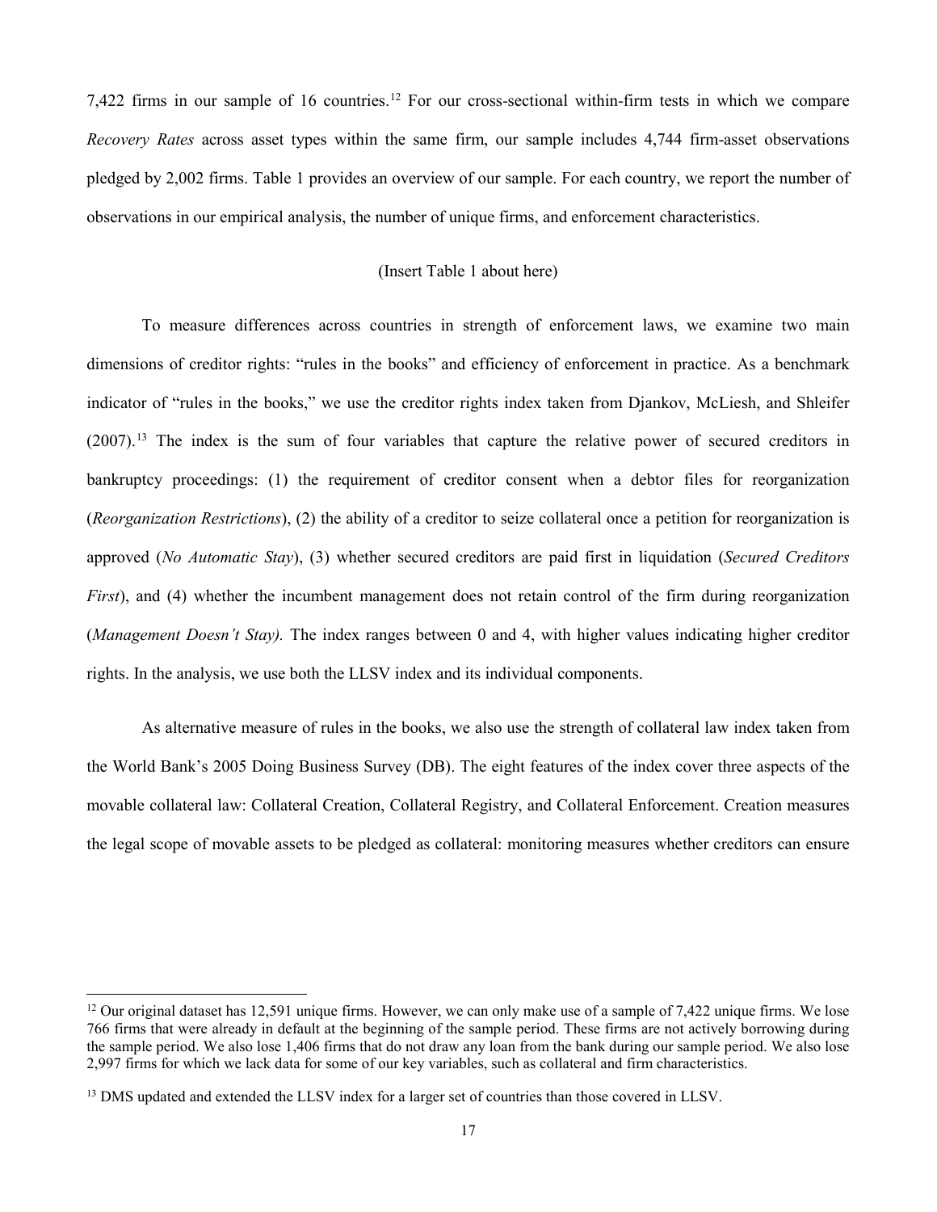7,422 firms in our sample of 16 countries.[12] For our cross-sectional within-firm tests in which we compare *Recovery Rates* across asset types within the same firm, our sample includes 4,744 firm-asset observations pledged by 2,002 firms. Table 1 provides an overview of our sample. For each country, we report the number of observations in our empirical analysis, the number of unique firms, and enforcement characteristics.

(Insert Table 1 about here)

To measure differences across countries in strength of enforcement laws, we examine two main dimensions of creditor rights: "rules in the books" and efficiency of enforcement in practice. As a benchmark indicator of "rules in the books," we use the creditor rights index taken from Djankov, McLiesh, and Shleifer (2007).[13] The index is the sum of four variables that capture the relative power of secured creditors in bankruptcy proceedings: (1) the requirement of creditor consent when a debtor files for reorganization (*Reorganization Restrictions*), (2) the ability of a creditor to seize collateral once a petition for reorganization is approved (*No Automatic Stay*), (3) whether secured creditors are paid first in liquidation (*Secured Creditors First*), and (4) whether the incumbent management does not retain control of the firm during reorganization (*Management Doesn't Stay).* The index ranges between 0 and 4, with higher values indicating higher creditor rights. In the analysis, we use both the LLSV index and its individual components.

As alternative measure of rules in the books, we also use the strength of collateral law index taken from the World Bank's 2005 Doing Business Survey (DB). The eight features of the index cover three aspects of the movable collateral law: Collateral Creation, Collateral Registry, and Collateral Enforcement. Creation measures the legal scope of movable assets to be pledged as collateral: monitoring measures whether creditors can ensure

---

[12] Our original dataset has 12,591 unique firms. However, we can only make use of a sample of 7,422 unique firms. We lose 766 firms that were already in default at the beginning of the sample period. These firms are not actively borrowing during the sample period. We also lose 1,406 firms that do not draw any loan from the bank during our sample period. We also lose 2,997 firms for which we lack data for some of our key variables, such as collateral and firm characteristics.

[13] DMS updated and extended the LLSV index for a larger set of countries than those covered in LLSV.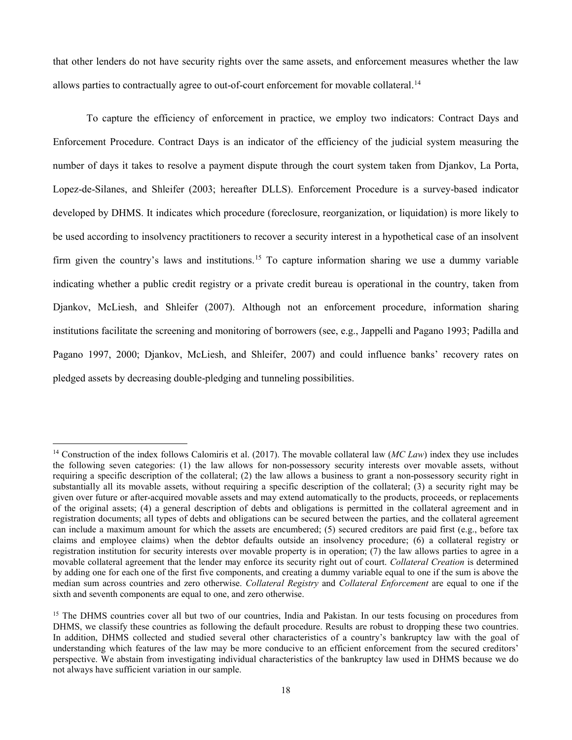that other lenders do not have security rights over the same assets, and enforcement measures whether the law allows parties to contractually agree to out-of-court enforcement for movable collateral.[14]

To capture the efficiency of enforcement in practice, we employ two indicators: Contract Days and Enforcement Procedure. Contract Days is an indicator of the efficiency of the judicial system measuring the number of days it takes to resolve a payment dispute through the court system taken from Djankov, La Porta, Lopez-de-Silanes, and Shleifer (2003; hereafter DLLS). Enforcement Procedure is a survey-based indicator developed by DHMS. It indicates which procedure (foreclosure, reorganization, or liquidation) is more likely to be used according to insolvency practitioners to recover a security interest in a hypothetical case of an insolvent firm given the country's laws and institutions.[15] To capture information sharing we use a dummy variable indicating whether a public credit registry or a private credit bureau is operational in the country, taken from Djankov, McLiesh, and Shleifer (2007). Although not an enforcement procedure, information sharing institutions facilitate the screening and monitoring of borrowers (see, e.g., Jappelli and Pagano 1993; Padilla and Pagano 1997, 2000; Djankov, McLiesh, and Shleifer, 2007) and could influence banks' recovery rates on pledged assets by decreasing double-pledging and tunneling possibilities.

---

[14] Construction of the index follows Calomiris et al. (2017). The movable collateral law (*MC Law*) index they use includes the following seven categories: (1) the law allows for non-possessory security interests over movable assets, without requiring a specific description of the collateral; (2) the law allows a business to grant a non-possessory security right in substantially all its movable assets, without requiring a specific description of the collateral; (3) a security right may be given over future or after-acquired movable assets and may extend automatically to the products, proceeds, or replacements of the original assets; (4) a general description of debts and obligations is permitted in the collateral agreement and in registration documents; all types of debts and obligations can be secured between the parties, and the collateral agreement can include a maximum amount for which the assets are encumbered; (5) secured creditors are paid first (e.g., before tax claims and employee claims) when the debtor defaults outside an insolvency procedure; (6) a collateral registry or registration institution for security interests over movable property is in operation; (7) the law allows parties to agree in a movable collateral agreement that the lender may enforce its security right out of court. *Collateral Creation* is determined by adding one for each one of the first five components, and creating a dummy variable equal to one if the sum is above the median sum across countries and zero otherwise. *Collateral Registry* and *Collateral Enforcement* are equal to one if the sixth and seventh components are equal to one, and zero otherwise.

[15] The DHMS countries cover all but two of our countries, India and Pakistan. In our tests focusing on procedures from DHMS, we classify these countries as following the default procedure. Results are robust to dropping these two countries. In addition, DHMS collected and studied several other characteristics of a country's bankruptcy law with the goal of understanding which features of the law may be more conducive to an efficient enforcement from the secured creditors' perspective. We abstain from investigating individual characteristics of the bankruptcy law used in DHMS because we do not always have sufficient variation in our sample.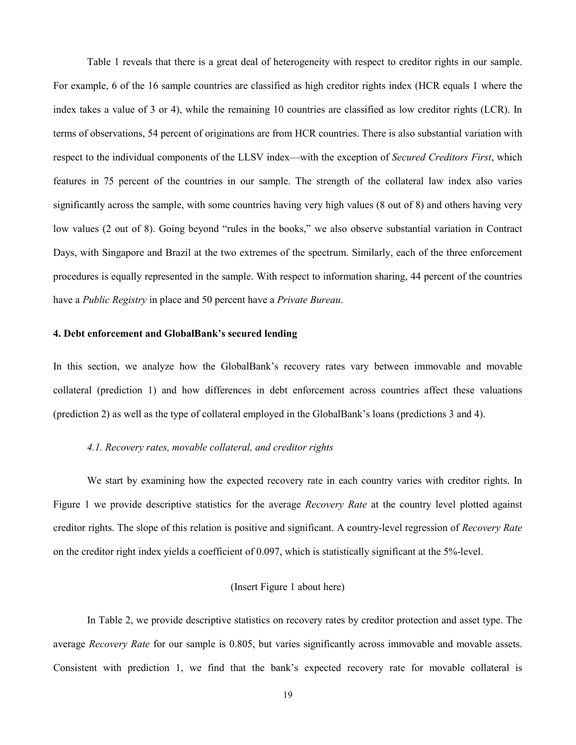Table 1 reveals that there is a great deal of heterogeneity with respect to creditor rights in our sample. For example, 6 of the 16 sample countries are classified as high creditor rights index (HCR equals 1 where the index takes a value of 3 or 4), while the remaining 10 countries are classified as low creditor rights (LCR). In terms of observations, 54 percent of originations are from HCR countries. There is also substantial variation with respect to the individual components of the LLSV index—with the exception of *Secured Creditors First*, which features in 75 percent of the countries in our sample. The strength of the collateral law index also varies significantly across the sample, with some countries having very high values (8 out of 8) and others having very low values (2 out of 8). Going beyond "rules in the books," we also observe substantial variation in Contract Days, with Singapore and Brazil at the two extremes of the spectrum. Similarly, each of the three enforcement procedures is equally represented in the sample. With respect to information sharing, 44 percent of the countries have a *Public Registry* in place and 50 percent have a *Private Bureau*.

#### 4. Debt enforcement and GlobalBank's secured lending

In this section, we analyze how the GlobalBank's recovery rates vary between immovable and movable collateral (prediction 1) and how differences in debt enforcement across countries affect these valuations (prediction 2) as well as the type of collateral employed in the GlobalBank's loans (predictions 3 and 4).

##### *4.1. Recovery rates, movable collateral, and creditor rights*

We start by examining how the expected recovery rate in each country varies with creditor rights. In Figure 1 we provide descriptive statistics for the average *Recovery Rate* at the country level plotted against creditor rights. The slope of this relation is positive and significant. A country-level regression of *Recovery Rate* on the creditor right index yields a coefficient of 0.097, which is statistically significant at the 5%-level.

(Insert Figure 1 about here)

In Table 2, we provide descriptive statistics on recovery rates by creditor protection and asset type. The average *Recovery Rate* for our sample is 0.805, but varies significantly across immovable and movable assets. Consistent with prediction 1, we find that the bank's expected recovery rate for movable collateral is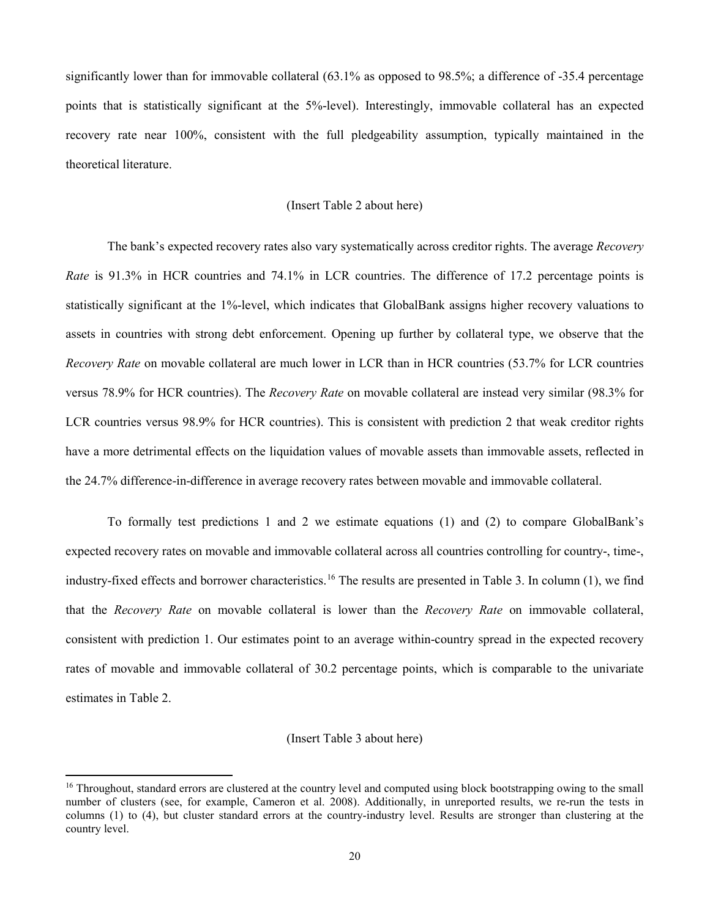significantly lower than for immovable collateral (63.1% as opposed to 98.5%; a difference of -35.4 percentage points that is statistically significant at the 5%-level). Interestingly, immovable collateral has an expected recovery rate near 100%, consistent with the full pledgeability assumption, typically maintained in the theoretical literature.

(Insert Table 2 about here)

The bank's expected recovery rates also vary systematically across creditor rights. The average *Recovery Rate* is 91.3% in HCR countries and 74.1% in LCR countries. The difference of 17.2 percentage points is statistically significant at the 1%-level, which indicates that GlobalBank assigns higher recovery valuations to assets in countries with strong debt enforcement. Opening up further by collateral type, we observe that the *Recovery Rate* on movable collateral are much lower in LCR than in HCR countries (53.7% for LCR countries versus 78.9% for HCR countries). The *Recovery Rate* on movable collateral are instead very similar (98.3% for LCR countries versus 98.9% for HCR countries). This is consistent with prediction 2 that weak creditor rights have a more detrimental effects on the liquidation values of movable assets than immovable assets, reflected in the 24.7% difference-in-difference in average recovery rates between movable and immovable collateral.

To formally test predictions 1 and 2 we estimate equations (1) and (2) to compare GlobalBank's expected recovery rates on movable and immovable collateral across all countries controlling for country-, time-, industry-fixed effects and borrower characteristics.[16] The results are presented in Table 3. In column (1), we find that the *Recovery Rate* on movable collateral is lower than the *Recovery Rate* on immovable collateral, consistent with prediction 1. Our estimates point to an average within-country spread in the expected recovery rates of movable and immovable collateral of 30.2 percentage points, which is comparable to the univariate estimates in Table 2.

(Insert Table 3 about here)

[16] Throughout, standard errors are clustered at the country level and computed using block bootstrapping owing to the small number of clusters (see, for example, Cameron et al. 2008). Additionally, in unreported results, we re-run the tests in columns (1) to (4), but cluster standard errors at the country-industry level. Results are stronger than clustering at the country level.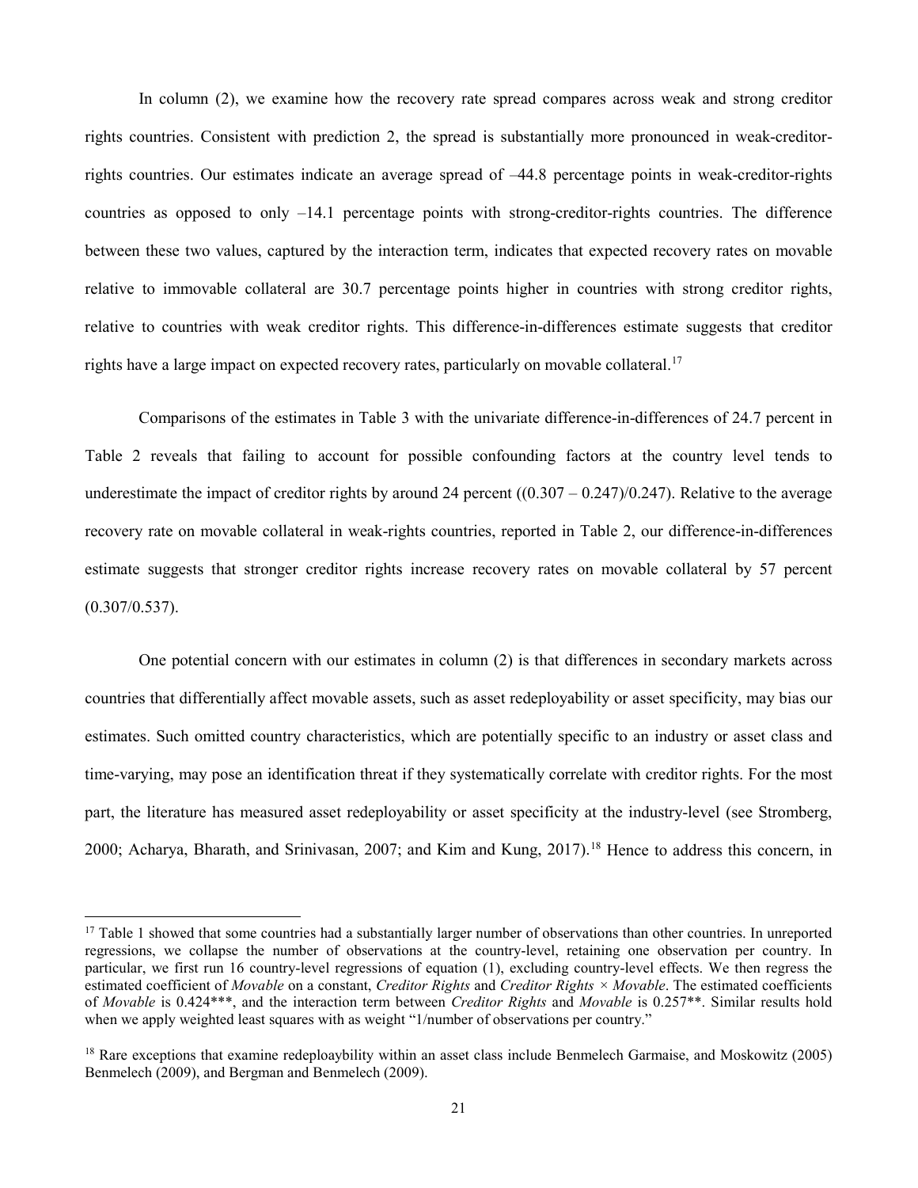In column (2), we examine how the recovery rate spread compares across weak and strong creditor rights countries. Consistent with prediction 2, the spread is substantially more pronounced in weak-creditor-rights countries. Our estimates indicate an average spread of –44.8 percentage points in weak-creditor-rights countries as opposed to only –14.1 percentage points with strong-creditor-rights countries. The difference between these two values, captured by the interaction term, indicates that expected recovery rates on movable relative to immovable collateral are 30.7 percentage points higher in countries with strong creditor rights, relative to countries with weak creditor rights. This difference-in-differences estimate suggests that creditor rights have a large impact on expected recovery rates, particularly on movable collateral.[17]

Comparisons of the estimates in Table 3 with the univariate difference-in-differences of 24.7 percent in Table 2 reveals that failing to account for possible confounding factors at the country level tends to underestimate the impact of creditor rights by around 24 percent ((0.307 – 0.247)/0.247). Relative to the average recovery rate on movable collateral in weak-rights countries, reported in Table 2, our difference-in-differences estimate suggests that stronger creditor rights increase recovery rates on movable collateral by 57 percent (0.307/0.537).

One potential concern with our estimates in column (2) is that differences in secondary markets across countries that differentially affect movable assets, such as asset redeployability or asset specificity, may bias our estimates. Such omitted country characteristics, which are potentially specific to an industry or asset class and time-varying, may pose an identification threat if they systematically correlate with creditor rights. For the most part, the literature has measured asset redeployability or asset specificity at the industry-level (see Stromberg, 2000; Acharya, Bharath, and Srinivasan, 2007; and Kim and Kung, 2017).[18] Hence to address this concern, in

---

[17] Table 1 showed that some countries had a substantially larger number of observations than other countries. In unreported regressions, we collapse the number of observations at the country-level, retaining one observation per country. In particular, we first run 16 country-level regressions of equation (1), excluding country-level effects. We then regress the estimated coefficient of *Movable* on a constant, *Creditor Rights* and *Creditor Rights × Movable*. The estimated coefficients of *Movable* is 0.424***, and the interaction term between *Creditor Rights* and *Movable* is 0.257**. Similar results hold when we apply weighted least squares with as weight "1/number of observations per country."

[18] Rare exceptions that examine redeploaybility within an asset class include Benmelech Garmaise, and Moskowitz (2005) Benmelech (2009), and Bergman and Benmelech (2009).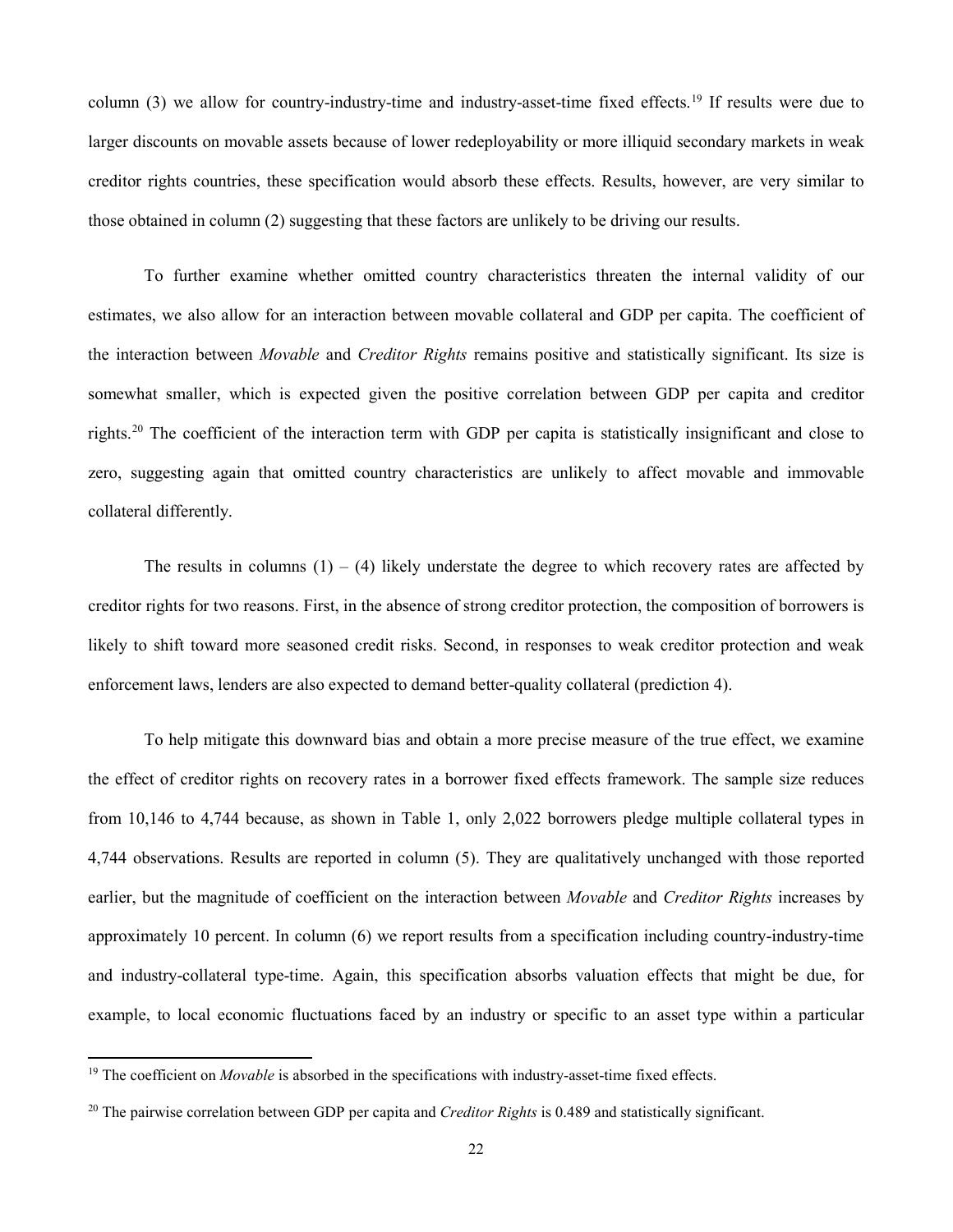column (3) we allow for country-industry-time and industry-asset-time fixed effects.[19] If results were due to larger discounts on movable assets because of lower redeployability or more illiquid secondary markets in weak creditor rights countries, these specification would absorb these effects. Results, however, are very similar to those obtained in column (2) suggesting that these factors are unlikely to be driving our results.

To further examine whether omitted country characteristics threaten the internal validity of our estimates, we also allow for an interaction between movable collateral and GDP per capita. The coefficient of the interaction between *Movable* and *Creditor Rights* remains positive and statistically significant. Its size is somewhat smaller, which is expected given the positive correlation between GDP per capita and creditor rights.[20] The coefficient of the interaction term with GDP per capita is statistically insignificant and close to zero, suggesting again that omitted country characteristics are unlikely to affect movable and immovable collateral differently.

The results in columns (1) – (4) likely understate the degree to which recovery rates are affected by creditor rights for two reasons. First, in the absence of strong creditor protection, the composition of borrowers is likely to shift toward more seasoned credit risks. Second, in responses to weak creditor protection and weak enforcement laws, lenders are also expected to demand better-quality collateral (prediction 4).

To help mitigate this downward bias and obtain a more precise measure of the true effect, we examine the effect of creditor rights on recovery rates in a borrower fixed effects framework. The sample size reduces from 10,146 to 4,744 because, as shown in Table 1, only 2,022 borrowers pledge multiple collateral types in 4,744 observations. Results are reported in column (5). They are qualitatively unchanged with those reported earlier, but the magnitude of coefficient on the interaction between *Movable* and *Creditor Rights* increases by approximately 10 percent. In column (6) we report results from a specification including country-industry-time and industry-collateral type-time. Again, this specification absorbs valuation effects that might be due, for example, to local economic fluctuations faced by an industry or specific to an asset type within a particular

[19] The coefficient on *Movable* is absorbed in the specifications with industry-asset-time fixed effects.

[20] The pairwise correlation between GDP per capita and *Creditor Rights* is 0.489 and statistically significant.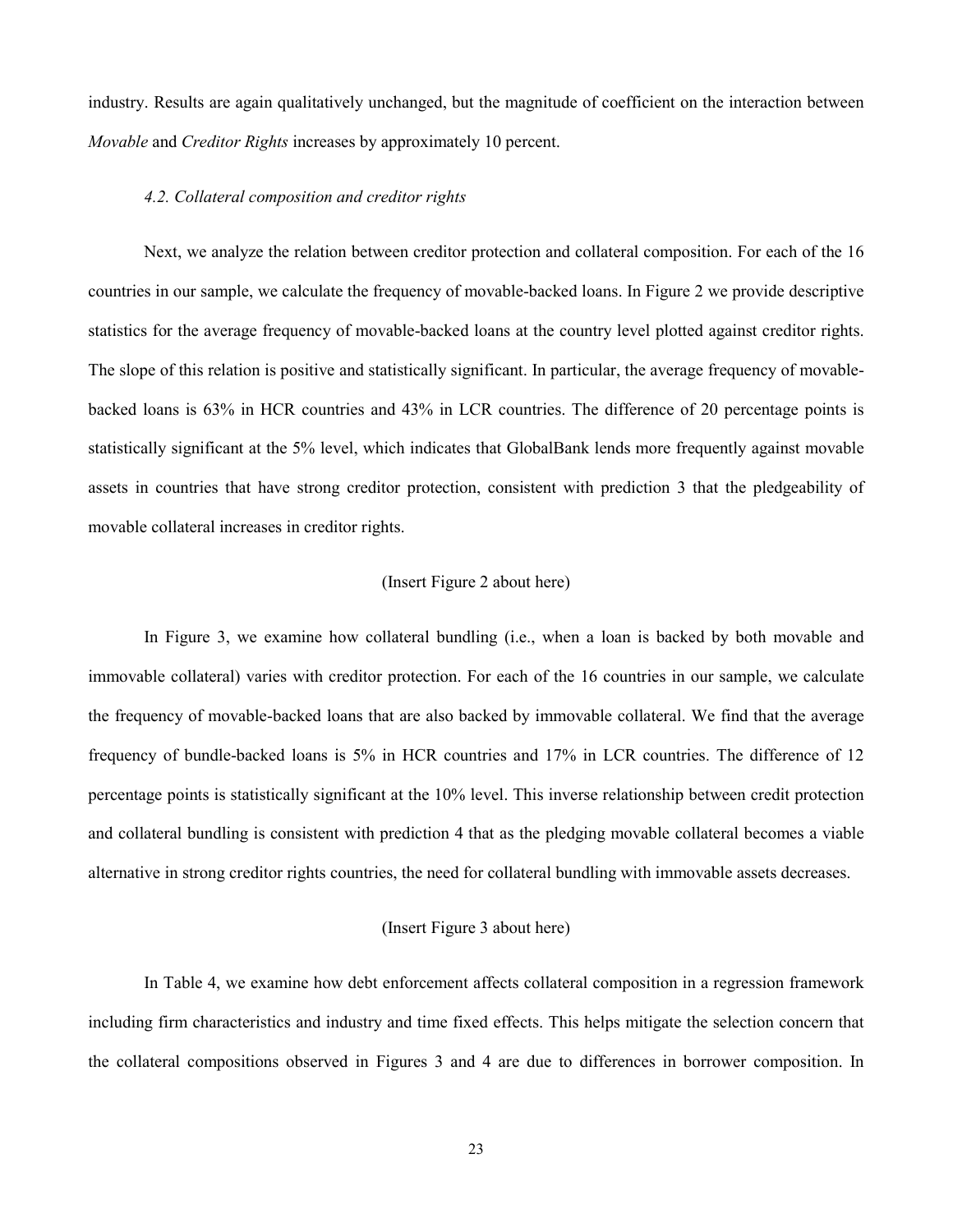industry. Results are again qualitatively unchanged, but the magnitude of coefficient on the interaction between *Movable* and *Creditor Rights* increases by approximately 10 percent.

### *4.2. Collateral composition and creditor rights*

Next, we analyze the relation between creditor protection and collateral composition. For each of the 16 countries in our sample, we calculate the frequency of movable-backed loans. In Figure 2 we provide descriptive statistics for the average frequency of movable-backed loans at the country level plotted against creditor rights. The slope of this relation is positive and statistically significant. In particular, the average frequency of movable-backed loans is 63% in HCR countries and 43% in LCR countries. The difference of 20 percentage points is statistically significant at the 5% level, which indicates that GlobalBank lends more frequently against movable assets in countries that have strong creditor protection, consistent with prediction 3 that the pledgeability of movable collateral increases in creditor rights.

(Insert Figure 2 about here)

In Figure 3, we examine how collateral bundling (i.e., when a loan is backed by both movable and immovable collateral) varies with creditor protection. For each of the 16 countries in our sample, we calculate the frequency of movable-backed loans that are also backed by immovable collateral. We find that the average frequency of bundle-backed loans is 5% in HCR countries and 17% in LCR countries. The difference of 12 percentage points is statistically significant at the 10% level. This inverse relationship between credit protection and collateral bundling is consistent with prediction 4 that as the pledging movable collateral becomes a viable alternative in strong creditor rights countries, the need for collateral bundling with immovable assets decreases.

(Insert Figure 3 about here)

In Table 4, we examine how debt enforcement affects collateral composition in a regression framework including firm characteristics and industry and time fixed effects. This helps mitigate the selection concern that the collateral compositions observed in Figures 3 and 4 are due to differences in borrower composition. In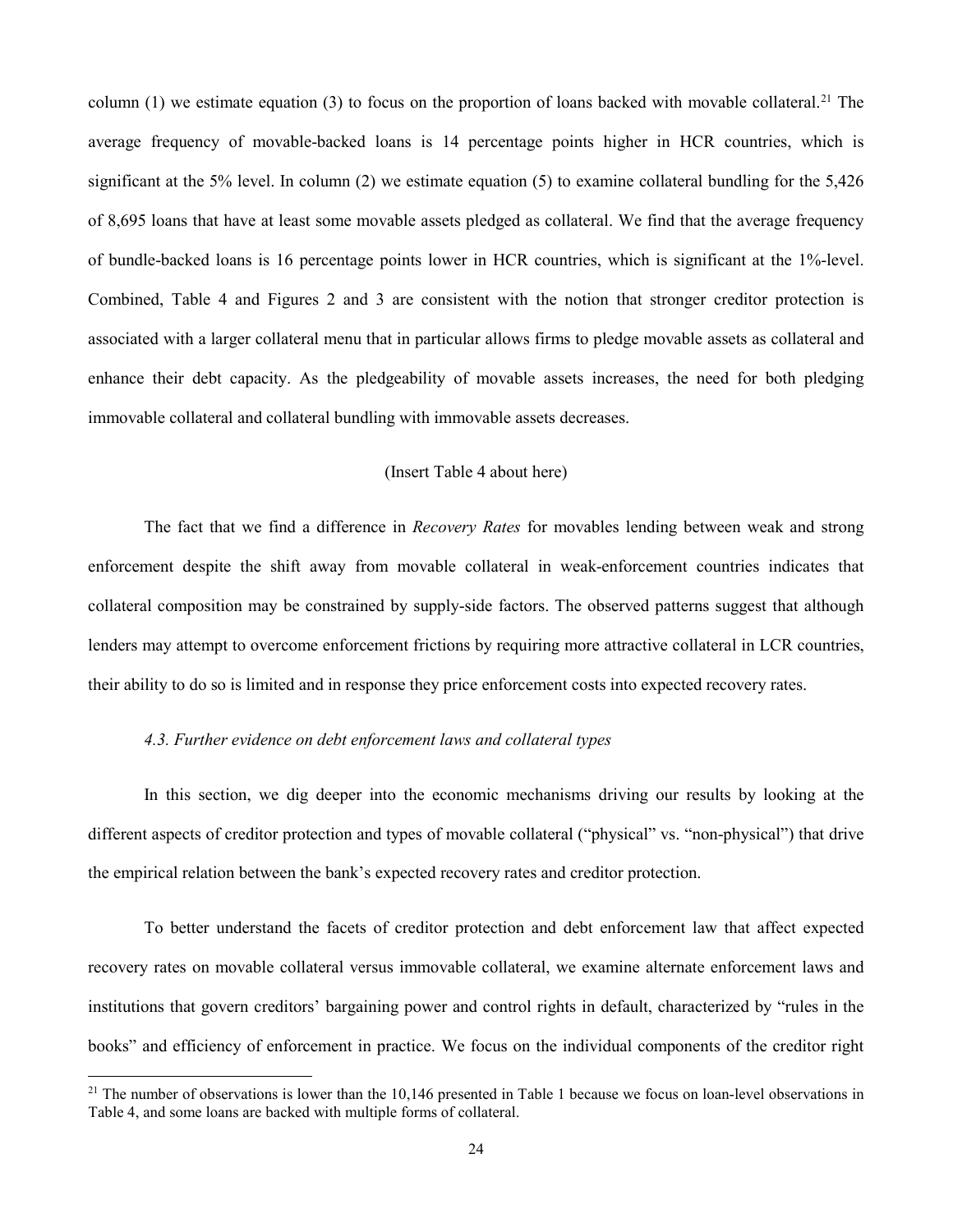column (1) we estimate equation (3) to focus on the proportion of loans backed with movable collateral.[21] The average frequency of movable-backed loans is 14 percentage points higher in HCR countries, which is significant at the 5% level. In column (2) we estimate equation (5) to examine collateral bundling for the 5,426 of 8,695 loans that have at least some movable assets pledged as collateral. We find that the average frequency of bundle-backed loans is 16 percentage points lower in HCR countries, which is significant at the 1%-level. Combined, Table 4 and Figures 2 and 3 are consistent with the notion that stronger creditor protection is associated with a larger collateral menu that in particular allows firms to pledge movable assets as collateral and enhance their debt capacity. As the pledgeability of movable assets increases, the need for both pledging immovable collateral and collateral bundling with immovable assets decreases.

(Insert Table 4 about here)

The fact that we find a difference in *Recovery Rates* for movables lending between weak and strong enforcement despite the shift away from movable collateral in weak-enforcement countries indicates that collateral composition may be constrained by supply-side factors. The observed patterns suggest that although lenders may attempt to overcome enforcement frictions by requiring more attractive collateral in LCR countries, their ability to do so is limited and in response they price enforcement costs into expected recovery rates.

### *4.3. Further evidence on debt enforcement laws and collateral types*

In this section, we dig deeper into the economic mechanisms driving our results by looking at the different aspects of creditor protection and types of movable collateral ("physical" vs. "non-physical") that drive the empirical relation between the bank's expected recovery rates and creditor protection.

To better understand the facets of creditor protection and debt enforcement law that affect expected recovery rates on movable collateral versus immovable collateral, we examine alternate enforcement laws and institutions that govern creditors' bargaining power and control rights in default, characterized by "rules in the books" and efficiency of enforcement in practice. We focus on the individual components of the creditor right

[21] The number of observations is lower than the 10,146 presented in Table 1 because we focus on loan-level observations in Table 4, and some loans are backed with multiple forms of collateral.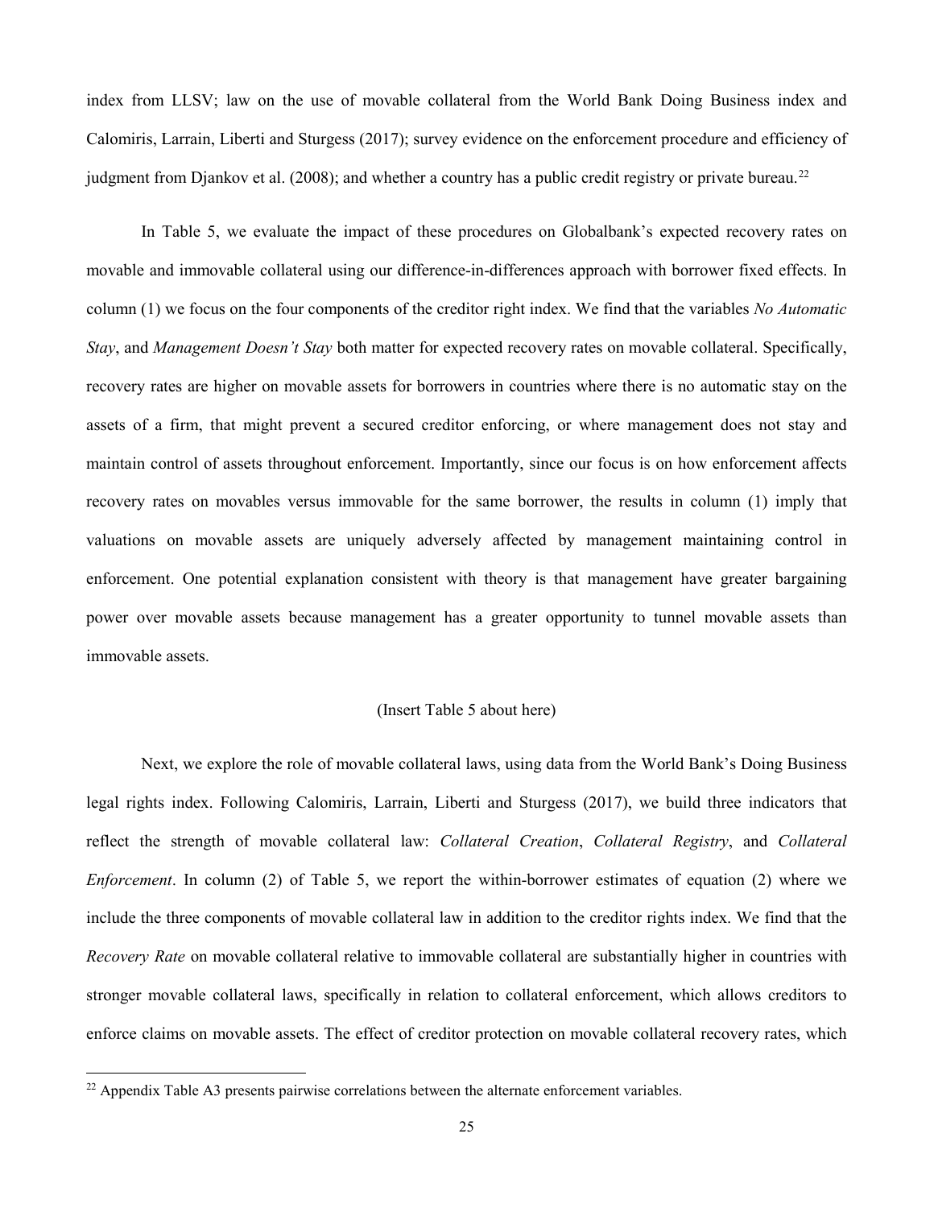index from LLSV; law on the use of movable collateral from the World Bank Doing Business index and Calomiris, Larrain, Liberti and Sturgess (2017); survey evidence on the enforcement procedure and efficiency of judgment from Djankov et al. (2008); and whether a country has a public credit registry or private bureau.[22]

In Table 5, we evaluate the impact of these procedures on Globalbank's expected recovery rates on movable and immovable collateral using our difference-in-differences approach with borrower fixed effects. In column (1) we focus on the four components of the creditor right index. We find that the variables *No Automatic Stay*, and *Management Doesn't Stay* both matter for expected recovery rates on movable collateral. Specifically, recovery rates are higher on movable assets for borrowers in countries where there is no automatic stay on the assets of a firm, that might prevent a secured creditor enforcing, or where management does not stay and maintain control of assets throughout enforcement. Importantly, since our focus is on how enforcement affects recovery rates on movables versus immovable for the same borrower, the results in column (1) imply that valuations on movable assets are uniquely adversely affected by management maintaining control in enforcement. One potential explanation consistent with theory is that management have greater bargaining power over movable assets because management has a greater opportunity to tunnel movable assets than immovable assets.

(Insert Table 5 about here)

Next, we explore the role of movable collateral laws, using data from the World Bank's Doing Business legal rights index. Following Calomiris, Larrain, Liberti and Sturgess (2017), we build three indicators that reflect the strength of movable collateral law: *Collateral Creation*, *Collateral Registry*, and *Collateral Enforcement*. In column (2) of Table 5, we report the within-borrower estimates of equation (2) where we include the three components of movable collateral law in addition to the creditor rights index. We find that the *Recovery Rate* on movable collateral relative to immovable collateral are substantially higher in countries with stronger movable collateral laws, specifically in relation to collateral enforcement, which allows creditors to enforce claims on movable assets. The effect of creditor protection on movable collateral recovery rates, which

[22] Appendix Table A3 presents pairwise correlations between the alternate enforcement variables.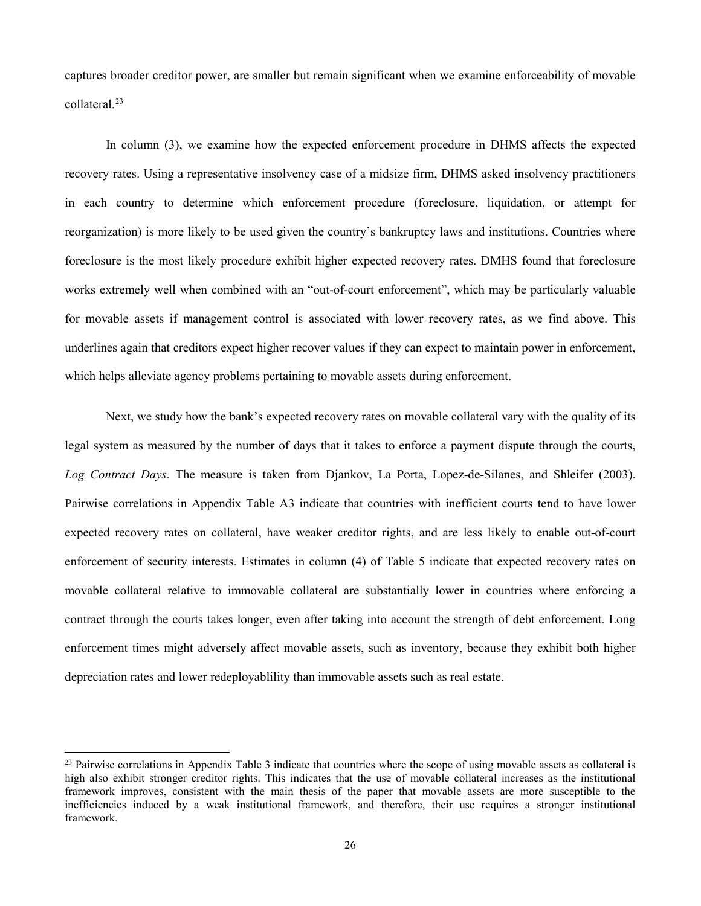captures broader creditor power, are smaller but remain significant when we examine enforceability of movable collateral.[23]

In column (3), we examine how the expected enforcement procedure in DHMS affects the expected recovery rates. Using a representative insolvency case of a midsize firm, DHMS asked insolvency practitioners in each country to determine which enforcement procedure (foreclosure, liquidation, or attempt for reorganization) is more likely to be used given the country's bankruptcy laws and institutions. Countries where foreclosure is the most likely procedure exhibit higher expected recovery rates. DMHS found that foreclosure works extremely well when combined with an "out-of-court enforcement", which may be particularly valuable for movable assets if management control is associated with lower recovery rates, as we find above. This underlines again that creditors expect higher recover values if they can expect to maintain power in enforcement, which helps alleviate agency problems pertaining to movable assets during enforcement.

Next, we study how the bank's expected recovery rates on movable collateral vary with the quality of its legal system as measured by the number of days that it takes to enforce a payment dispute through the courts, *Log Contract Days*. The measure is taken from Djankov, La Porta, Lopez-de-Silanes, and Shleifer (2003). Pairwise correlations in Appendix Table A3 indicate that countries with inefficient courts tend to have lower expected recovery rates on collateral, have weaker creditor rights, and are less likely to enable out-of-court enforcement of security interests. Estimates in column (4) of Table 5 indicate that expected recovery rates on movable collateral relative to immovable collateral are substantially lower in countries where enforcing a contract through the courts takes longer, even after taking into account the strength of debt enforcement. Long enforcement times might adversely affect movable assets, such as inventory, because they exhibit both higher depreciation rates and lower redeployablility than immovable assets such as real estate.

[23] Pairwise correlations in Appendix Table 3 indicate that countries where the scope of using movable assets as collateral is high also exhibit stronger creditor rights. This indicates that the use of movable collateral increases as the institutional framework improves, consistent with the main thesis of the paper that movable assets are more susceptible to the inefficiencies induced by a weak institutional framework, and therefore, their use requires a stronger institutional framework.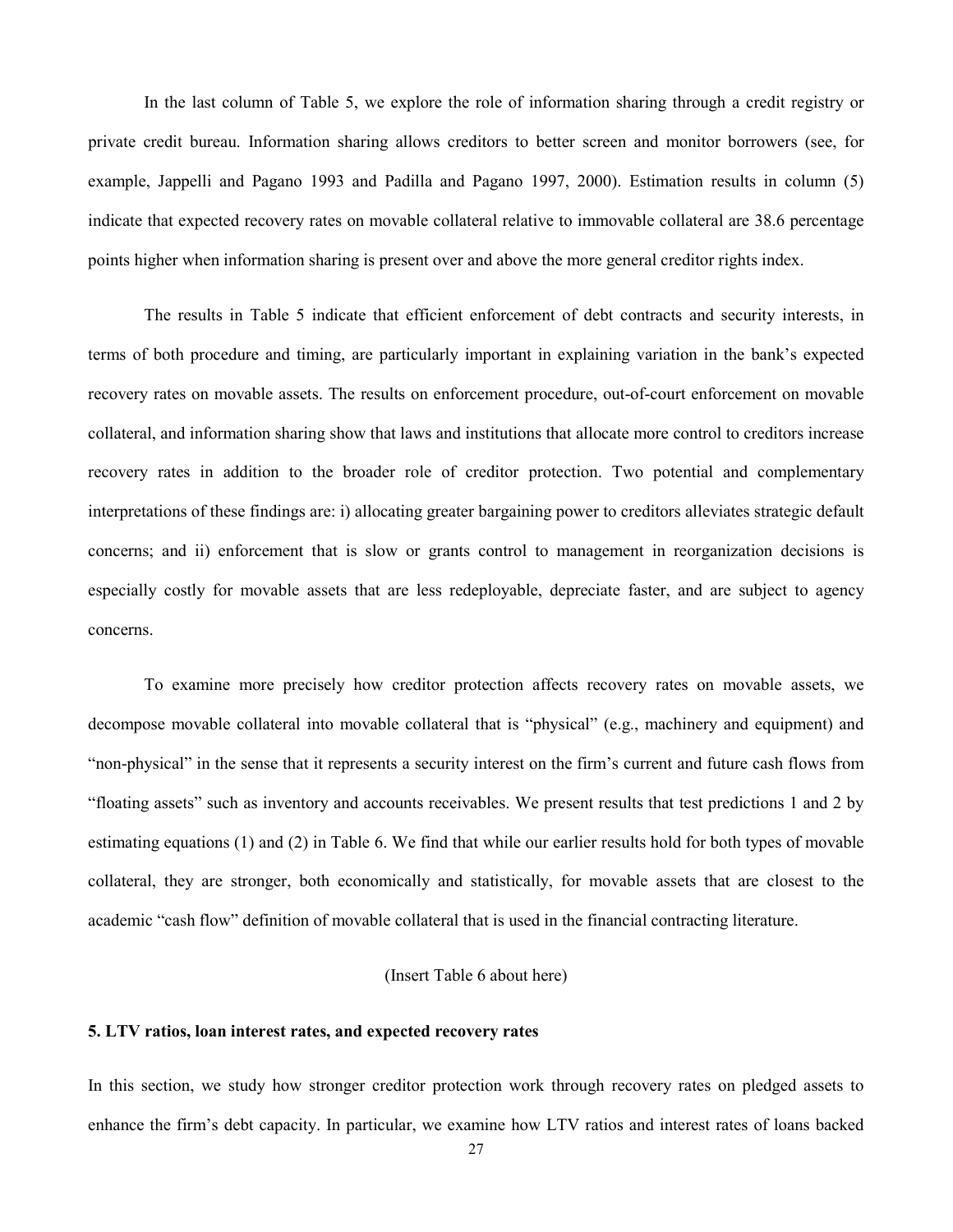In the last column of Table 5, we explore the role of information sharing through a credit registry or private credit bureau. Information sharing allows creditors to better screen and monitor borrowers (see, for example, Jappelli and Pagano 1993 and Padilla and Pagano 1997, 2000). Estimation results in column (5) indicate that expected recovery rates on movable collateral relative to immovable collateral are 38.6 percentage points higher when information sharing is present over and above the more general creditor rights index.

The results in Table 5 indicate that efficient enforcement of debt contracts and security interests, in terms of both procedure and timing, are particularly important in explaining variation in the bank's expected recovery rates on movable assets. The results on enforcement procedure, out-of-court enforcement on movable collateral, and information sharing show that laws and institutions that allocate more control to creditors increase recovery rates in addition to the broader role of creditor protection. Two potential and complementary interpretations of these findings are: i) allocating greater bargaining power to creditors alleviates strategic default concerns; and ii) enforcement that is slow or grants control to management in reorganization decisions is especially costly for movable assets that are less redeployable, depreciate faster, and are subject to agency concerns.

To examine more precisely how creditor protection affects recovery rates on movable assets, we decompose movable collateral into movable collateral that is "physical" (e.g., machinery and equipment) and "non-physical" in the sense that it represents a security interest on the firm's current and future cash flows from "floating assets" such as inventory and accounts receivables. We present results that test predictions 1 and 2 by estimating equations (1) and (2) in Table 6. We find that while our earlier results hold for both types of movable collateral, they are stronger, both economically and statistically, for movable assets that are closest to the academic "cash flow" definition of movable collateral that is used in the financial contracting literature.

(Insert Table 6 about here)

## 5. LTV ratios, loan interest rates, and expected recovery rates

In this section, we study how stronger creditor protection work through recovery rates on pledged assets to enhance the firm's debt capacity. In particular, we examine how LTV ratios and interest rates of loans backed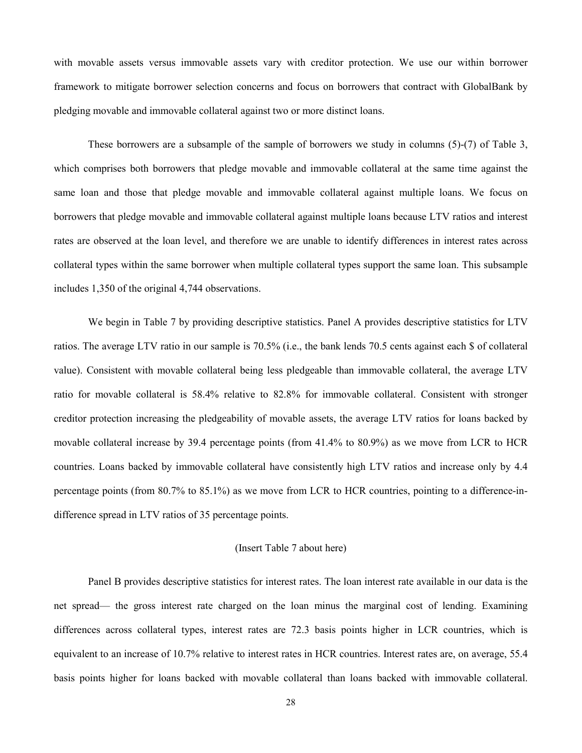with movable assets versus immovable assets vary with creditor protection. We use our within borrower framework to mitigate borrower selection concerns and focus on borrowers that contract with GlobalBank by pledging movable and immovable collateral against two or more distinct loans.

These borrowers are a subsample of the sample of borrowers we study in columns (5)-(7) of Table 3, which comprises both borrowers that pledge movable and immovable collateral at the same time against the same loan and those that pledge movable and immovable collateral against multiple loans. We focus on borrowers that pledge movable and immovable collateral against multiple loans because LTV ratios and interest rates are observed at the loan level, and therefore we are unable to identify differences in interest rates across collateral types within the same borrower when multiple collateral types support the same loan. This subsample includes 1,350 of the original 4,744 observations.

We begin in Table 7 by providing descriptive statistics. Panel A provides descriptive statistics for LTV ratios. The average LTV ratio in our sample is 70.5% (i.e., the bank lends 70.5 cents against each $ of collateral value). Consistent with movable collateral being less pledgeable than immovable collateral, the average LTV ratio for movable collateral is 58.4% relative to 82.8% for immovable collateral. Consistent with stronger creditor protection increasing the pledgeability of movable assets, the average LTV ratios for loans backed by movable collateral increase by 39.4 percentage points (from 41.4% to 80.9%) as we move from LCR to HCR countries. Loans backed by immovable collateral have consistently high LTV ratios and increase only by 4.4 percentage points (from 80.7% to 85.1%) as we move from LCR to HCR countries, pointing to a difference-in-difference spread in LTV ratios of 35 percentage points.

(Insert Table 7 about here)

Panel B provides descriptive statistics for interest rates. The loan interest rate available in our data is the net spread— the gross interest rate charged on the loan minus the marginal cost of lending. Examining differences across collateral types, interest rates are 72.3 basis points higher in LCR countries, which is equivalent to an increase of 10.7% relative to interest rates in HCR countries. Interest rates are, on average, 55.4 basis points higher for loans backed with movable collateral than loans backed with immovable collateral.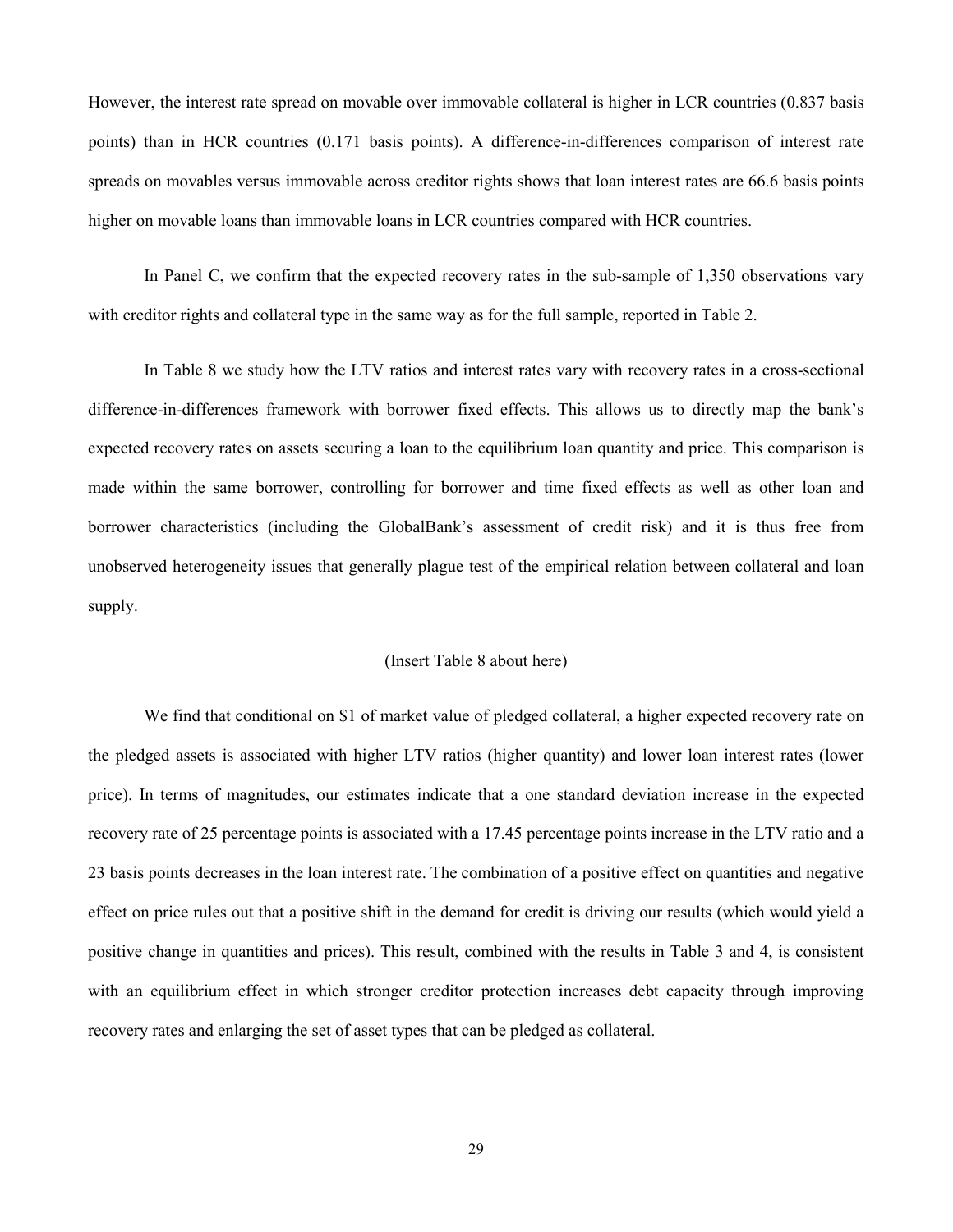However, the interest rate spread on movable over immovable collateral is higher in LCR countries (0.837 basis points) than in HCR countries (0.171 basis points). A difference-in-differences comparison of interest rate spreads on movables versus immovable across creditor rights shows that loan interest rates are 66.6 basis points higher on movable loans than immovable loans in LCR countries compared with HCR countries.

In Panel C, we confirm that the expected recovery rates in the sub-sample of 1,350 observations vary with creditor rights and collateral type in the same way as for the full sample, reported in Table 2.

In Table 8 we study how the LTV ratios and interest rates vary with recovery rates in a cross-sectional difference-in-differences framework with borrower fixed effects. This allows us to directly map the bank's expected recovery rates on assets securing a loan to the equilibrium loan quantity and price. This comparison is made within the same borrower, controlling for borrower and time fixed effects as well as other loan and borrower characteristics (including the GlobalBank's assessment of credit risk) and it is thus free from unobserved heterogeneity issues that generally plague test of the empirical relation between collateral and loan supply.

(Insert Table 8 about here)

We find that conditional on $1 of market value of pledged collateral, a higher expected recovery rate on the pledged assets is associated with higher LTV ratios (higher quantity) and lower loan interest rates (lower price). In terms of magnitudes, our estimates indicate that a one standard deviation increase in the expected recovery rate of 25 percentage points is associated with a 17.45 percentage points increase in the LTV ratio and a 23 basis points decreases in the loan interest rate. The combination of a positive effect on quantities and negative effect on price rules out that a positive shift in the demand for credit is driving our results (which would yield a positive change in quantities and prices). This result, combined with the results in Table 3 and 4, is consistent with an equilibrium effect in which stronger creditor protection increases debt capacity through improving recovery rates and enlarging the set of asset types that can be pledged as collateral.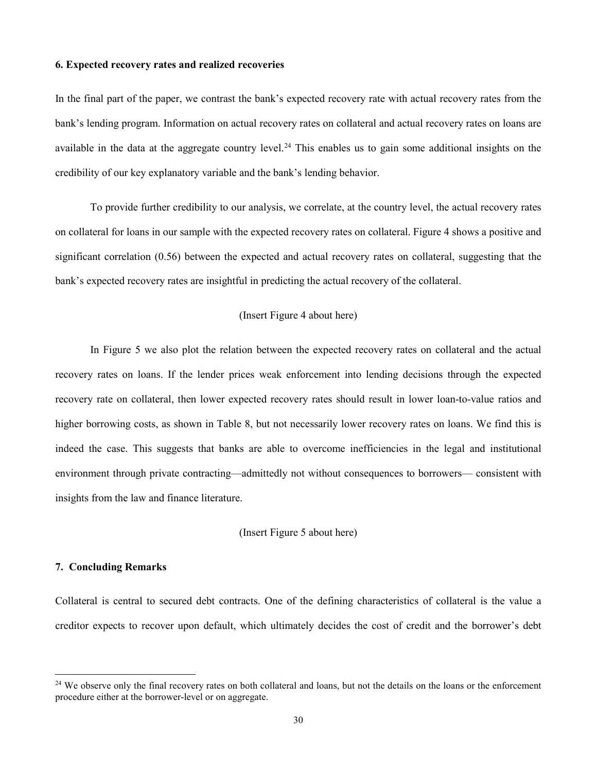### 6. Expected recovery rates and realized recoveries

In the final part of the paper, we contrast the bank's expected recovery rate with actual recovery rates from the bank's lending program. Information on actual recovery rates on collateral and actual recovery rates on loans are available in the data at the aggregate country level.[24] This enables us to gain some additional insights on the credibility of our key explanatory variable and the bank's lending behavior.

To provide further credibility to our analysis, we correlate, at the country level, the actual recovery rates on collateral for loans in our sample with the expected recovery rates on collateral. Figure 4 shows a positive and significant correlation (0.56) between the expected and actual recovery rates on collateral, suggesting that the bank's expected recovery rates are insightful in predicting the actual recovery of the collateral.

(Insert Figure 4 about here)

In Figure 5 we also plot the relation between the expected recovery rates on collateral and the actual recovery rates on loans. If the lender prices weak enforcement into lending decisions through the expected recovery rate on collateral, then lower expected recovery rates should result in lower loan-to-value ratios and higher borrowing costs, as shown in Table 8, but not necessarily lower recovery rates on loans. We find this is indeed the case. This suggests that banks are able to overcome inefficiencies in the legal and institutional environment through private contracting—admittedly not without consequences to borrowers— consistent with insights from the law and finance literature.

(Insert Figure 5 about here)

### 7. Concluding Remarks

Collateral is central to secured debt contracts. One of the defining characteristics of collateral is the value a creditor expects to recover upon default, which ultimately decides the cost of credit and the borrower's debt

[24] We observe only the final recovery rates on both collateral and loans, but not the details on the loans or the enforcement procedure either at the borrower-level or on aggregate.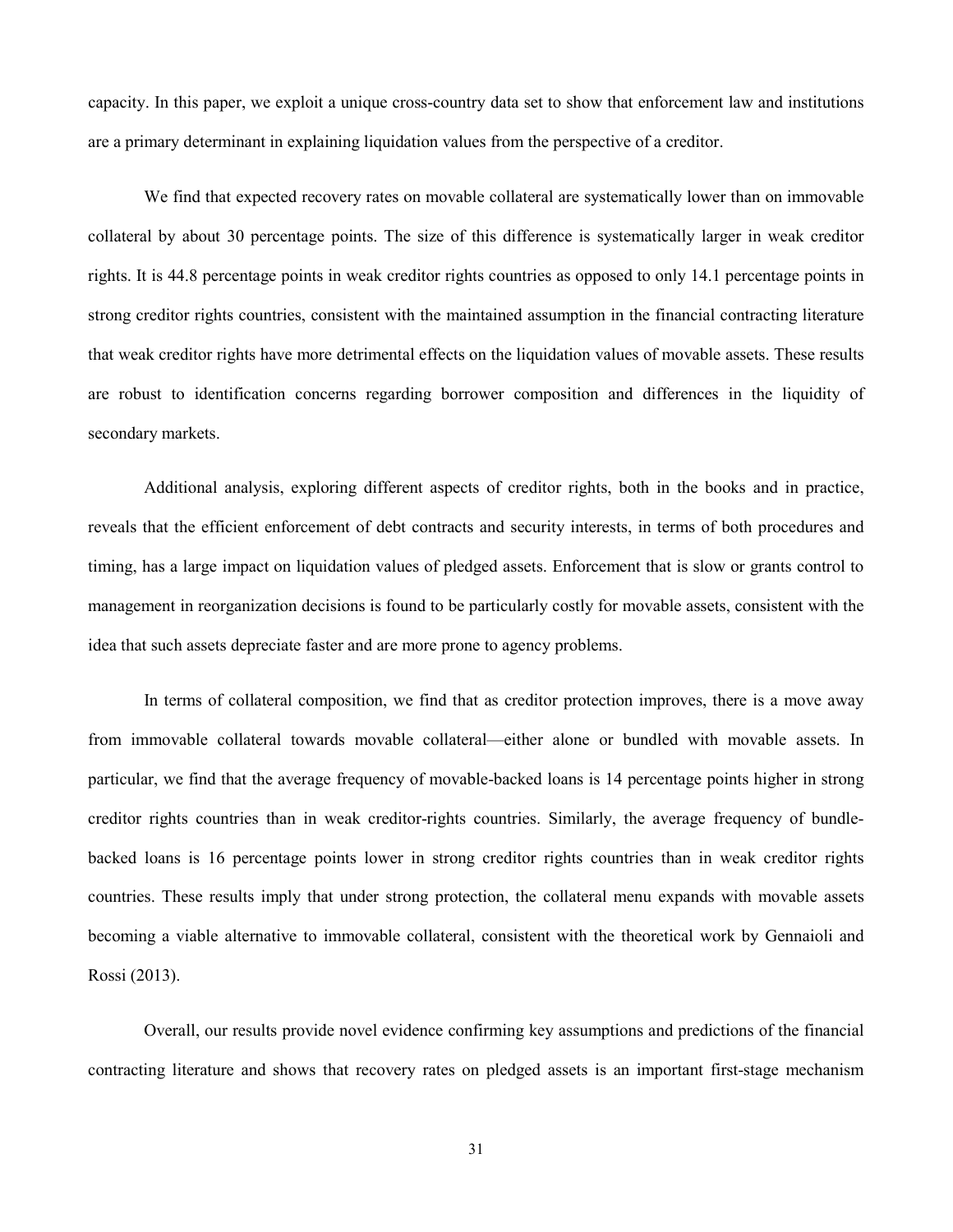capacity. In this paper, we exploit a unique cross-country data set to show that enforcement law and institutions are a primary determinant in explaining liquidation values from the perspective of a creditor.

We find that expected recovery rates on movable collateral are systematically lower than on immovable collateral by about 30 percentage points. The size of this difference is systematically larger in weak creditor rights. It is 44.8 percentage points in weak creditor rights countries as opposed to only 14.1 percentage points in strong creditor rights countries, consistent with the maintained assumption in the financial contracting literature that weak creditor rights have more detrimental effects on the liquidation values of movable assets. These results are robust to identification concerns regarding borrower composition and differences in the liquidity of secondary markets.

Additional analysis, exploring different aspects of creditor rights, both in the books and in practice, reveals that the efficient enforcement of debt contracts and security interests, in terms of both procedures and timing, has a large impact on liquidation values of pledged assets. Enforcement that is slow or grants control to management in reorganization decisions is found to be particularly costly for movable assets, consistent with the idea that such assets depreciate faster and are more prone to agency problems.

In terms of collateral composition, we find that as creditor protection improves, there is a move away from immovable collateral towards movable collateral—either alone or bundled with movable assets. In particular, we find that the average frequency of movable-backed loans is 14 percentage points higher in strong creditor rights countries than in weak creditor-rights countries. Similarly, the average frequency of bundle-backed loans is 16 percentage points lower in strong creditor rights countries than in weak creditor rights countries. These results imply that under strong protection, the collateral menu expands with movable assets becoming a viable alternative to immovable collateral, consistent with the theoretical work by Gennaioli and Rossi (2013).

Overall, our results provide novel evidence confirming key assumptions and predictions of the financial contracting literature and shows that recovery rates on pledged assets is an important first-stage mechanism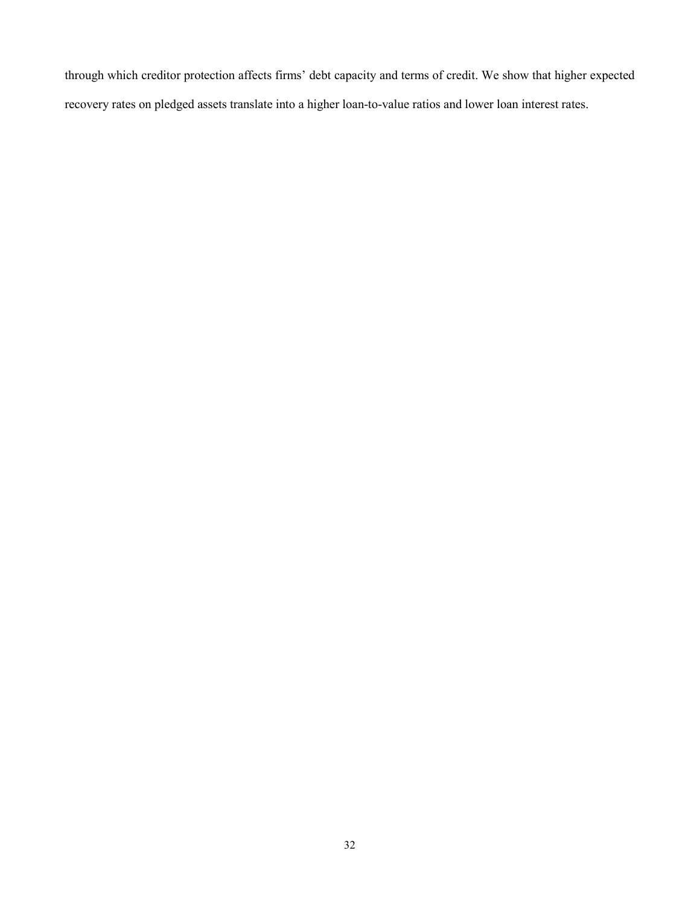through which creditor protection affects firms' debt capacity and terms of credit. We show that higher expected recovery rates on pledged assets translate into a higher loan-to-value ratios and lower loan interest rates.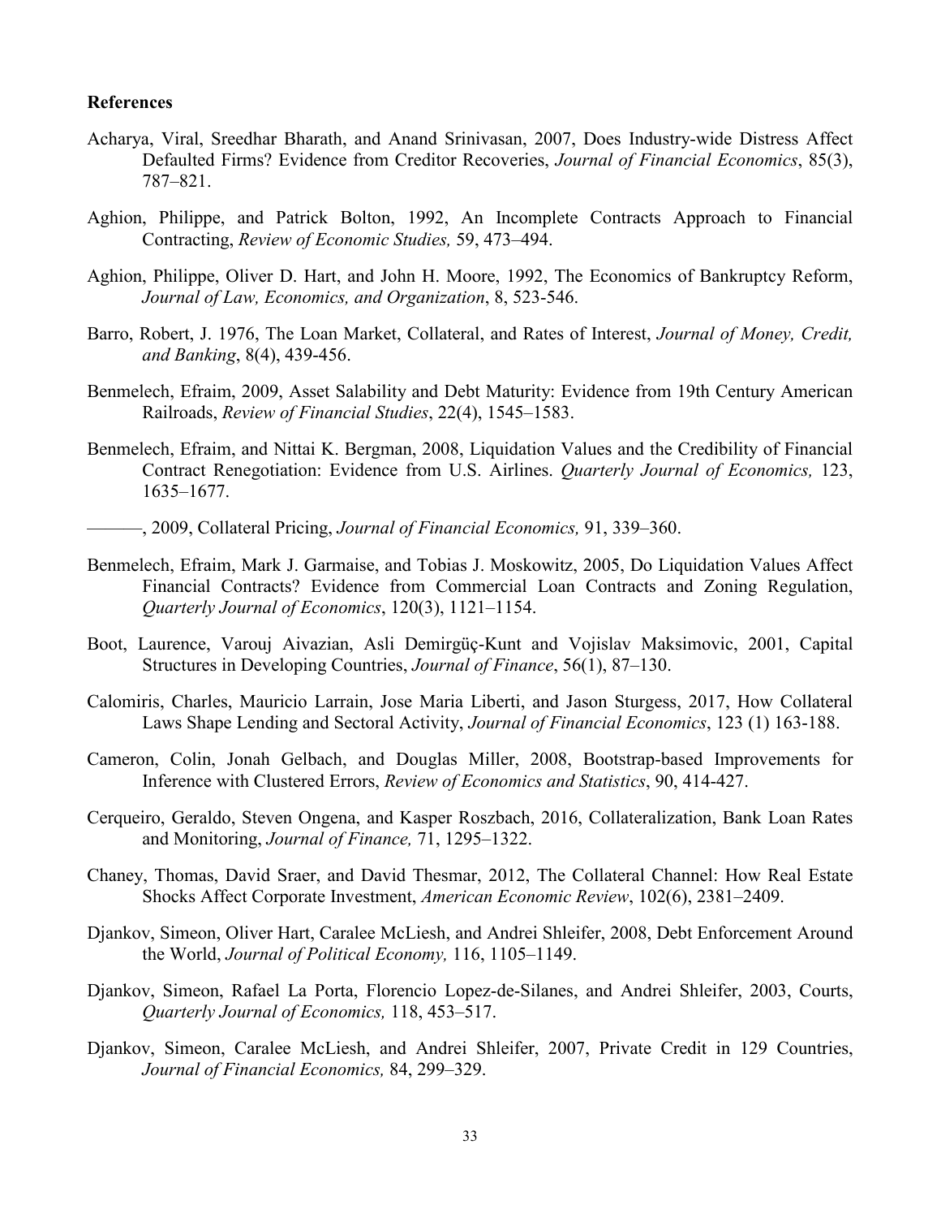**References**

Acharya, Viral, Sreedhar Bharath, and Anand Srinivasan, 2007, Does Industry-wide Distress Affect Defaulted Firms? Evidence from Creditor Recoveries, *Journal of Financial Economics*, 85(3), 787–821.

Aghion, Philippe, and Patrick Bolton, 1992, An Incomplete Contracts Approach to Financial Contracting, *Review of Economic Studies,* 59, 473–494.

Aghion, Philippe, Oliver D. Hart, and John H. Moore, 1992, The Economics of Bankruptcy Reform, *Journal of Law, Economics, and Organization*, 8, 523-546.

Barro, Robert, J. 1976, The Loan Market, Collateral, and Rates of Interest, *Journal of Money, Credit, and Banking*, 8(4), 439-456.

Benmelech, Efraim, 2009, Asset Salability and Debt Maturity: Evidence from 19th Century American Railroads, *Review of Financial Studies*, 22(4), 1545–1583.

Benmelech, Efraim, and Nittai K. Bergman, 2008, Liquidation Values and the Credibility of Financial Contract Renegotiation: Evidence from U.S. Airlines. *Quarterly Journal of Economics,* 123, 1635–1677.

———, 2009, Collateral Pricing, *Journal of Financial Economics,* 91, 339–360.

Benmelech, Efraim, Mark J. Garmaise, and Tobias J. Moskowitz, 2005, Do Liquidation Values Affect Financial Contracts? Evidence from Commercial Loan Contracts and Zoning Regulation, *Quarterly Journal of Economics*, 120(3), 1121–1154.

Boot, Laurence, Varouj Aivazian, Asli Demirgüç-Kunt and Vojislav Maksimovic, 2001, Capital Structures in Developing Countries, *Journal of Finance*, 56(1), 87–130.

Calomiris, Charles, Mauricio Larrain, Jose Maria Liberti, and Jason Sturgess, 2017, How Collateral Laws Shape Lending and Sectoral Activity, *Journal of Financial Economics*, 123 (1) 163-188.

Cameron, Colin, Jonah Gelbach, and Douglas Miller, 2008, Bootstrap-based Improvements for Inference with Clustered Errors, *Review of Economics and Statistics*, 90, 414-427.

Cerqueiro, Geraldo, Steven Ongena, and Kasper Roszbach, 2016, Collateralization, Bank Loan Rates and Monitoring, *Journal of Finance,* 71, 1295–1322.

Chaney, Thomas, David Sraer, and David Thesmar, 2012, The Collateral Channel: How Real Estate Shocks Affect Corporate Investment, *American Economic Review*, 102(6), 2381–2409.

Djankov, Simeon, Oliver Hart, Caralee McLiesh, and Andrei Shleifer, 2008, Debt Enforcement Around the World, *Journal of Political Economy,* 116, 1105–1149.

Djankov, Simeon, Rafael La Porta, Florencio Lopez-de-Silanes, and Andrei Shleifer, 2003, Courts, *Quarterly Journal of Economics,* 118, 453–517.

Djankov, Simeon, Caralee McLiesh, and Andrei Shleifer, 2007, Private Credit in 129 Countries, *Journal of Financial Economics,* 84, 299–329.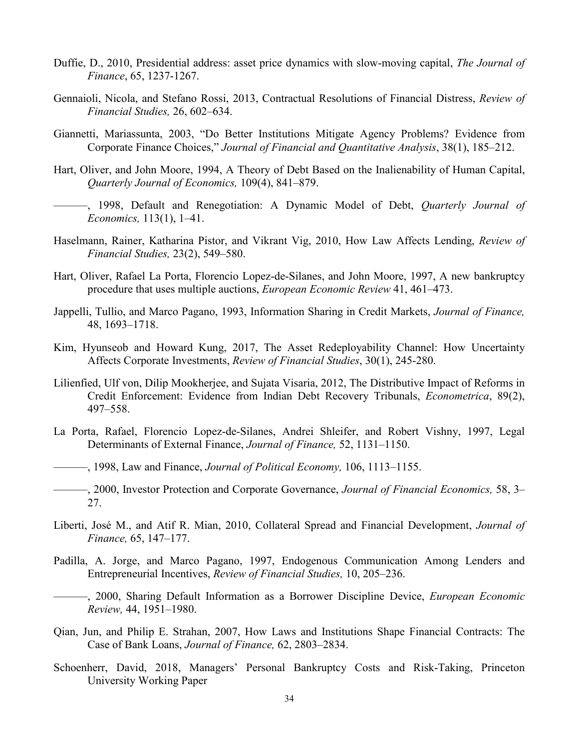Duffie, D., 2010, Presidential address: asset price dynamics with slow-moving capital, *The Journal of Finance*, 65, 1237-1267.

Gennaioli, Nicola, and Stefano Rossi, 2013, Contractual Resolutions of Financial Distress, *Review of Financial Studies,* 26, 602–634.

Giannetti, Mariassunta, 2003, "Do Better Institutions Mitigate Agency Problems? Evidence from Corporate Finance Choices," *Journal of Financial and Quantitative Analysis*, 38(1), 185–212.

Hart, Oliver, and John Moore, 1994, A Theory of Debt Based on the Inalienability of Human Capital, *Quarterly Journal of Economics,* 109(4), 841–879.

———, 1998, Default and Renegotiation: A Dynamic Model of Debt, *Quarterly Journal of Economics,* 113(1), 1–41.

Haselmann, Rainer, Katharina Pistor, and Vikrant Vig, 2010, How Law Affects Lending, *Review of Financial Studies,* 23(2), 549–580.

Hart, Oliver, Rafael La Porta, Florencio Lopez-de-Silanes, and John Moore, 1997, A new bankruptcy procedure that uses multiple auctions, *European Economic Review* 41, 461–473.

Jappelli, Tullio, and Marco Pagano, 1993, Information Sharing in Credit Markets, *Journal of Finance,* 48, 1693–1718.

Kim, Hyunseob and Howard Kung, 2017, The Asset Redeployability Channel: How Uncertainty Affects Corporate Investments, *Review of Financial Studies*, 30(1), 245-280.

Lilienfied, Ulf von, Dilip Mookherjee, and Sujata Visaria, 2012, The Distributive Impact of Reforms in Credit Enforcement: Evidence from Indian Debt Recovery Tribunals, *Econometrica*, 89(2), 497–558.

La Porta, Rafael, Florencio Lopez-de-Silanes, Andrei Shleifer, and Robert Vishny, 1997, Legal Determinants of External Finance, *Journal of Finance,* 52, 1131–1150.

———, 1998, Law and Finance, *Journal of Political Economy,* 106, 1113–1155.

———, 2000, Investor Protection and Corporate Governance, *Journal of Financial Economics,* 58, 3–27.

Liberti, José M., and Atif R. Mian, 2010, Collateral Spread and Financial Development, *Journal of Finance,* 65, 147–177.

Padilla, A. Jorge, and Marco Pagano, 1997, Endogenous Communication Among Lenders and Entrepreneurial Incentives, *Review of Financial Studies,* 10, 205–236.

———, 2000, Sharing Default Information as a Borrower Discipline Device, *European Economic Review,* 44, 1951–1980.

Qian, Jun, and Philip E. Strahan, 2007, How Laws and Institutions Shape Financial Contracts: The Case of Bank Loans, *Journal of Finance,* 62, 2803–2834.

Schoenherr, David, 2018, Managers' Personal Bankruptcy Costs and Risk-Taking, Princeton University Working Paper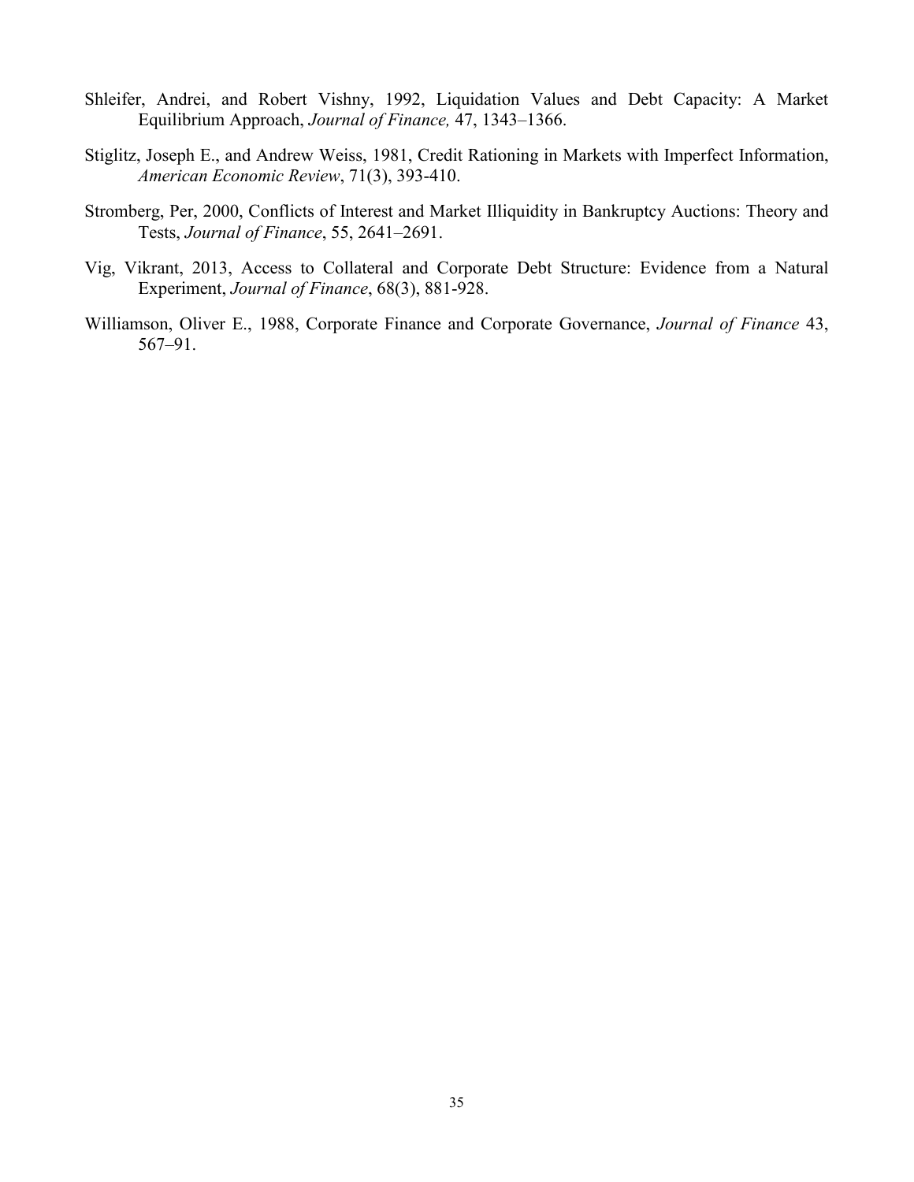Shleifer, Andrei, and Robert Vishny, 1992, Liquidation Values and Debt Capacity: A Market Equilibrium Approach, *Journal of Finance,* 47, 1343–1366.

Stiglitz, Joseph E., and Andrew Weiss, 1981, Credit Rationing in Markets with Imperfect Information, *American Economic Review*, 71(3), 393-410.

Stromberg, Per, 2000, Conflicts of Interest and Market Illiquidity in Bankruptcy Auctions: Theory and Tests, *Journal of Finance*, 55, 2641–2691.

Vig, Vikrant, 2013, Access to Collateral and Corporate Debt Structure: Evidence from a Natural Experiment, *Journal of Finance*, 68(3), 881-928.

Williamson, Oliver E., 1988, Corporate Finance and Corporate Governance, *Journal of Finance* 43, 567–91.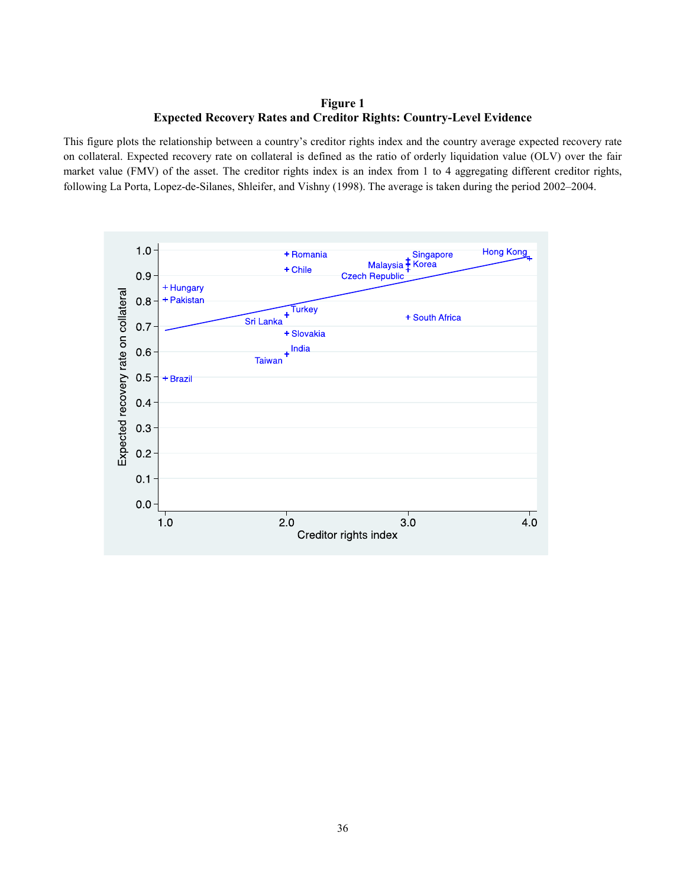**Figure 1**
**Expected Recovery Rates and Creditor Rights: Country-Level Evidence**

This figure plots the relationship between a country's creditor rights index and the country average expected recovery rate on collateral. Expected recovery rate on collateral is defined as the ratio of orderly liquidation value (OLV) over the fair market value (FMV) of the asset. The creditor rights index is an index from 1 to 4 aggregating different creditor rights, following La Porta, Lopez-de-Silanes, Shleifer, and Vishny (1998). The average is taken during the period 2002–2004.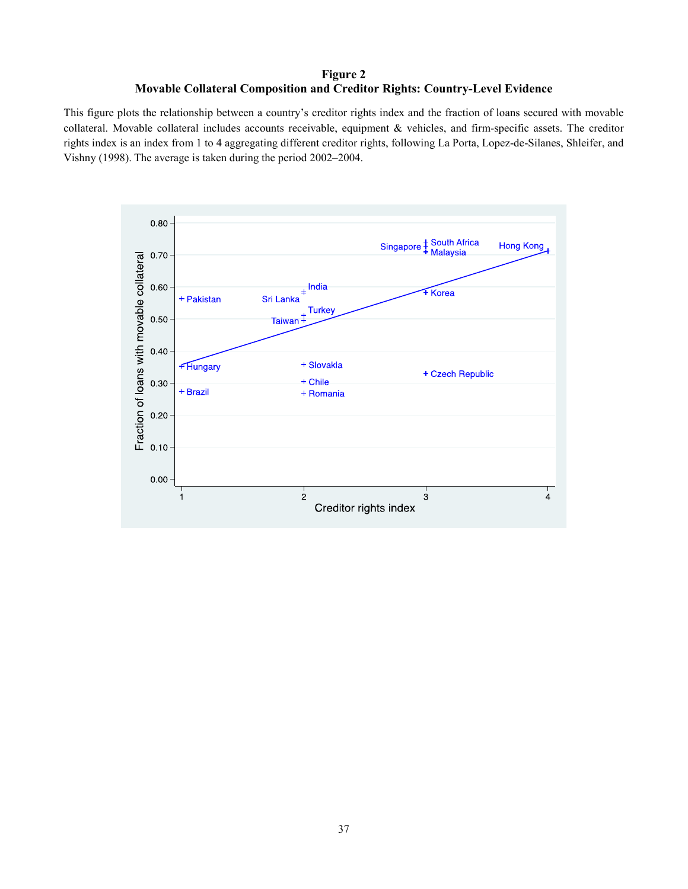**Figure 2**
**Movable Collateral Composition and Creditor Rights: Country-Level Evidence**

This figure plots the relationship between a country's creditor rights index and the fraction of loans secured with movable collateral. Movable collateral includes accounts receivable, equipment & vehicles, and firm-specific assets. The creditor rights index is an index from 1 to 4 aggregating different creditor rights, following La Porta, Lopez-de-Silanes, Shleifer, and Vishny (1998). The average is taken during the period 2002–2004.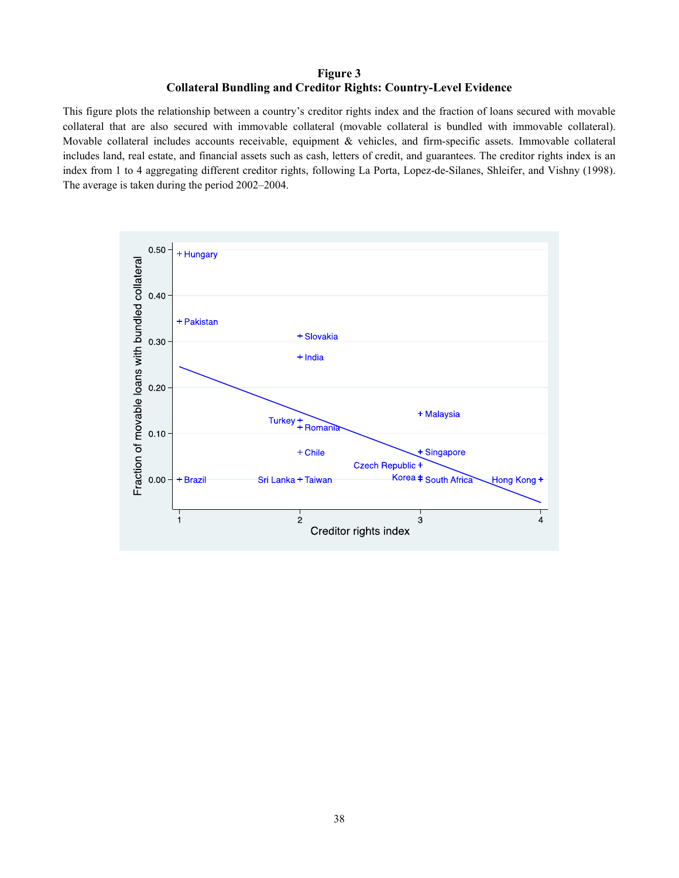**Figure 3**
**Collateral Bundling and Creditor Rights: Country-Level Evidence**

This figure plots the relationship between a country's creditor rights index and the fraction of loans secured with movable collateral that are also secured with immovable collateral (movable collateral is bundled with immovable collateral). Movable collateral includes accounts receivable, equipment & vehicles, and firm-specific assets. Immovable collateral includes land, real estate, and financial assets such as cash, letters of credit, and guarantees. The creditor rights index is an index from 1 to 4 aggregating different creditor rights, following La Porta, Lopez-de-Silanes, Shleifer, and Vishny (1998). The average is taken during the period 2002–2004.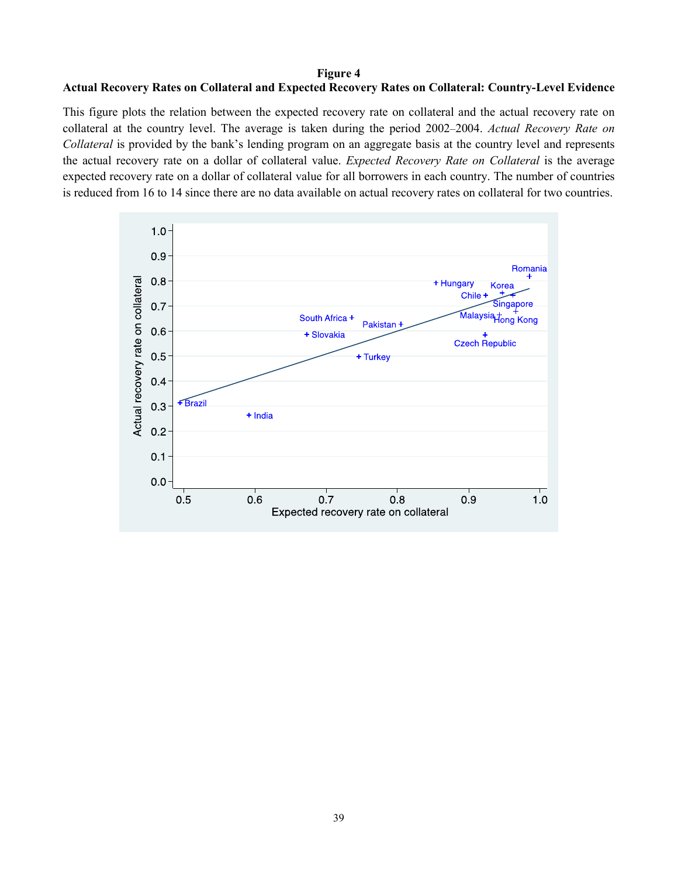**Figure 4**

**Actual Recovery Rates on Collateral and Expected Recovery Rates on Collateral: Country-Level Evidence**

This figure plots the relation between the expected recovery rate on collateral and the actual recovery rate on collateral at the country level. The average is taken during the period 2002–2004. *Actual Recovery Rate on Collateral* is provided by the bank's lending program on an aggregate basis at the country level and represents the actual recovery rate on a dollar of collateral value. *Expected Recovery Rate on Collateral* is the average expected recovery rate on a dollar of collateral value for all borrowers in each country. The number of countries is reduced from 16 to 14 since there are no data available on actual recovery rates on collateral for two countries.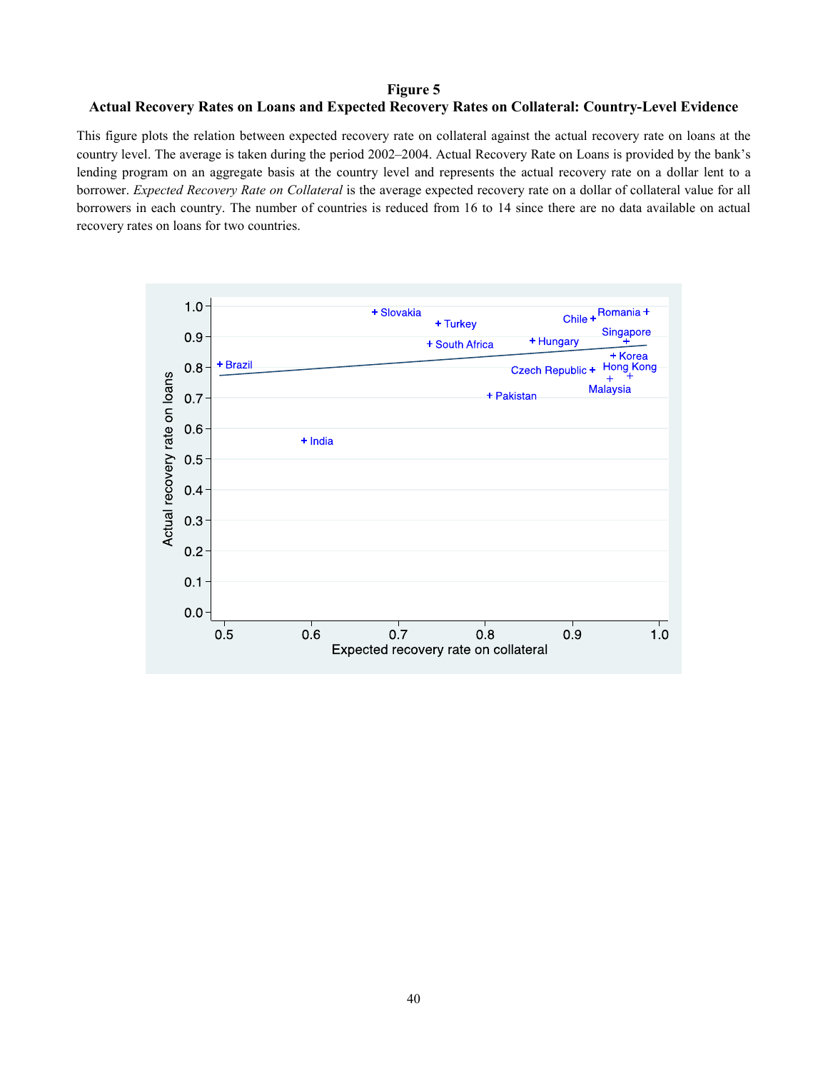**Figure 5**
**Actual Recovery Rates on Loans and Expected Recovery Rates on Collateral: Country-Level Evidence**

This figure plots the relation between expected recovery rate on collateral against the actual recovery rate on loans at the country level. The average is taken during the period 2002–2004. Actual Recovery Rate on Loans is provided by the bank's lending program on an aggregate basis at the country level and represents the actual recovery rate on a dollar lent to a borrower. *Expected Recovery Rate on Collateral* is the average expected recovery rate on a dollar of collateral value for all borrowers in each country. The number of countries is reduced from 16 to 14 since there are no data available on actual recovery rates on loans for two countries.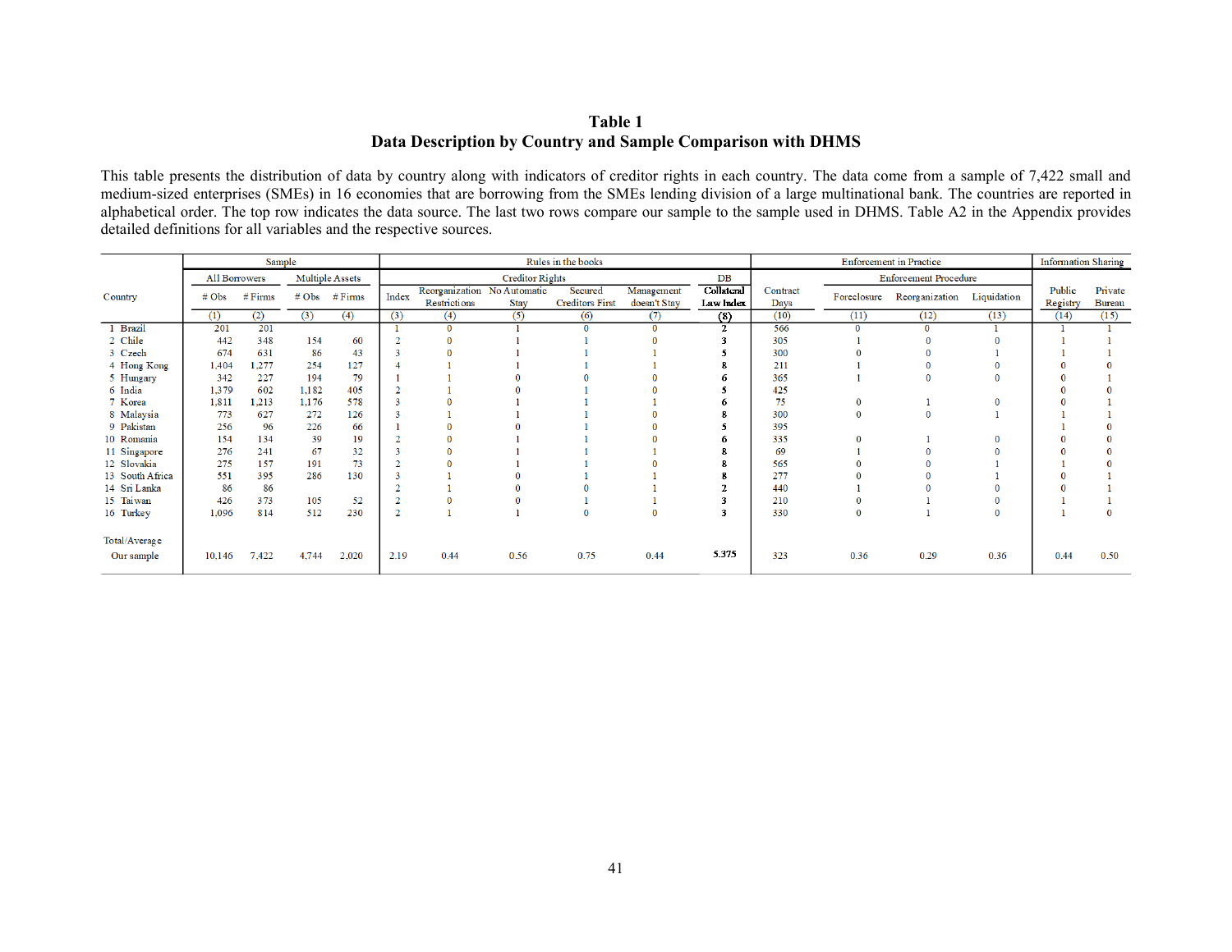# Table 1
## Data Description by Country and Sample Comparison with DHMS

This table presents the distribution of data by country along with indicators of creditor rights in each country. The data come from a sample of 7,422 small and medium-sized enterprises (SMEs) in 16 economies that are borrowing from the SMEs lending division of a large multinational bank. The countries are reported in alphabetical order. The top row indicates the data source. The last two rows compare our sample to the sample used in DHMS. Table A2 in the Appendix provides detailed definitions for all variables and the respective sources.

| | Sample | | | | Rules in the books | | | | | | Enforcement in Practice | | | | Information Sharing | |
|---|---|---|---|---|---|---|---|---|---|---|---|---|---|---|---|---|
| | All Borrowers | | Multiple Assets | | Creditor Rights | | | | | DB | | Enforcement Procedure | | | | |
| Country | # Obs | # Firms | # Obs | # Firms | Index | Reorganization Restrictions | No Automatic Stay | Secured Creditors First | Management doesn't Stay | **Collateral Law Index** | Contract Days | Foreclosure | Reorganization | Liquidation | Public Registry | Private Bureau |
| | (1) | (2) | (3) | (4) | (3) | (4) | (5) | (6) | (7) | **(8)** | (10) | (11) | (12) | (13) | (14) | (15) |
| 1 Brazil | 201 | 201 | | | 1 | 0 | 1 | 0 | 0 | **2** | 566 | 0 | 0 | 1 | 1 | 1 |
| 2 Chile | 442 | 348 | 154 | 60 | 2 | 0 | 1 | 1 | 0 | **3** | 305 | 1 | 0 | 0 | 1 | 1 |
| 3 Czech | 674 | 631 | 86 | 43 | 3 | 0 | 1 | 1 | 1 | **5** | 300 | 0 | 0 | 1 | 1 | 1 |
| 4 Hong Kong | 1,404 | 1,277 | 254 | 127 | 4 | 1 | 1 | 1 | 1 | **8** | 211 | 1 | 0 | 0 | 0 | 0 |
| 5 Hungary | 342 | 227 | 194 | 79 | 1 | 1 | 0 | 0 | 0 | **6** | 365 | 1 | 0 | 0 | 0 | 1 |
| 6 India | 1,379 | 602 | 1,182 | 405 | 2 | 1 | 0 | 1 | 0 | **5** | 425 | | | | 0 | 0 |
| 7 Korea | 1,811 | 1,213 | 1,176 | 578 | 3 | 0 | 1 | 1 | 1 | **6** | 75 | 0 | 1 | 0 | 0 | 1 |
| 8 Malaysia | 773 | 627 | 272 | 126 | 3 | 1 | 1 | 1 | 0 | **8** | 300 | 0 | 0 | 1 | 1 | 1 |
| 9 Pakistan | 256 | 96 | 226 | 66 | 1 | 0 | 0 | 1 | 0 | **5** | 395 | | | | 1 | 0 |
| 10 Romania | 154 | 134 | 39 | 19 | 2 | 0 | 1 | 1 | 0 | **6** | 335 | 0 | 1 | 0 | 0 | 0 |
| 11 Singapore | 276 | 241 | 67 | 32 | 3 | 0 | 1 | 1 | 1 | **8** | 69 | 1 | 0 | 0 | 0 | 0 |
| 12 Slovakia | 275 | 157 | 191 | 73 | 2 | 0 | 1 | 1 | 0 | **8** | 565 | 0 | 0 | 1 | 1 | 0 |
| 13 South Africa | 551 | 395 | 286 | 130 | 3 | 1 | 0 | 1 | 1 | **8** | 277 | 0 | 0 | 1 | 0 | 1 |
| 14 Sri Lanka | 86 | 86 | | | 2 | 1 | 0 | 0 | 1 | **2** | 440 | 1 | 0 | 0 | 0 | 1 |
| 15 Taiwan | 426 | 373 | 105 | 52 | 2 | 0 | 0 | 1 | 1 | **3** | 210 | 0 | 1 | 0 | 1 | 1 |
| 16 Turkey | 1,096 | 814 | 512 | 230 | 2 | 1 | 1 | 0 | 0 | **3** | 330 | 0 | 1 | 0 | 1 | 0 |
| Total/Average | | | | | | | | | | | | | | | | |
| Our sample | 10,146 | 7,422 | 4,744 | 2,020 | 2.19 | 0.44 | 0.56 | 0.75 | 0.44 | **5.375** | 323 | 0.36 | 0.29 | 0.36 | 0.44 | 0.50 |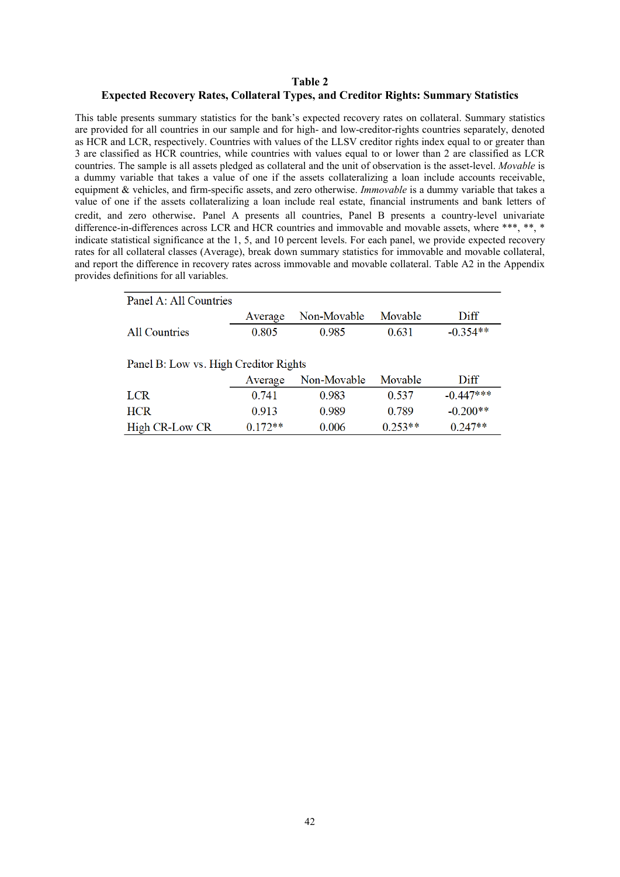**Table 2**

**Expected Recovery Rates, Collateral Types, and Creditor Rights: Summary Statistics**

This table presents summary statistics for the bank's expected recovery rates on collateral. Summary statistics are provided for all countries in our sample and for high- and low-creditor-rights countries separately, denoted as HCR and LCR, respectively. Countries with values of the LLSV creditor rights index equal to or greater than 3 are classified as HCR countries, while countries with values equal to or lower than 2 are classified as LCR countries. The sample is all assets pledged as collateral and the unit of observation is the asset-level. *Movable* is a dummy variable that takes a value of one if the assets collateralizing a loan include accounts receivable, equipment & vehicles, and firm-specific assets, and zero otherwise. *Immovable* is a dummy variable that takes a value of one if the assets collateralizing a loan include real estate, financial instruments and bank letters of credit, and zero otherwise. Panel A presents all countries, Panel B presents a country-level univariate difference-in-differences across LCR and HCR countries and immovable and movable assets, where ***, **, * indicate statistical significance at the 1, 5, and 10 percent levels. For each panel, we provide expected recovery rates for all collateral classes (Average), break down summary statistics for immovable and movable collateral, and report the difference in recovery rates across immovable and movable collateral. Table A2 in the Appendix provides definitions for all variables.

| Panel A: All Countries | | | | |
|---|---|---|---|---|
| | Average | Non-Movable | Movable | Diff |
| All Countries | 0.805 | 0.985 | 0.631 | -0.354** |
| | | | | |
| **Panel B: Low vs. High Creditor Rights** | | | | |
| | Average | Non-Movable | Movable | Diff |
| LCR | 0.741 | 0.983 | 0.537 | -0.447*** |
| HCR | 0.913 | 0.989 | 0.789 | -0.200** |
| High CR-Low CR | 0.172** | 0.006 | 0.253** | 0.247** |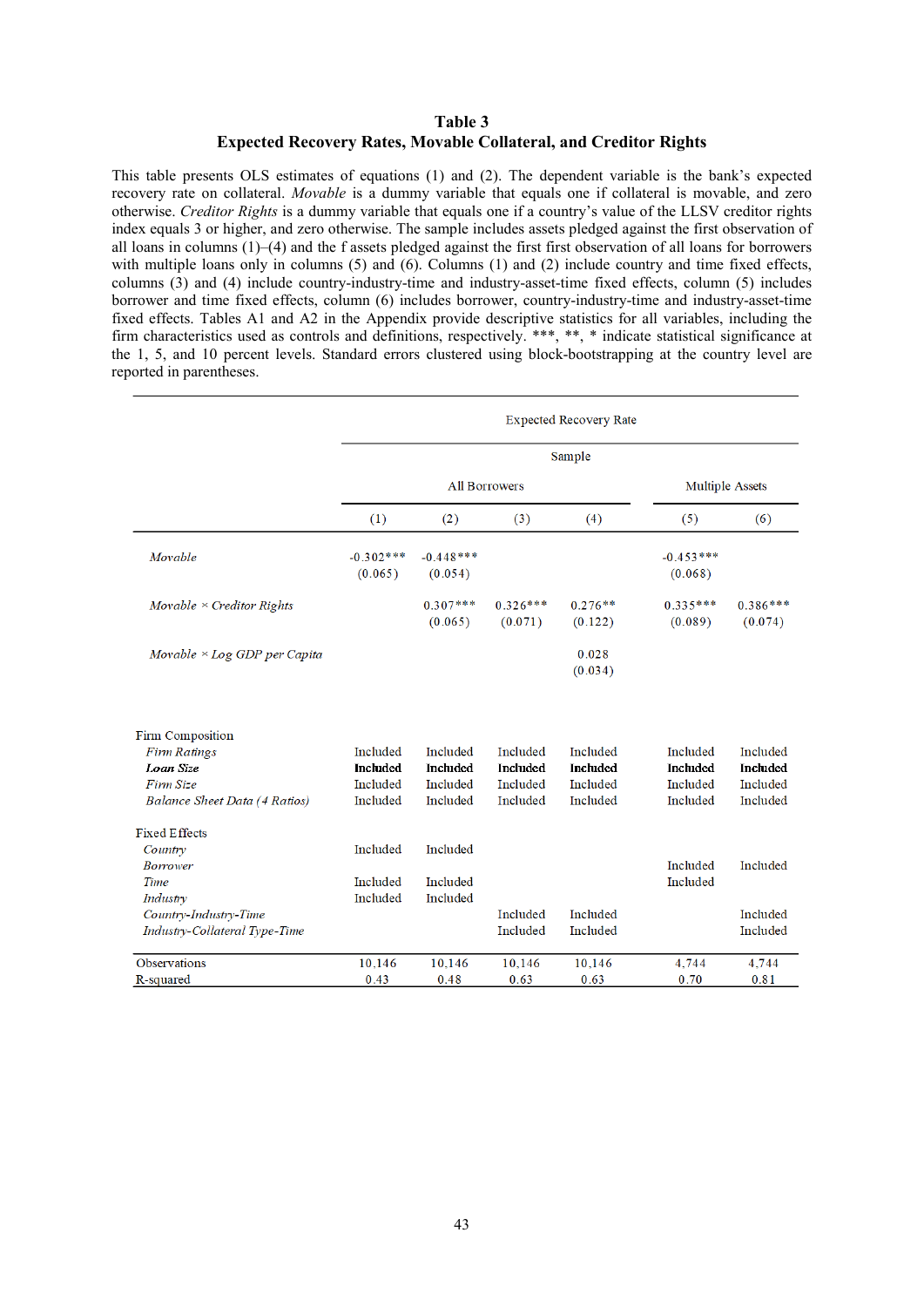## Table 3
### Expected Recovery Rates, Movable Collateral, and Creditor Rights

This table presents OLS estimates of equations (1) and (2). The dependent variable is the bank's expected recovery rate on collateral. *Movable* is a dummy variable that equals one if collateral is movable, and zero otherwise. *Creditor Rights* is a dummy variable that equals one if a country's value of the LLSV creditor rights index equals 3 or higher, and zero otherwise. The sample includes assets pledged against the first observation of all loans in columns (1)–(4) and the f assets pledged against the first first observation of all loans for borrowers with multiple loans only in columns (5) and (6). Columns (1) and (2) include country and time fixed effects, columns (3) and (4) include country-industry-time and industry-asset-time fixed effects, column (5) includes borrower and time fixed effects, column (6) includes borrower, country-industry-time and industry-asset-time fixed effects. Tables A1 and A2 in the Appendix provide descriptive statistics for all variables, including the firm characteristics used as controls and definitions, respectively. \*\*\*, \*\*, \* indicate statistical significance at the 1, 5, and 10 percent levels. Standard errors clustered using block-bootstrapping at the country level are reported in parentheses.

| | Expected Recovery Rate | | | | | |
|---|---|---|---|---|---|---|
| | Sample | | | | | |
| | All Borrowers | | | | Multiple Assets | |
| | (1) | (2) | (3) | (4) | (5) | (6) |
| *Movable* | -0.302*** | -0.448*** | | | -0.453*** | |
| | (0.065) | (0.054) | | | (0.068) | |
| *Movable × Creditor Rights* | | 0.307*** | 0.326*** | 0.276** | 0.335*** | 0.386*** |
| | | (0.065) | (0.071) | (0.122) | (0.089) | (0.074) |
| *Movable × Log GDP per Capita* | | | | 0.028 | | |
| | | | | (0.034) | | |
| Firm Composition | | | | | | |
| *Firm Ratings* | Included | Included | Included | Included | Included | Included |
| ***Loan Size*** | **Included** | **Included** | **Included** | **Included** | **Included** | **Included** |
| *Firm Size* | Included | Included | Included | Included | Included | Included |
| *Balance Sheet Data (4 Ratios)* | Included | Included | Included | Included | Included | Included |
| Fixed Effects | | | | | | |
| *Country* | Included | Included | | | | |
| *Borrower* | | | | | Included | Included |
| *Time* | Included | Included | | | Included | |
| *Industry* | Included | Included | | | | |
| *Country-Industry-Time* | | | Included | Included | | Included |
| *Industry-Collateral Type-Time* | | | Included | Included | | Included |
| Observations | 10,146 | 10,146 | 10,146 | 10,146 | 4,744 | 4,744 |
| R-squared | 0.43 | 0.48 | 0.63 | 0.63 | 0.70 | 0.81 |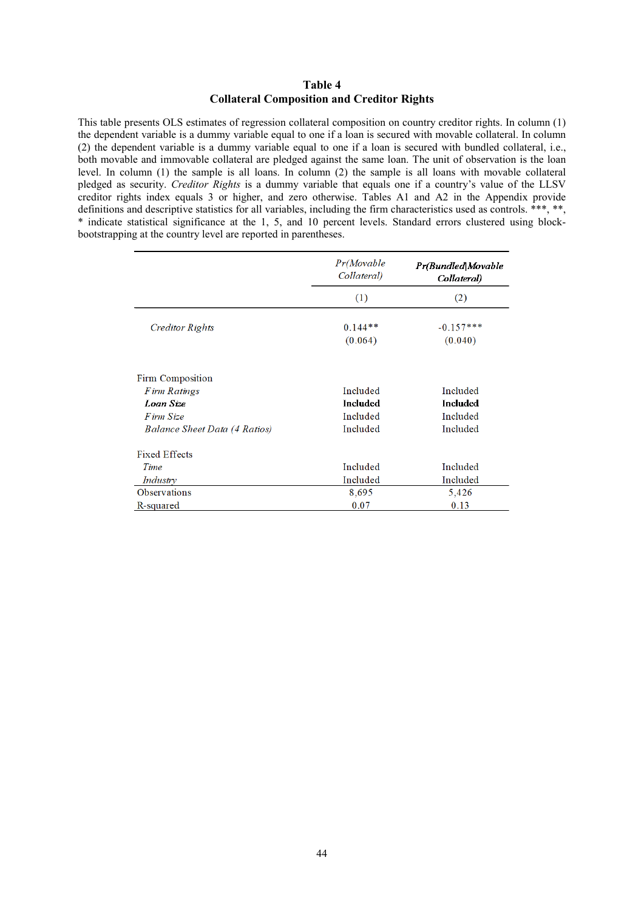**Table 4**
**Collateral Composition and Creditor Rights**

This table presents OLS estimates of regression collateral composition on country creditor rights. In column (1) the dependent variable is a dummy variable equal to one if a loan is secured with movable collateral. In column (2) the dependent variable is a dummy variable equal to one if a loan is secured with bundled collateral, i.e., both movable and immovable collateral are pledged against the same loan. The unit of observation is the loan level. In column (1) the sample is all loans. In column (2) the sample is all loans with movable collateral pledged as security. *Creditor Rights* is a dummy variable that equals one if a country's value of the LLSV creditor rights index equals 3 or higher, and zero otherwise. Tables A1 and A2 in the Appendix provide definitions and descriptive statistics for all variables, including the firm characteristics used as controls. ***, **, * indicate statistical significance at the 1, 5, and 10 percent levels. Standard errors clustered using block-bootstrapping at the country level are reported in parentheses.

| | *Pr(Movable Collateral)* | ***Pr(Bundled\|Movable Collateral)*** |
|---|---|---|
| | (1) | (2) |
| *Creditor Rights* | 0.144** | -0.157*** |
| | (0.064) | (0.040) |
| Firm Composition | | |
| *Firm Ratings* | Included | Included |
| ***Loan Size*** | **Included** | **Included** |
| *Firm Size* | Included | Included |
| *Balance Sheet Data (4 Ratios)* | Included | Included |
| Fixed Effects | | |
| *Time* | Included | Included |
| *Industry* | Included | Included |
| Observations | 8,695 | 5,426 |
| R-squared | 0.07 | 0.13 |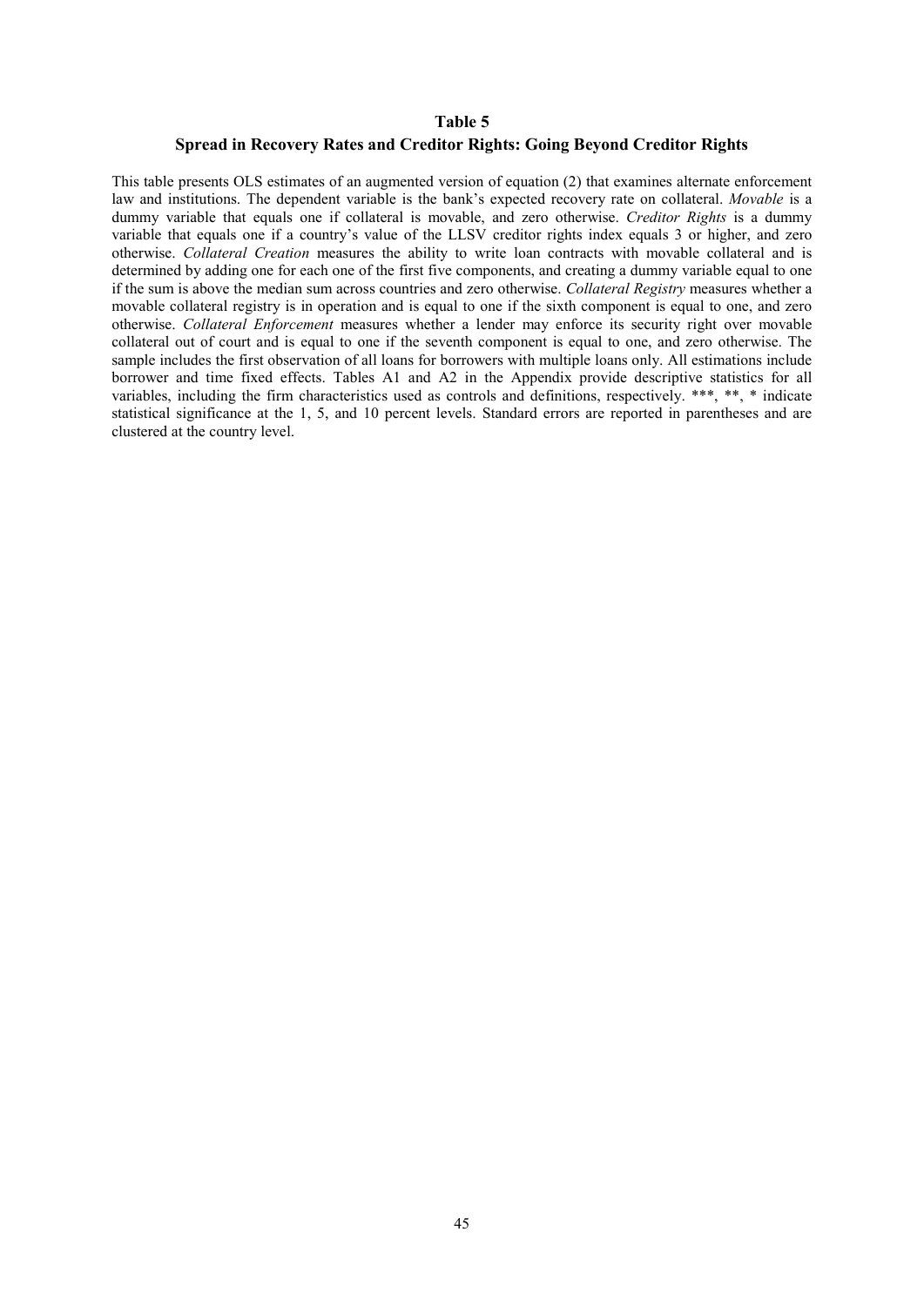# Table 5

## Spread in Recovery Rates and Creditor Rights: Going Beyond Creditor Rights

This table presents OLS estimates of an augmented version of equation (2) that examines alternate enforcement law and institutions. The dependent variable is the bank's expected recovery rate on collateral. *Movable* is a dummy variable that equals one if collateral is movable, and zero otherwise. *Creditor Rights* is a dummy variable that equals one if a country's value of the LLSV creditor rights index equals 3 or higher, and zero otherwise. *Collateral Creation* measures the ability to write loan contracts with movable collateral and is determined by adding one for each one of the first five components, and creating a dummy variable equal to one if the sum is above the median sum across countries and zero otherwise. *Collateral Registry* measures whether a movable collateral registry is in operation and is equal to one if the sixth component is equal to one, and zero otherwise. *Collateral Enforcement* measures whether a lender may enforce its security right over movable collateral out of court and is equal to one if the seventh component is equal to one, and zero otherwise. The sample includes the first observation of all loans for borrowers with multiple loans only. All estimations include borrower and time fixed effects. Tables A1 and A2 in the Appendix provide descriptive statistics for all variables, including the firm characteristics used as controls and definitions, respectively. \*\*\*, \*\*, \* indicate statistical significance at the 1, 5, and 10 percent levels. Standard errors are reported in parentheses and are clustered at the country level.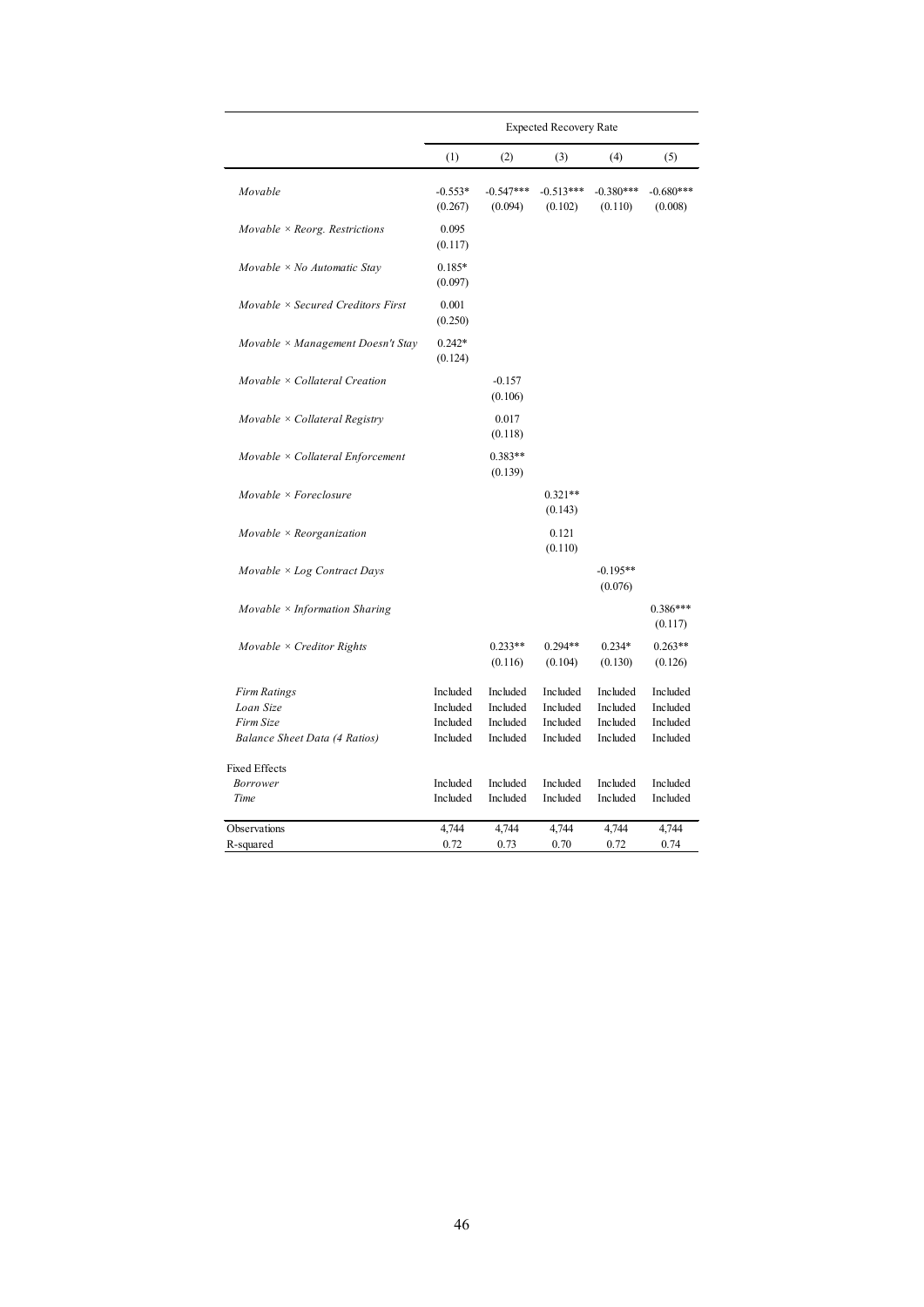| | Expected Recovery Rate | | | | |
|---|---|---|---|---|---|
| | (1) | (2) | (3) | (4) | (5) |
| *Movable* | -0.553* | -0.547*** | -0.513*** | -0.380*** | -0.680*** |
| | (0.267) | (0.094) | (0.102) | (0.110) | (0.008) |
| *Movable × Reorg. Restrictions* | 0.095 | | | | |
| | (0.117) | | | | |
| *Movable × No Automatic Stay* | 0.185* | | | | |
| | (0.097) | | | | |
| *Movable × Secured Creditors First* | 0.001 | | | | |
| | (0.250) | | | | |
| *Movable × Management Doesn't Stay* | 0.242* | | | | |
| | (0.124) | | | | |
| *Movable × Collateral Creation* | | -0.157 | | | |
| | | (0.106) | | | |
| *Movable × Collateral Registry* | | 0.017 | | | |
| | | (0.118) | | | |
| *Movable × Collateral Enforcement* | | 0.383** | | | |
| | | (0.139) | | | |
| *Movable × Foreclosure* | | | 0.321** | | |
| | | | (0.143) | | |
| *Movable × Reorganization* | | | 0.121 | | |
| | | | (0.110) | | |
| *Movable × Log Contract Days* | | | | -0.195** | |
| | | | | (0.076) | |
| *Movable × Information Sharing* | | | | | 0.386*** |
| | | | | | (0.117) |
| *Movable × Creditor Rights* | | 0.233** | 0.294** | 0.234* | 0.263** |
| | | (0.116) | (0.104) | (0.130) | (0.126) |
| *Firm Ratings* | Included | Included | Included | Included | Included |
| *Loan Size* | Included | Included | Included | Included | Included |
| *Firm Size* | Included | Included | Included | Included | Included |
| *Balance Sheet Data (4 Ratios)* | Included | Included | Included | Included | Included |
| Fixed Effects | | | | | |
| *Borrower* | Included | Included | Included | Included | Included |
| *Time* | Included | Included | Included | Included | Included |
| Observations | 4,744 | 4,744 | 4,744 | 4,744 | 4,744 |
| R-squared | 0.72 | 0.73 | 0.70 | 0.72 | 0.74 |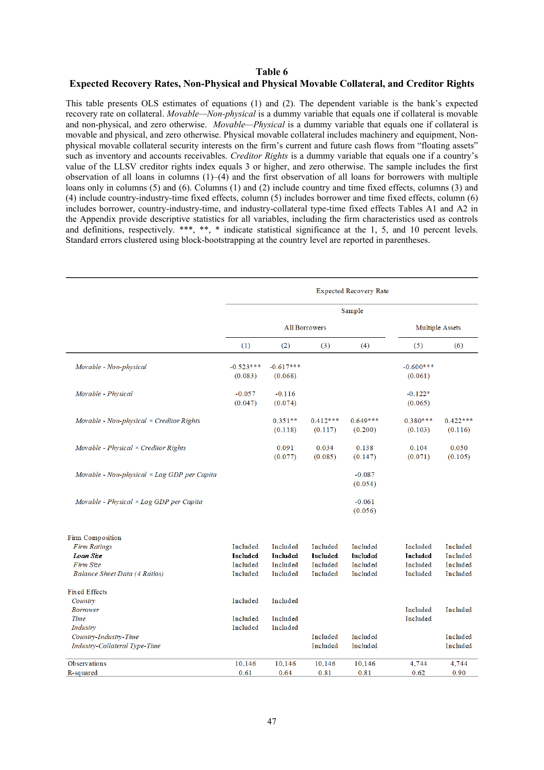# Table 6

## Expected Recovery Rates, Non-Physical and Physical Movable Collateral, and Creditor Rights

This table presents OLS estimates of equations (1) and (2). The dependent variable is the bank's expected recovery rate on collateral. *Movable—Non-physical* is a dummy variable that equals one if collateral is movable and non-physical, and zero otherwise. *Movable—Physical* is a dummy variable that equals one if collateral is movable and physical, and zero otherwise. Physical movable collateral includes machinery and equipment, Non-physical movable collateral security interests on the firm's current and future cash flows from "floating assets" such as inventory and accounts receivables. *Creditor Rights* is a dummy variable that equals one if a country's value of the LLSV creditor rights index equals 3 or higher, and zero otherwise. The sample includes the first observation of all loans in columns (1)–(4) and the first observation of all loans for borrowers with multiple loans only in columns (5) and (6). Columns (1) and (2) include country and time fixed effects, columns (3) and (4) include country-industry-time fixed effects, column (5) includes borrower and time fixed effects, column (6) includes borrower, country-industry-time, and industry-collateral type-time fixed effects Tables A1 and A2 in the Appendix provide descriptive statistics for all variables, including the firm characteristics used as controls and definitions, respectively. \*\*\*, \*\*, \* indicate statistical significance at the 1, 5, and 10 percent levels. Standard errors clustered using block-bootstrapping at the country level are reported in parentheses.

| | Expected Recovery Rate | | | | | |
|---|---|---|---|---|---|---|
| | Sample | | | | | |
| | All Borrowers | | | | Multiple Assets | |
| | (1) | (2) | (3) | (4) | (5) | (6) |
| *Movable - Non-physical* | -0.523*** | -0.617*** | | | -0.600*** | |
| | (0.083) | (0.068) | | | (0.061) | |
| *Movable - Physical* | -0.057 | -0.116 | | | -0.122* | |
| | (0.047) | (0.074) | | | (0.065) | |
| *Movable - Non-physical × Creditor Rights* | | 0.351** | 0.412*** | 0.649*** | 0.380*** | 0.422*** |
| | | (0.118) | (0.117) | (0.200) | (0.103) | (0.116) |
| *Movable - Physical × Creditor Rights* | | 0.091 | 0.034 | 0.138 | 0.104 | 0.050 |
| | | (0.077) | (0.085) | (0.147) | (0.071) | (0.105) |
| *Movable - Non-physical × Log GDP per Capita* | | | | -0.087 | | |
| | | | | (0.054) | | |
| *Movable - Physical × Log GDP per Capita* | | | | -0.061 | | |
| | | | | (0.056) | | |
| Firm Composition | | | | | | |
| *Firm Ratings* | Included | Included | Included | Included | Included | Included |
| ***Loan Size*** | Included | Included | Included | Included | Included | Included |
| *Firm Size* | Included | Included | Included | Included | Included | Included |
| *Balance Sheet Data (4 Ratios)* | Included | Included | Included | Included | Included | Included |
| Fixed Effects | | | | | | |
| *Country* | Included | Included | | | | |
| *Borrower* | | | | | Included | Included |
| *Time* | Included | Included | | | Included | |
| *Industry* | Included | Included | | | | |
| *Country-Industry-Time* | | | Included | Included | | Included |
| *Industry-Collateral Type-Time* | | | Included | Included | | Included |
| Observations | 10,146 | 10,146 | 10,146 | 10,146 | 4,744 | 4,744 |
| R-squared | 0.61 | 0.64 | 0.81 | 0.81 | 0.62 | 0.90 |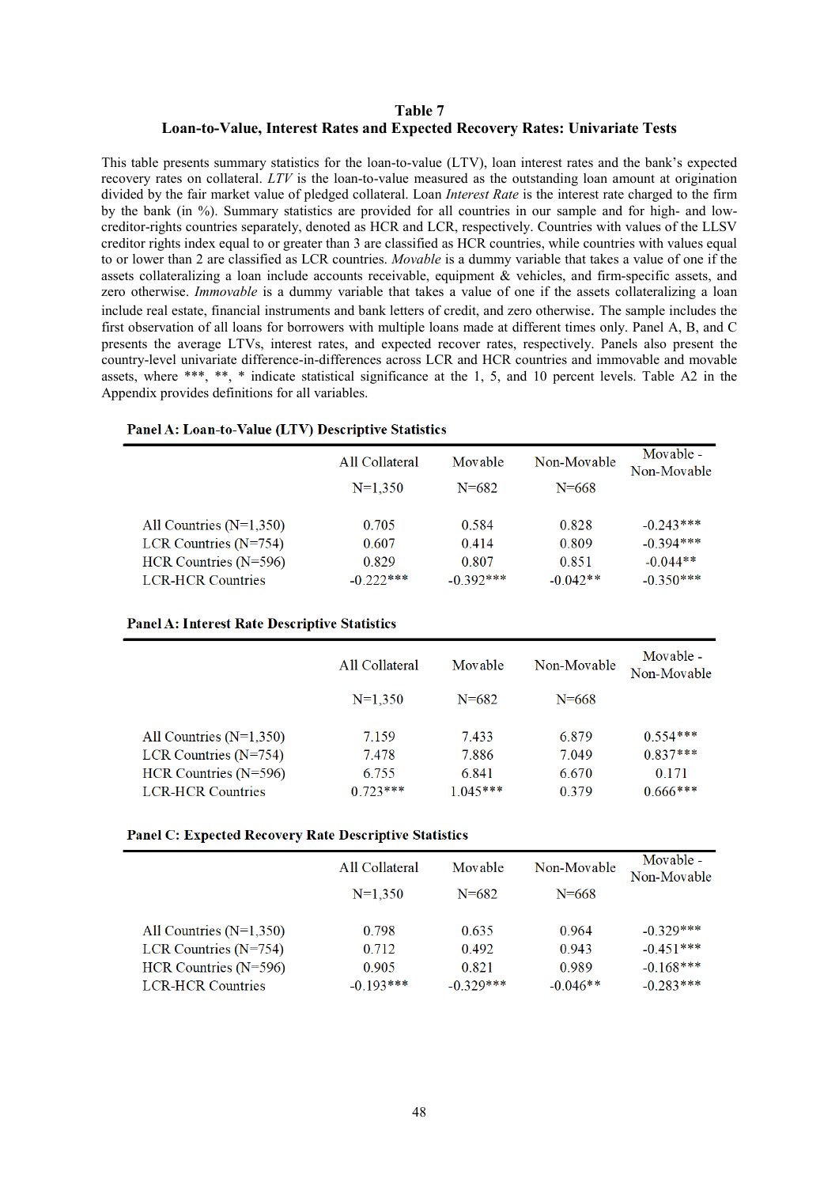# Table 7
## Loan-to-Value, Interest Rates and Expected Recovery Rates: Univariate Tests

This table presents summary statistics for the loan-to-value (LTV), loan interest rates and the bank's expected recovery rates on collateral. *LTV* is the loan-to-value measured as the outstanding loan amount at origination divided by the fair market value of pledged collateral. Loan *Interest Rate* is the interest rate charged to the firm by the bank (in %). Summary statistics are provided for all countries in our sample and for high- and low-creditor-rights countries separately, denoted as HCR and LCR, respectively. Countries with values of the LLSV creditor rights index equal to or greater than 3 are classified as HCR countries, while countries with values equal to or lower than 2 are classified as LCR countries. *Movable* is a dummy variable that takes a value of one if the assets collateralizing a loan include accounts receivable, equipment & vehicles, and firm-specific assets, and zero otherwise. *Immovable* is a dummy variable that takes a value of one if the assets collateralizing a loan include real estate, financial instruments and bank letters of credit, and zero otherwise. The sample includes the first observation of all loans for borrowers with multiple loans made at different times only. Panel A, B, and C presents the average LTVs, interest rates, and expected recover rates, respectively. Panels also present the country-level univariate difference-in-differences across LCR and HCR countries and immovable and movable assets, where ***, **, * indicate statistical significance at the 1, 5, and 10 percent levels. Table A2 in the Appendix provides definitions for all variables.

**Panel A: Loan-to-Value (LTV) Descriptive Statistics**

| | All Collateral | Movable | Non-Movable | Movable - Non-Movable |
|---|---|---|---|---|
| | N=1,350 | N=682 | N=668 | |
| All Countries (N=1,350) | 0.705 | 0.584 | 0.828 | -0.243*** |
| LCR Countries (N=754) | 0.607 | 0.414 | 0.809 | -0.394*** |
| HCR Countries (N=596) | 0.829 | 0.807 | 0.851 | -0.044** |
| LCR-HCR Countries | -0.222*** | -0.392*** | -0.042** | -0.350*** |

**Panel A: Interest Rate Descriptive Statistics**

| | All Collateral | Movable | Non-Movable | Movable - Non-Movable |
|---|---|---|---|---|
| | N=1,350 | N=682 | N=668 | |
| All Countries (N=1,350) | 7.159 | 7.433 | 6.879 | 0.554*** |
| LCR Countries (N=754) | 7.478 | 7.886 | 7.049 | 0.837*** |
| HCR Countries (N=596) | 6.755 | 6.841 | 6.670 | 0.171 |
| LCR-HCR Countries | 0.723*** | 1.045*** | 0.379 | 0.666*** |

**Panel C: Expected Recovery Rate Descriptive Statistics**

| | All Collateral | Movable | Non-Movable | Movable - Non-Movable |
|---|---|---|---|---|
| | N=1,350 | N=682 | N=668 | |
| All Countries (N=1,350) | 0.798 | 0.635 | 0.964 | -0.329*** |
| LCR Countries (N=754) | 0.712 | 0.492 | 0.943 | -0.451*** |
| HCR Countries (N=596) | 0.905 | 0.821 | 0.989 | -0.168*** |
| LCR-HCR Countries | -0.193*** | -0.329*** | -0.046** | -0.283*** |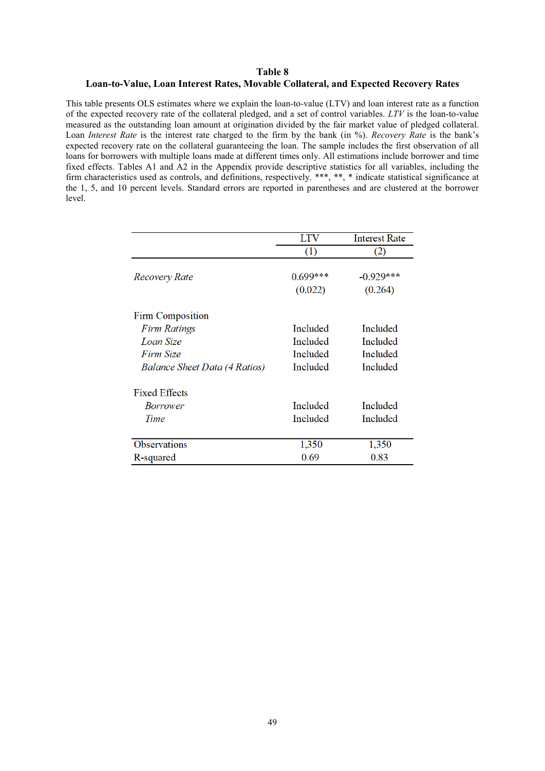# Table 8
## Loan-to-Value, Loan Interest Rates, Movable Collateral, and Expected Recovery Rates

This table presents OLS estimates where we explain the loan-to-value (LTV) and loan interest rate as a function of the expected recovery rate of the collateral pledged, and a set of control variables. *LTV* is the loan-to-value measured as the outstanding loan amount at origination divided by the fair market value of pledged collateral. Loan *Interest Rate* is the interest rate charged to the firm by the bank (in %). *Recovery Rate* is the bank's expected recovery rate on the collateral guaranteeing the loan. The sample includes the first observation of all loans for borrowers with multiple loans made at different times only. All estimations include borrower and time fixed effects. Tables A1 and A2 in the Appendix provide descriptive statistics for all variables, including the firm characteristics used as controls, and definitions, respectively. ***, **, * indicate statistical significance at the 1, 5, and 10 percent levels. Standard errors are reported in parentheses and are clustered at the borrower level.

| | LTV | Interest Rate |
|---|---|---|
| | (1) | (2) |
| *Recovery Rate* | 0.699*** | -0.929*** |
| | (0.022) | (0.264) |
| Firm Composition | | |
| *Firm Ratings* | Included | Included |
| *Loan Size* | Included | Included |
| *Firm Size* | Included | Included |
| *Balance Sheet Data (4 Ratios)* | Included | Included |
| Fixed Effects | | |
| *Borrower* | Included | Included |
| *Time* | Included | Included |
| Observations | 1,350 | 1,350 |
| R-squared | 0.69 | 0.83 |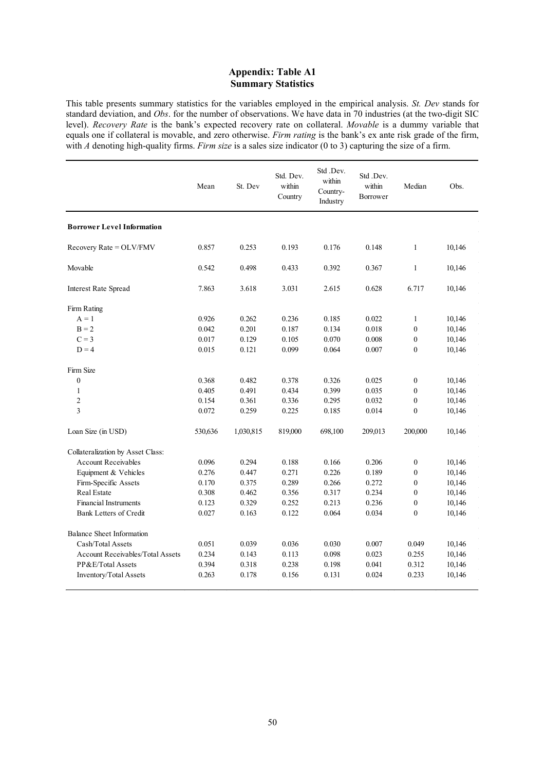# Appendix: Table A1
## Summary Statistics

This table presents summary statistics for the variables employed in the empirical analysis. *St. Dev* stands for standard deviation, and *Obs*. for the number of observations. We have data in 70 industries (at the two-digit SIC level). *Recovery Rate* is the bank's expected recovery rate on collateral. *Movable* is a dummy variable that equals one if collateral is movable, and zero otherwise. *Firm rating* is the bank's ex ante risk grade of the firm, with *A* denoting high-quality firms. *Firm size* is a sales size indicator (0 to 3) capturing the size of a firm.

| | Mean | St. Dev | Std. Dev. within Country | Std .Dev. within Country-Industry | Std .Dev. within Borrower | Median | Obs. |
|---|---|---|---|---|---|---|---|
| **Borrower Level Information** | | | | | | | |
| Recovery Rate = OLV/FMV | 0.857 | 0.253 | 0.193 | 0.176 | 0.148 | 1 | 10,146 |
| Movable | 0.542 | 0.498 | 0.433 | 0.392 | 0.367 | 1 | 10,146 |
| Interest Rate Spread | 7.863 | 3.618 | 3.031 | 2.615 | 0.628 | 6.717 | 10,146 |
| Firm Rating | | | | | | | |
| A = 1 | 0.926 | 0.262 | 0.236 | 0.185 | 0.022 | 1 | 10,146 |
| B = 2 | 0.042 | 0.201 | 0.187 | 0.134 | 0.018 | 0 | 10,146 |
| C = 3 | 0.017 | 0.129 | 0.105 | 0.070 | 0.008 | 0 | 10,146 |
| D = 4 | 0.015 | 0.121 | 0.099 | 0.064 | 0.007 | 0 | 10,146 |
| Firm Size | | | | | | | |
| 0 | 0.368 | 0.482 | 0.378 | 0.326 | 0.025 | 0 | 10,146 |
| 1 | 0.405 | 0.491 | 0.434 | 0.399 | 0.035 | 0 | 10,146 |
| 2 | 0.154 | 0.361 | 0.336 | 0.295 | 0.032 | 0 | 10,146 |
| 3 | 0.072 | 0.259 | 0.225 | 0.185 | 0.014 | 0 | 10,146 |
| Loan Size (in USD) | 530,636 | 1,030,815 | 819,000 | 698,100 | 209,013 | 200,000 | 10,146 |
| Collateralization by Asset Class: | | | | | | | |
| Account Receivables | 0.096 | 0.294 | 0.188 | 0.166 | 0.206 | 0 | 10,146 |
| Equipment & Vehicles | 0.276 | 0.447 | 0.271 | 0.226 | 0.189 | 0 | 10,146 |
| Firm-Specific Assets | 0.170 | 0.375 | 0.289 | 0.266 | 0.272 | 0 | 10,146 |
| Real Estate | 0.308 | 0.462 | 0.356 | 0.317 | 0.234 | 0 | 10,146 |
| Financial Instruments | 0.123 | 0.329 | 0.252 | 0.213 | 0.236 | 0 | 10,146 |
| Bank Letters of Credit | 0.027 | 0.163 | 0.122 | 0.064 | 0.034 | 0 | 10,146 |
| Balance Sheet Information | | | | | | | |
| Cash/Total Assets | 0.051 | 0.039 | 0.036 | 0.030 | 0.007 | 0.049 | 10,146 |
| Account Receivables/Total Assets | 0.234 | 0.143 | 0.113 | 0.098 | 0.023 | 0.255 | 10,146 |
| PP&E/Total Assets | 0.394 | 0.318 | 0.238 | 0.198 | 0.041 | 0.312 | 10,146 |
| Inventory/Total Assets | 0.263 | 0.178 | 0.156 | 0.131 | 0.024 | 0.233 | 10,146 |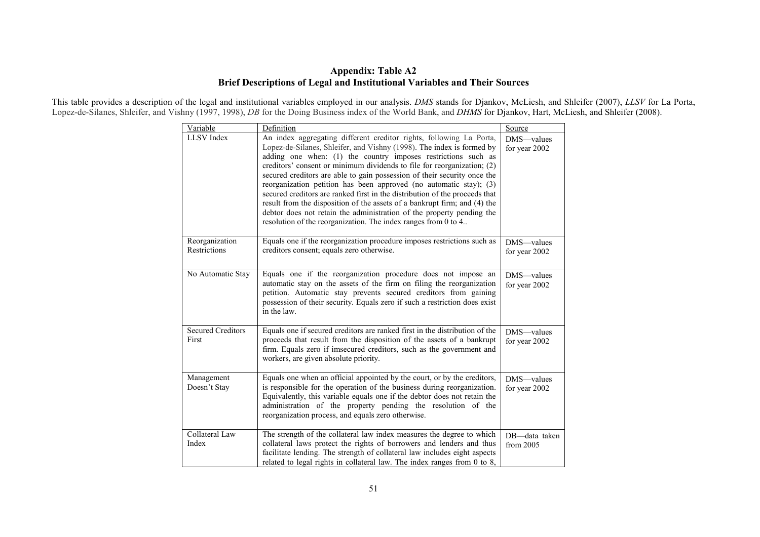## Appendix: Table A2
## Brief Descriptions of Legal and Institutional Variables and Their Sources

This table provides a description of the legal and institutional variables employed in our analysis. *DMS* stands for Djankov, McLiesh, and Shleifer (2007), *LLSV* for La Porta, Lopez-de-Silanes, Shleifer, and Vishny (1997, 1998), *DB* for the Doing Business index of the World Bank, and *DHMS* for Djankov, Hart, McLiesh, and Shleifer (2008).

| Variable | Definition | Source |
|---|---|---|
| LLSV Index | An index aggregating different creditor rights, following La Porta, Lopez-de-Silanes, Shleifer, and Vishny (1998). The index is formed by adding one when: (1) the country imposes restrictions such as creditors' consent or minimum dividends to file for reorganization; (2) secured creditors are able to gain possession of their security once the reorganization petition has been approved (no automatic stay); (3) secured creditors are ranked first in the distribution of the proceeds that result from the disposition of the assets of a bankrupt firm; and (4) the debtor does not retain the administration of the property pending the resolution of the reorganization. The index ranges from 0 to 4.. | DMS—values for year 2002 |
| Reorganization Restrictions | Equals one if the reorganization procedure imposes restrictions such as creditors consent; equals zero otherwise. | DMS—values for year 2002 |
| No Automatic Stay | Equals one if the reorganization procedure does not impose an automatic stay on the assets of the firm on filing the reorganization petition. Automatic stay prevents secured creditors from gaining possession of their security. Equals zero if such a restriction does exist in the law. | DMS—values for year 2002 |
| Secured Creditors First | Equals one if secured creditors are ranked first in the distribution of the proceeds that result from the disposition of the assets of a bankrupt firm. Equals zero if imsecured creditors, such as the government and workers, are given absolute priority. | DMS—values for year 2002 |
| Management Doesn't Stay | Equals one when an official appointed by the court, or by the creditors, is responsible for the operation of the business during reorganization. Equivalently, this variable equals one if the debtor does not retain the administration of the property pending the resolution of the reorganization process, and equals zero otherwise. | DMS—values for year 2002 |
| Collateral Law Index | The strength of the collateral law index measures the degree to which collateral laws protect the rights of borrowers and lenders and thus facilitate lending. The strength of collateral law includes eight aspects related to legal rights in collateral law. The index ranges from 0 to 8, | DB—data taken from 2005 |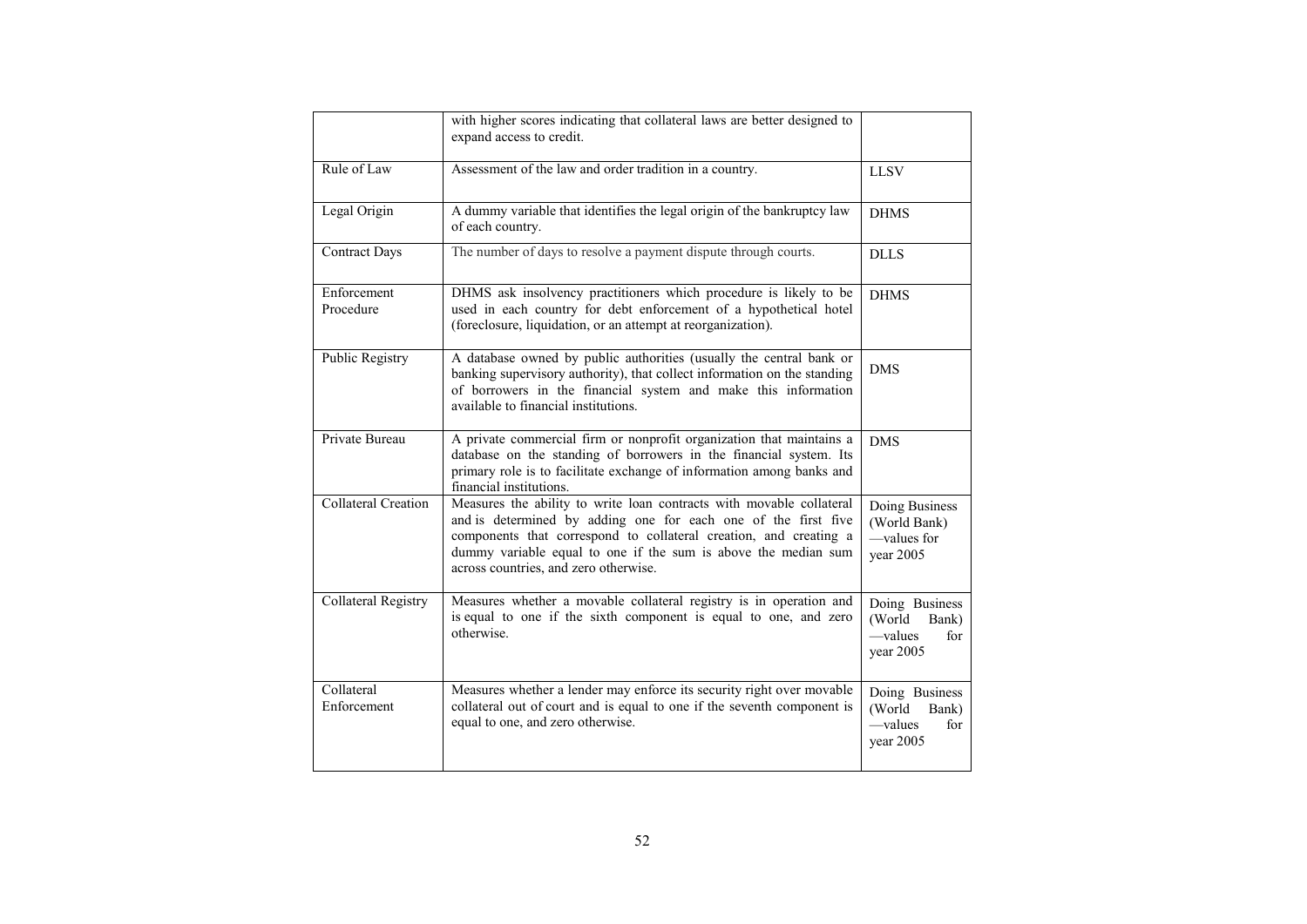| | | |
|---|---|---|
| | with higher scores indicating that collateral laws are better designed to expand access to credit. | |
| Rule of Law | Assessment of the law and order tradition in a country. | LLSV |
| Legal Origin | A dummy variable that identifies the legal origin of the bankruptcy law of each country. | DHMS |
| Contract Days | The number of days to resolve a payment dispute through courts. | DLLS |
| Enforcement Procedure | DHMS ask insolvency practitioners which procedure is likely to be used in each country for debt enforcement of a hypothetical hotel (foreclosure, liquidation, or an attempt at reorganization). | DHMS |
| Public Registry | A database owned by public authorities (usually the central bank or banking supervisory authority), that collect information on the standing of borrowers in the financial system and make this information available to financial institutions. | DMS |
| Private Bureau | A private commercial firm or nonprofit organization that maintains a database on the standing of borrowers in the financial system. Its primary role is to facilitate exchange of information among banks and financial institutions. | DMS |
| Collateral Creation | Measures the ability to write loan contracts with movable collateral and is determined by adding one for each one of the first five components that correspond to collateral creation, and creating a dummy variable equal to one if the sum is above the median sum across countries, and zero otherwise. | Doing Business (World Bank) —values for year 2005 |
| Collateral Registry | Measures whether a movable collateral registry is in operation and is equal to one if the sixth component is equal to one, and zero otherwise. | Doing Business (World Bank) —values for year 2005 |
| Collateral Enforcement | Measures whether a lender may enforce its security right over movable collateral out of court and is equal to one if the seventh component is equal to one, and zero otherwise. | Doing Business (World Bank) —values for year 2005 |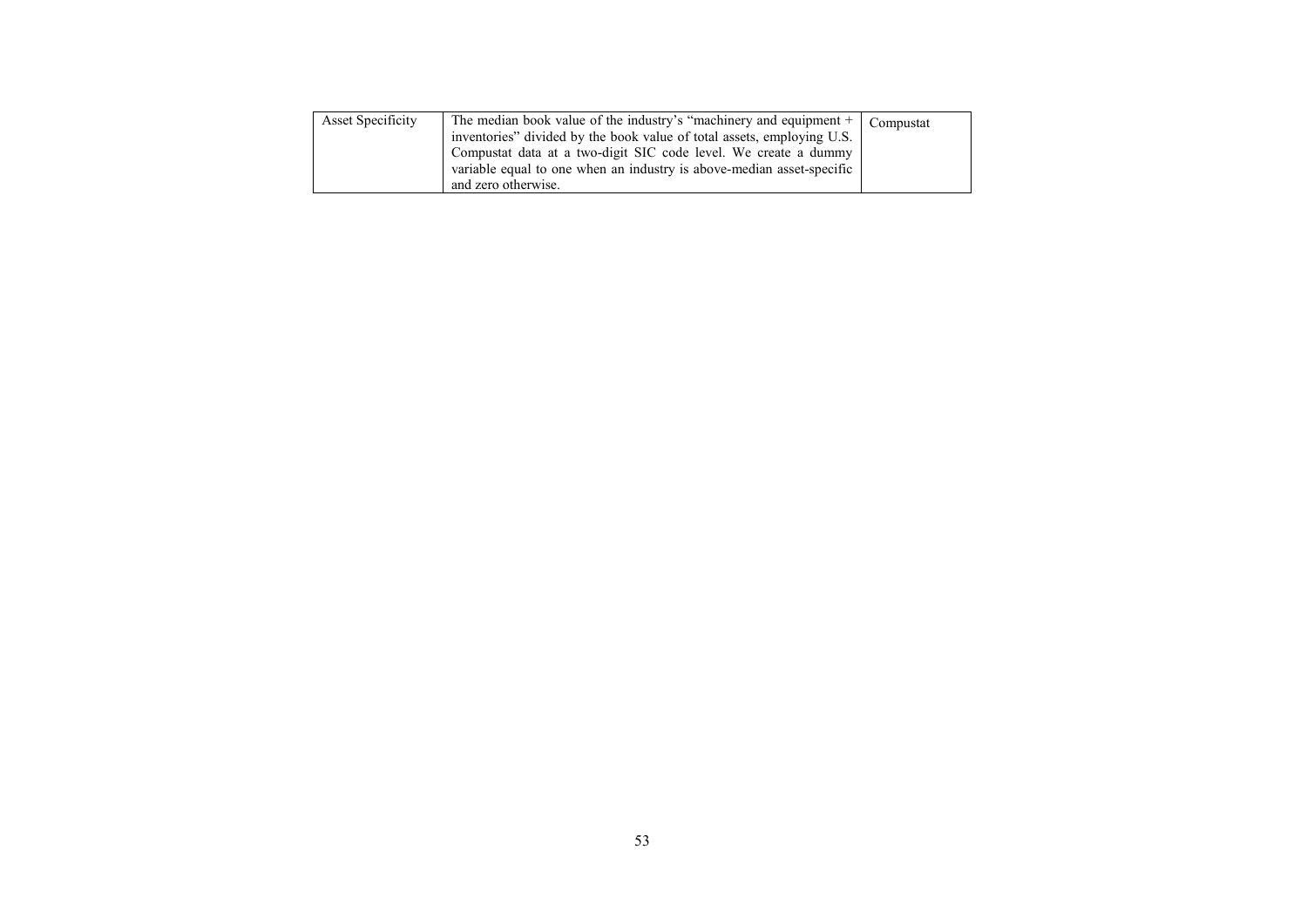| | | |
|---|---|---|
| Asset Specificity | The median book value of the industry's "machinery and equipment + inventories" divided by the book value of total assets, employing U.S. Compustat data at a two-digit SIC code level. We create a dummy variable equal to one when an industry is above-median asset-specific and zero otherwise. | Compustat |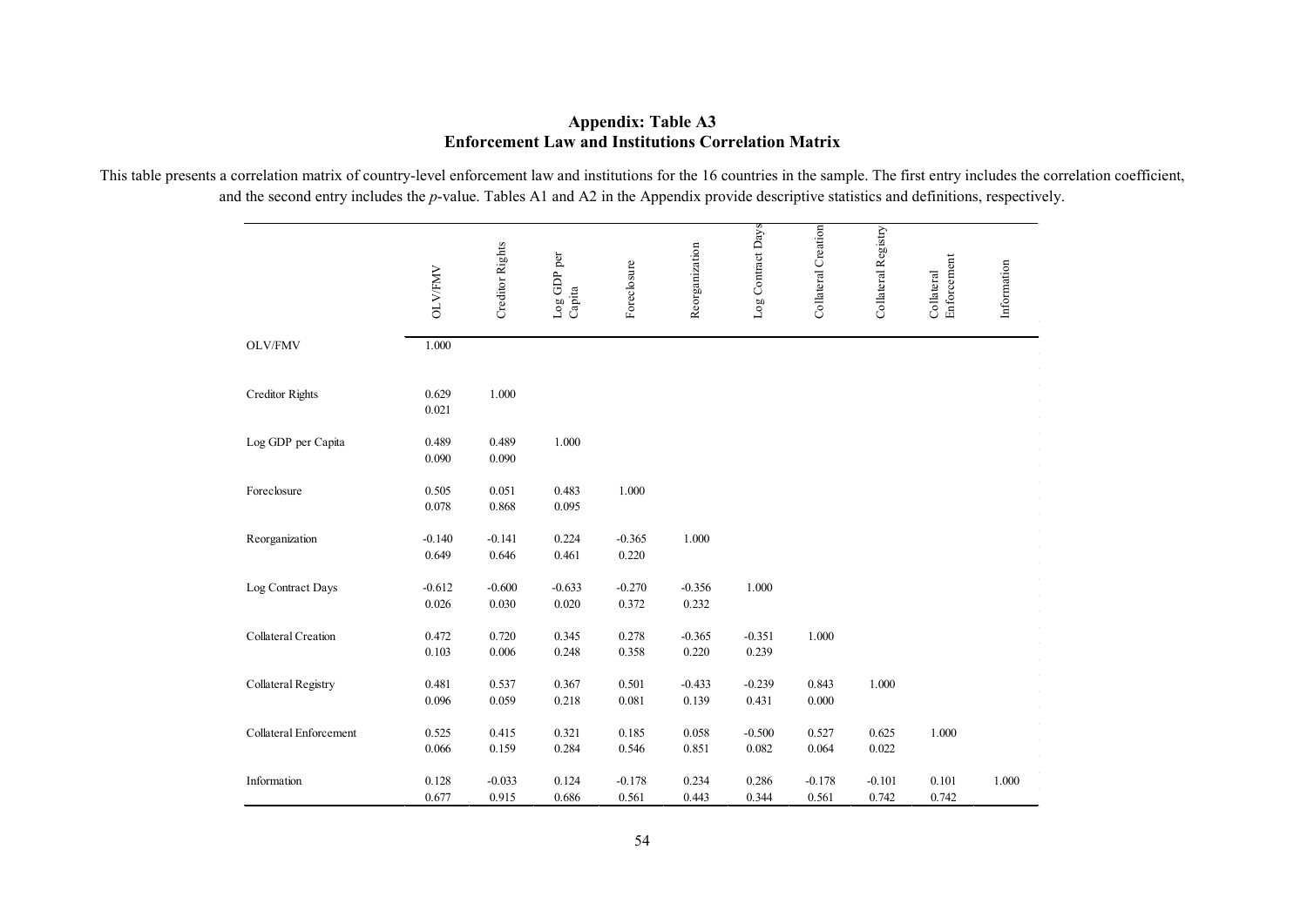**Appendix: Table A3**
**Enforcement Law and Institutions Correlation Matrix**

This table presents a correlation matrix of country-level enforcement law and institutions for the 16 countries in the sample. The first entry includes the correlation coefficient, and the second entry includes the *p*-value. Tables A1 and A2 in the Appendix provide descriptive statistics and definitions, respectively.

| | OLV/FMV | Creditor Rights | Log GDP per Capita | Foreclosure | Reorganization | Log Contract Days | Collateral Creation | Collateral Registry | Collateral Enforcement | Information |
|---|---|---|---|---|---|---|---|---|---|---|
| OLV/FMV | 1.000 | | | | | | | | | |
| | | | | | | | | | | |
| Creditor Rights | 0.629 | 1.000 | | | | | | | | |
| | 0.021 | | | | | | | | | |
| Log GDP per Capita | 0.489 | 0.489 | 1.000 | | | | | | | |
| | 0.090 | 0.090 | | | | | | | | |
| Foreclosure | 0.505 | 0.051 | 0.483 | 1.000 | | | | | | |
| | 0.078 | 0.868 | 0.095 | | | | | | | |
| Reorganization | -0.140 | -0.141 | 0.224 | -0.365 | 1.000 | | | | | |
| | 0.649 | 0.646 | 0.461 | 0.220 | | | | | | |
| Log Contract Days | -0.612 | -0.600 | -0.633 | -0.270 | -0.356 | 1.000 | | | | |
| | 0.026 | 0.030 | 0.020 | 0.372 | 0.232 | | | | | |
| Collateral Creation | 0.472 | 0.720 | 0.345 | 0.278 | -0.365 | -0.351 | 1.000 | | | |
| | 0.103 | 0.006 | 0.248 | 0.358 | 0.220 | 0.239 | | | | |
| Collateral Registry | 0.481 | 0.537 | 0.367 | 0.501 | -0.433 | -0.239 | 0.843 | 1.000 | | |
| | 0.096 | 0.059 | 0.218 | 0.081 | 0.139 | 0.431 | 0.000 | | | |
| Collateral Enforcement | 0.525 | 0.415 | 0.321 | 0.185 | 0.058 | -0.500 | 0.527 | 0.625 | 1.000 | |
| | 0.066 | 0.159 | 0.284 | 0.546 | 0.851 | 0.082 | 0.064 | 0.022 | | |
| Information | 0.128 | -0.033 | 0.124 | -0.178 | 0.234 | 0.286 | -0.178 | -0.101 | 0.101 | 1.000 |
| | 0.677 | 0.915 | 0.686 | 0.561 | 0.443 | 0.344 | 0.561 | 0.742 | 0.742 | |